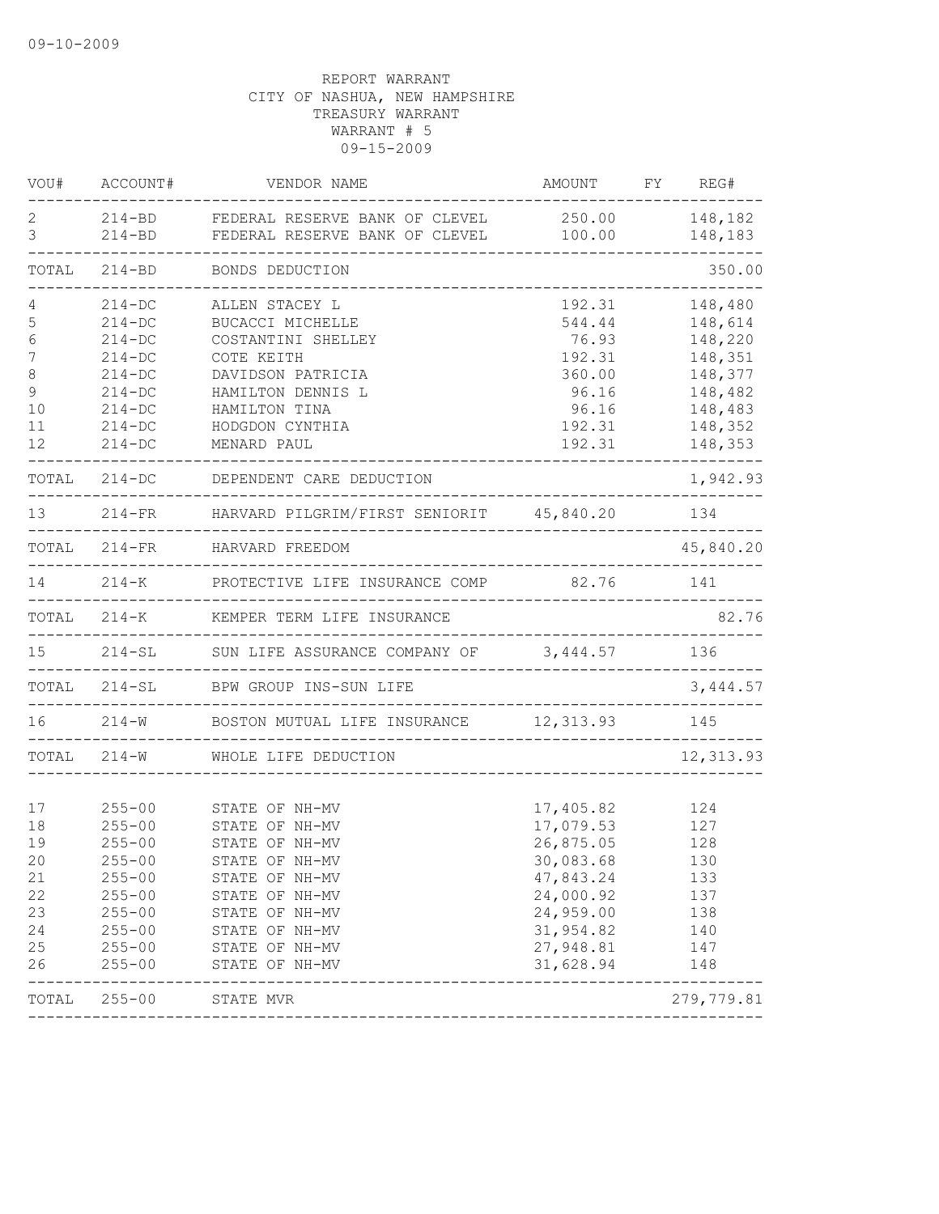09-10-2009

REPORT WARRANT
CITY OF NASHUA, NEW HAMPSHIRE
TREASURY WARRANT
WARRANT # 5
09-15-2009

| VOU# | ACCOUNT# | VENDOR NAME | AMOUNT | FY | REG# |
|---|---|---|---|---|---|
| 2 | 214-BD | FEDERAL RESERVE BANK OF CLEVEL | 250.00 | | 148,182 |
| 3 | 214-BD | FEDERAL RESERVE BANK OF CLEVEL | 100.00 | | 148,183 |
| TOTAL | 214-BD | BONDS DEDUCTION | | | 350.00 |
| 4 | 214-DC | ALLEN STACEY L | 192.31 | | 148,480 |
| 5 | 214-DC | BUCACCI MICHELLE | 544.44 | | 148,614 |
| 6 | 214-DC | COSTANTINI SHELLEY | 76.93 | | 148,220 |
| 7 | 214-DC | COTE KEITH | 192.31 | | 148,351 |
| 8 | 214-DC | DAVIDSON PATRICIA | 360.00 | | 148,377 |
| 9 | 214-DC | HAMILTON DENNIS L | 96.16 | | 148,482 |
| 10 | 214-DC | HAMILTON TINA | 96.16 | | 148,483 |
| 11 | 214-DC | HODGDON CYNTHIA | 192.31 | | 148,352 |
| 12 | 214-DC | MENARD PAUL | 192.31 | | 148,353 |
| TOTAL | 214-DC | DEPENDENT CARE DEDUCTION | | | 1,942.93 |
| 13 | 214-FR | HARVARD PILGRIM/FIRST SENIORIT | 45,840.20 | | 134 |
| TOTAL | 214-FR | HARVARD FREEDOM | | | 45,840.20 |
| 14 | 214-K | PROTECTIVE LIFE INSURANCE COMP | 82.76 | | 141 |
| TOTAL | 214-K | KEMPER TERM LIFE INSURANCE | | | 82.76 |
| 15 | 214-SL | SUN LIFE ASSURANCE COMPANY OF | 3,444.57 | | 136 |
| TOTAL | 214-SL | BPW GROUP INS-SUN LIFE | | | 3,444.57 |
| 16 | 214-W | BOSTON MUTUAL LIFE INSURANCE | 12,313.93 | | 145 |
| TOTAL | 214-W | WHOLE LIFE DEDUCTION | | | 12,313.93 |
| 17 | 255-00 | STATE OF NH-MV | 17,405.82 | | 124 |
| 18 | 255-00 | STATE OF NH-MV | 17,079.53 | | 127 |
| 19 | 255-00 | STATE OF NH-MV | 26,875.05 | | 128 |
| 20 | 255-00 | STATE OF NH-MV | 30,083.68 | | 130 |
| 21 | 255-00 | STATE OF NH-MV | 47,843.24 | | 133 |
| 22 | 255-00 | STATE OF NH-MV | 24,000.92 | | 137 |
| 23 | 255-00 | STATE OF NH-MV | 24,959.00 | | 138 |
| 24 | 255-00 | STATE OF NH-MV | 31,954.82 | | 140 |
| 25 | 255-00 | STATE OF NH-MV | 27,948.81 | | 147 |
| 26 | 255-00 | STATE OF NH-MV | 31,628.94 | | 148 |
| TOTAL | 255-00 | STATE MVR | | | 279,779.81 |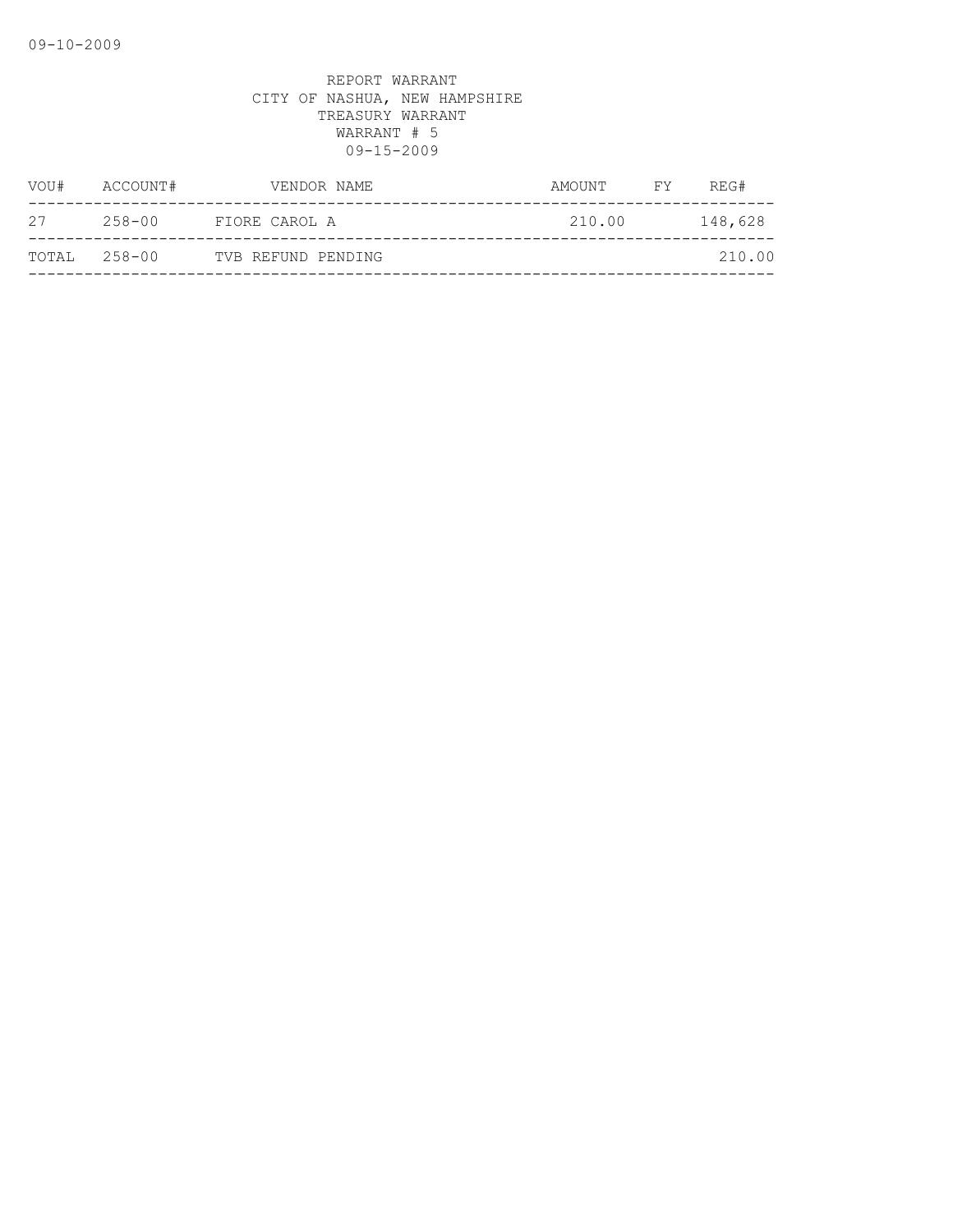09-10-2009

REPORT WARRANT
CITY OF NASHUA, NEW HAMPSHIRE
TREASURY WARRANT
WARRANT # 5
09-15-2009

| VOU# | ACCOUNT# | VENDOR NAME | AMOUNT | FY | REG# |
|---|---|---|---|---|---|
| 27 | 258-00 | FIORE CAROL A | 210.00 | | 148,628 |
| TOTAL | 258-00 | TVB REFUND PENDING | | | 210.00 |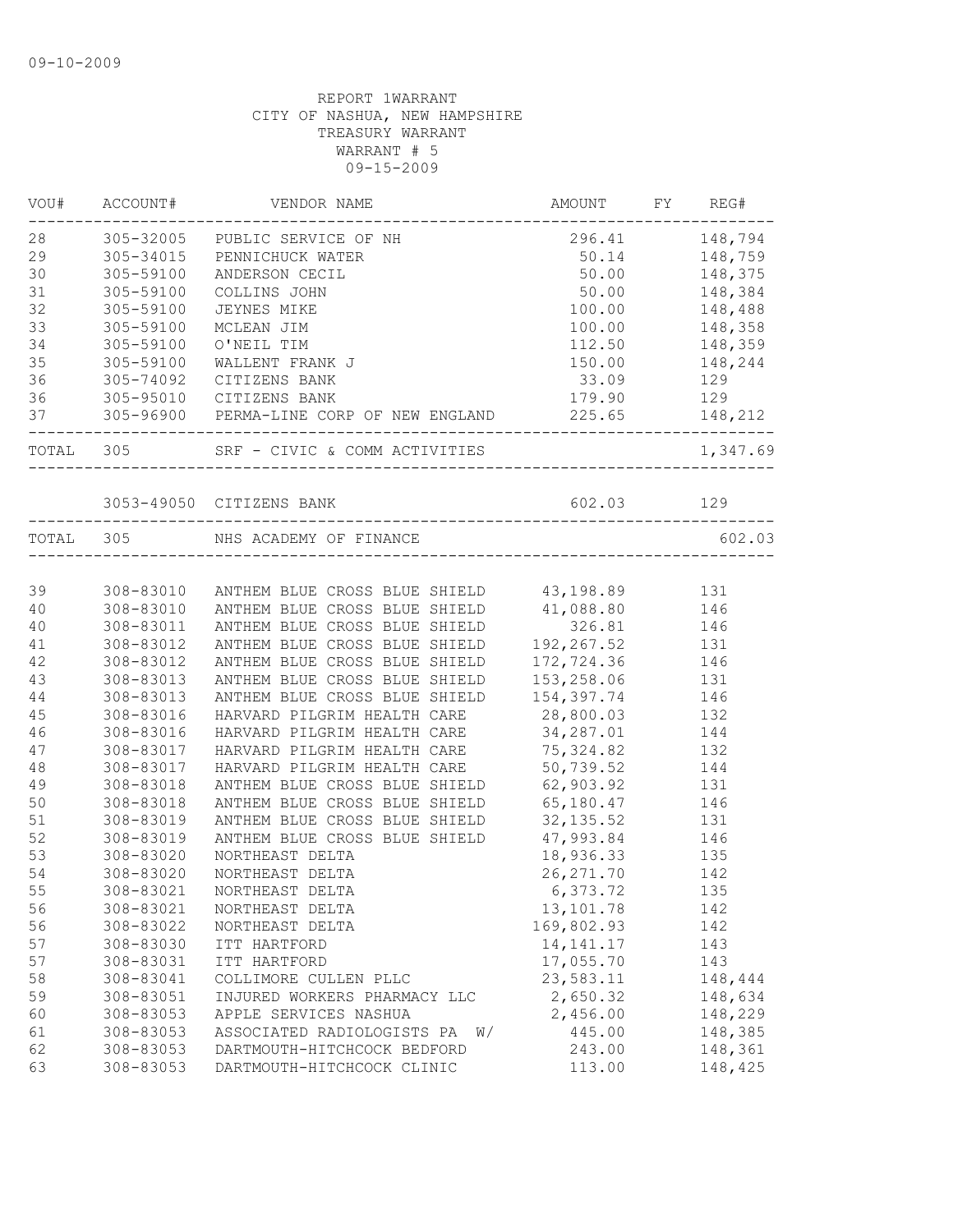09-10-2009

REPORT 1WARRANT
CITY OF NASHUA, NEW HAMPSHIRE
TREASURY WARRANT
WARRANT # 5
09-15-2009

| VOU# | ACCOUNT# | VENDOR NAME | AMOUNT | FY | REG# |
|---|---|---|---|---|---|
| 28 | 305-32005 | PUBLIC SERVICE OF NH | 296.41 | | 148,794 |
| 29 | 305-34015 | PENNICHUCK WATER | 50.14 | | 148,759 |
| 30 | 305-59100 | ANDERSON CECIL | 50.00 | | 148,375 |
| 31 | 305-59100 | COLLINS JOHN | 50.00 | | 148,384 |
| 32 | 305-59100 | JEYNES MIKE | 100.00 | | 148,488 |
| 33 | 305-59100 | MCLEAN JIM | 100.00 | | 148,358 |
| 34 | 305-59100 | O'NEIL TIM | 112.50 | | 148,359 |
| 35 | 305-59100 | WALLENT FRANK J | 150.00 | | 148,244 |
| 36 | 305-74092 | CITIZENS BANK | 33.09 | | 129 |
| 36 | 305-95010 | CITIZENS BANK | 179.90 | | 129 |
| 37 | 305-96900 | PERMA-LINE CORP OF NEW ENGLAND | 225.65 | | 148,212 |
| TOTAL | 305 | SRF - CIVIC & COMM ACTIVITIES | | | 1,347.69 |
| | 3053-49050 | CITIZENS BANK | 602.03 | | 129 |
| TOTAL | 305 | NHS ACADEMY OF FINANCE | | | 602.03 |
| 39 | 308-83010 | ANTHEM BLUE CROSS BLUE SHIELD | 43,198.89 | | 131 |
| 40 | 308-83010 | ANTHEM BLUE CROSS BLUE SHIELD | 41,088.80 | | 146 |
| 40 | 308-83011 | ANTHEM BLUE CROSS BLUE SHIELD | 326.81 | | 146 |
| 41 | 308-83012 | ANTHEM BLUE CROSS BLUE SHIELD | 192,267.52 | | 131 |
| 42 | 308-83012 | ANTHEM BLUE CROSS BLUE SHIELD | 172,724.36 | | 146 |
| 43 | 308-83013 | ANTHEM BLUE CROSS BLUE SHIELD | 153,258.06 | | 131 |
| 44 | 308-83013 | ANTHEM BLUE CROSS BLUE SHIELD | 154,397.74 | | 146 |
| 45 | 308-83016 | HARVARD PILGRIM HEALTH CARE | 28,800.03 | | 132 |
| 46 | 308-83016 | HARVARD PILGRIM HEALTH CARE | 34,287.01 | | 144 |
| 47 | 308-83017 | HARVARD PILGRIM HEALTH CARE | 75,324.82 | | 132 |
| 48 | 308-83017 | HARVARD PILGRIM HEALTH CARE | 50,739.52 | | 144 |
| 49 | 308-83018 | ANTHEM BLUE CROSS BLUE SHIELD | 62,903.92 | | 131 |
| 50 | 308-83018 | ANTHEM BLUE CROSS BLUE SHIELD | 65,180.47 | | 146 |
| 51 | 308-83019 | ANTHEM BLUE CROSS BLUE SHIELD | 32,135.52 | | 131 |
| 52 | 308-83019 | ANTHEM BLUE CROSS BLUE SHIELD | 47,993.84 | | 146 |
| 53 | 308-83020 | NORTHEAST DELTA | 18,936.33 | | 135 |
| 54 | 308-83020 | NORTHEAST DELTA | 26,271.70 | | 142 |
| 55 | 308-83021 | NORTHEAST DELTA | 6,373.72 | | 135 |
| 56 | 308-83021 | NORTHEAST DELTA | 13,101.78 | | 142 |
| 56 | 308-83022 | NORTHEAST DELTA | 169,802.93 | | 142 |
| 57 | 308-83030 | ITT HARTFORD | 14,141.17 | | 143 |
| 57 | 308-83031 | ITT HARTFORD | 17,055.70 | | 143 |
| 58 | 308-83041 | COLLIMORE CULLEN PLLC | 23,583.11 | | 148,444 |
| 59 | 308-83051 | INJURED WORKERS PHARMACY LLC | 2,650.32 | | 148,634 |
| 60 | 308-83053 | APPLE SERVICES NASHUA | 2,456.00 | | 148,229 |
| 61 | 308-83053 | ASSOCIATED RADIOLOGISTS PA W/ | 445.00 | | 148,385 |
| 62 | 308-83053 | DARTMOUTH-HITCHCOCK BEDFORD | 243.00 | | 148,361 |
| 63 | 308-83053 | DARTMOUTH-HITCHCOCK CLINIC | 113.00 | | 148,425 |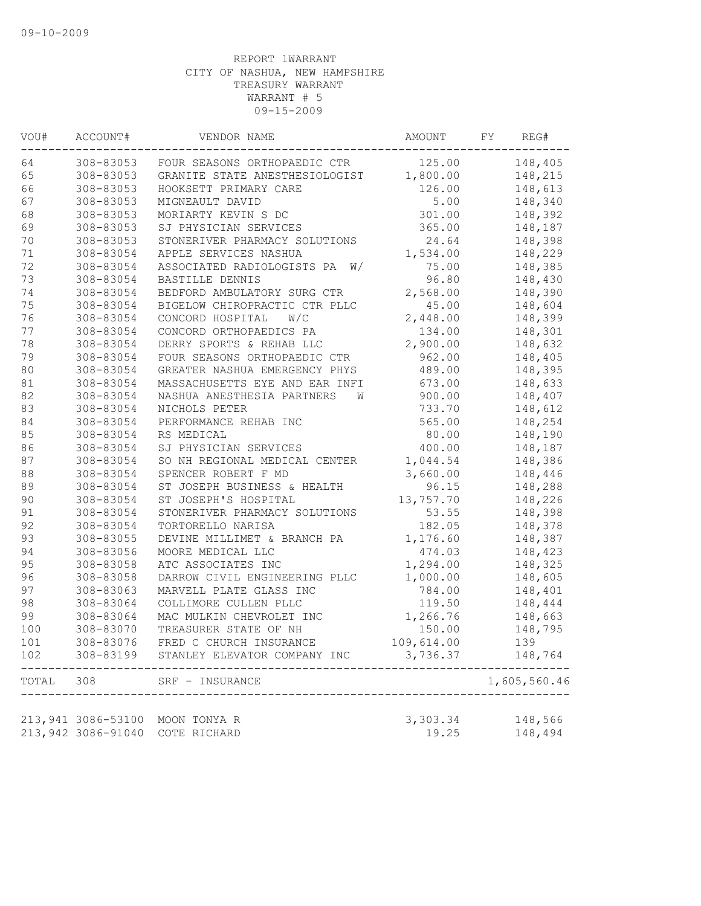09-10-2009

REPORT 1WARRANT
CITY OF NASHUA, NEW HAMPSHIRE
TREASURY WARRANT
WARRANT # 5
09-15-2009

| VOU# | ACCOUNT# | VENDOR NAME | AMOUNT | FY | REG# |
|---|---|---|---|---|---|
| 64 | 308-83053 | FOUR SEASONS ORTHOPAEDIC CTR | 125.00 | | 148,405 |
| 65 | 308-83053 | GRANITE STATE ANESTHESIOLOGIST | 1,800.00 | | 148,215 |
| 66 | 308-83053 | HOOKSETT PRIMARY CARE | 126.00 | | 148,613 |
| 67 | 308-83053 | MIGNEAULT DAVID | 5.00 | | 148,340 |
| 68 | 308-83053 | MORIARTY KEVIN S DC | 301.00 | | 148,392 |
| 69 | 308-83053 | SJ PHYSICIAN SERVICES | 365.00 | | 148,187 |
| 70 | 308-83053 | STONERIVER PHARMACY SOLUTIONS | 24.64 | | 148,398 |
| 71 | 308-83054 | APPLE SERVICES NASHUA | 1,534.00 | | 148,229 |
| 72 | 308-83054 | ASSOCIATED RADIOLOGISTS PA W/ | 75.00 | | 148,385 |
| 73 | 308-83054 | BASTILLE DENNIS | 96.80 | | 148,430 |
| 74 | 308-83054 | BEDFORD AMBULATORY SURG CTR | 2,568.00 | | 148,390 |
| 75 | 308-83054 | BIGELOW CHIROPRACTIC CTR PLLC | 45.00 | | 148,604 |
| 76 | 308-83054 | CONCORD HOSPITAL W/C | 2,448.00 | | 148,399 |
| 77 | 308-83054 | CONCORD ORTHOPAEDICS PA | 134.00 | | 148,301 |
| 78 | 308-83054 | DERRY SPORTS & REHAB LLC | 2,900.00 | | 148,632 |
| 79 | 308-83054 | FOUR SEASONS ORTHOPAEDIC CTR | 962.00 | | 148,405 |
| 80 | 308-83054 | GREATER NASHUA EMERGENCY PHYS | 489.00 | | 148,395 |
| 81 | 308-83054 | MASSACHUSETTS EYE AND EAR INFI | 673.00 | | 148,633 |
| 82 | 308-83054 | NASHUA ANESTHESIA PARTNERS W | 900.00 | | 148,407 |
| 83 | 308-83054 | NICHOLS PETER | 733.70 | | 148,612 |
| 84 | 308-83054 | PERFORMANCE REHAB INC | 565.00 | | 148,254 |
| 85 | 308-83054 | RS MEDICAL | 80.00 | | 148,190 |
| 86 | 308-83054 | SJ PHYSICIAN SERVICES | 400.00 | | 148,187 |
| 87 | 308-83054 | SO NH REGIONAL MEDICAL CENTER | 1,044.54 | | 148,386 |
| 88 | 308-83054 | SPENCER ROBERT F MD | 3,660.00 | | 148,446 |
| 89 | 308-83054 | ST JOSEPH BUSINESS & HEALTH | 96.15 | | 148,288 |
| 90 | 308-83054 | ST JOSEPH'S HOSPITAL | 13,757.70 | | 148,226 |
| 91 | 308-83054 | STONERIVER PHARMACY SOLUTIONS | 53.55 | | 148,398 |
| 92 | 308-83054 | TORTORELLO NARISA | 182.05 | | 148,378 |
| 93 | 308-83055 | DEVINE MILLIMET & BRANCH PA | 1,176.60 | | 148,387 |
| 94 | 308-83056 | MOORE MEDICAL LLC | 474.03 | | 148,423 |
| 95 | 308-83058 | ATC ASSOCIATES INC | 1,294.00 | | 148,325 |
| 96 | 308-83058 | DARROW CIVIL ENGINEERING PLLC | 1,000.00 | | 148,605 |
| 97 | 308-83063 | MARVELL PLATE GLASS INC | 784.00 | | 148,401 |
| 98 | 308-83064 | COLLIMORE CULLEN PLLC | 119.50 | | 148,444 |
| 99 | 308-83064 | MAC MULKIN CHEVROLET INC | 1,266.76 | | 148,663 |
| 100 | 308-83070 | TREASURER STATE OF NH | 150.00 | | 148,795 |
| 101 | 308-83076 | FRED C CHURCH INSURANCE | 109,614.00 | | 139 |
| 102 | 308-83199 | STANLEY ELEVATOR COMPANY INC | 3,736.37 | | 148,764 |
| TOTAL | 308 | SRF - INSURANCE | | | 1,605,560.46 |

| VOU# | ACCOUNT# | VENDOR NAME | AMOUNT | FY | REG# |
|---|---|---|---|---|---|
| 213,941 | 3086-53100 | MOON TONYA R | 3,303.34 | | 148,566 |
| 213,942 | 3086-91040 | COTE RICHARD | 19.25 | | 148,494 |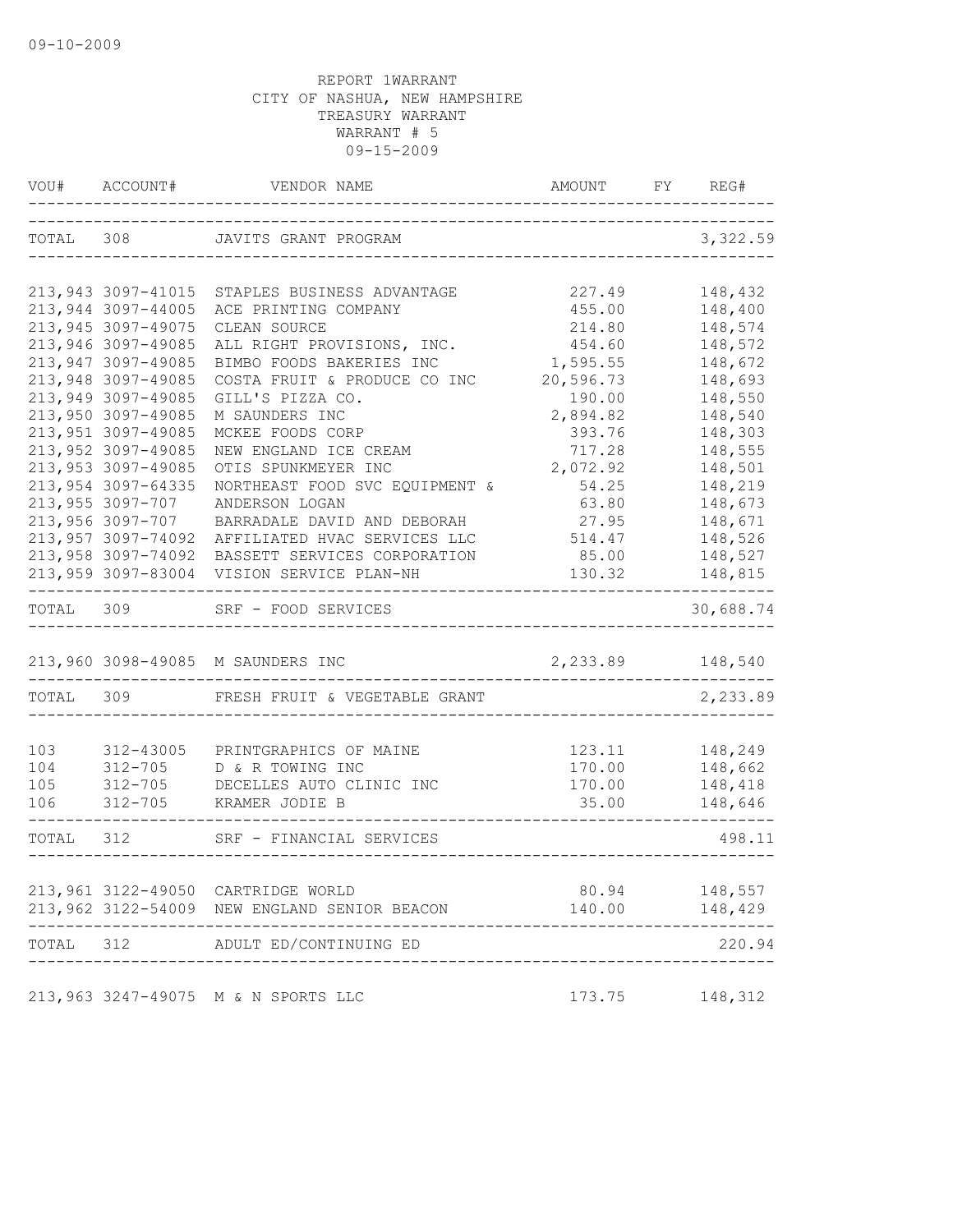09-10-2009

REPORT 1WARRANT
CITY OF NASHUA, NEW HAMPSHIRE
TREASURY WARRANT
WARRANT # 5
09-15-2009

| VOU# | ACCOUNT# | VENDOR NAME | AMOUNT | FY | REG# |
|---|---|---|---|---|---|
| TOTAL | 308 | JAVITS GRANT PROGRAM | | | 3,322.59 |
| 213,943 | 3097-41015 | STAPLES BUSINESS ADVANTAGE | 227.49 | | 148,432 |
| 213,944 | 3097-44005 | ACE PRINTING COMPANY | 455.00 | | 148,400 |
| 213,945 | 3097-49075 | CLEAN SOURCE | 214.80 | | 148,574 |
| 213,946 | 3097-49085 | ALL RIGHT PROVISIONS, INC. | 454.60 | | 148,572 |
| 213,947 | 3097-49085 | BIMBO FOODS BAKERIES INC | 1,595.55 | | 148,672 |
| 213,948 | 3097-49085 | COSTA FRUIT & PRODUCE CO INC | 20,596.73 | | 148,693 |
| 213,949 | 3097-49085 | GILL'S PIZZA CO. | 190.00 | | 148,550 |
| 213,950 | 3097-49085 | M SAUNDERS INC | 2,894.82 | | 148,540 |
| 213,951 | 3097-49085 | MCKEE FOODS CORP | 393.76 | | 148,303 |
| 213,952 | 3097-49085 | NEW ENGLAND ICE CREAM | 717.28 | | 148,555 |
| 213,953 | 3097-49085 | OTIS SPUNKMEYER INC | 2,072.92 | | 148,501 |
| 213,954 | 3097-64335 | NORTHEAST FOOD SVC EQUIPMENT & | 54.25 | | 148,219 |
| 213,955 | 3097-707 | ANDERSON LOGAN | 63.80 | | 148,673 |
| 213,956 | 3097-707 | BARRADALE DAVID AND DEBORAH | 27.95 | | 148,671 |
| 213,957 | 3097-74092 | AFFILIATED HVAC SERVICES LLC | 514.47 | | 148,526 |
| 213,958 | 3097-74092 | BASSETT SERVICES CORPORATION | 85.00 | | 148,527 |
| 213,959 | 3097-83004 | VISION SERVICE PLAN-NH | 130.32 | | 148,815 |
| TOTAL | 309 | SRF - FOOD SERVICES | | | 30,688.74 |
| 213,960 | 3098-49085 | M SAUNDERS INC | 2,233.89 | | 148,540 |
| TOTAL | 309 | FRESH FRUIT & VEGETABLE GRANT | | | 2,233.89 |
| 103 | 312-43005 | PRINTGRAPHICS OF MAINE | 123.11 | | 148,249 |
| 104 | 312-705 | D & R TOWING INC | 170.00 | | 148,662 |
| 105 | 312-705 | DECELLES AUTO CLINIC INC | 170.00 | | 148,418 |
| 106 | 312-705 | KRAMER JODIE B | 35.00 | | 148,646 |
| TOTAL | 312 | SRF - FINANCIAL SERVICES | | | 498.11 |
| 213,961 | 3122-49050 | CARTRIDGE WORLD | 80.94 | | 148,557 |
| 213,962 | 3122-54009 | NEW ENGLAND SENIOR BEACON | 140.00 | | 148,429 |
| TOTAL | 312 | ADULT ED/CONTINUING ED | | | 220.94 |
| 213,963 | 3247-49075 | M & N SPORTS LLC | 173.75 | | 148,312 |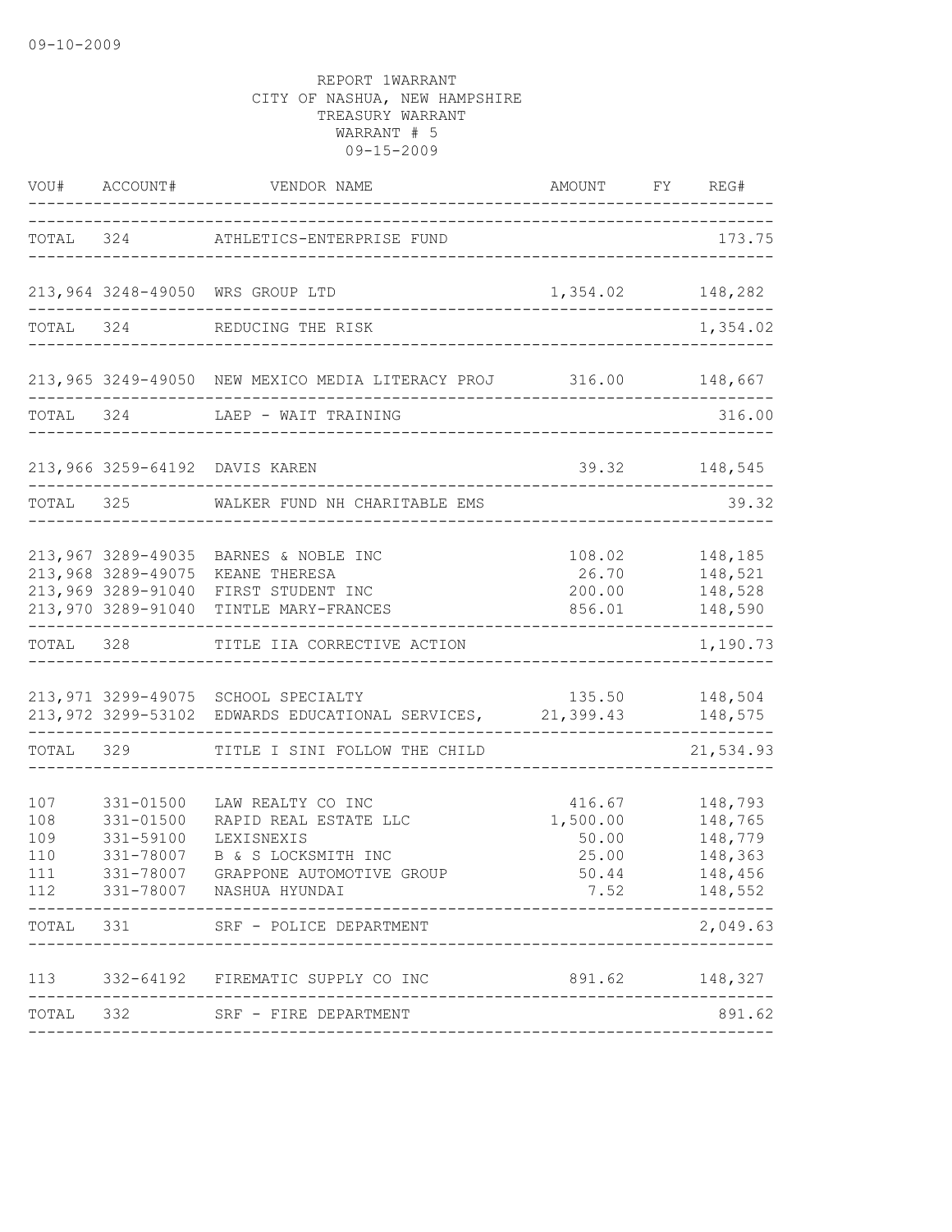REPORT 1WARRANT
CITY OF NASHUA, NEW HAMPSHIRE
TREASURY WARRANT
WARRANT # 5
09-15-2009

| VOU# | ACCOUNT# | VENDOR NAME | AMOUNT | FY | REG# |
|---|---|---|---|---|---|
| TOTAL | 324 | ATHLETICS-ENTERPRISE FUND | | | 173.75 |
| 213,964 | 3248-49050 | WRS GROUP LTD | 1,354.02 | | 148,282 |
| TOTAL | 324 | REDUCING THE RISK | | | 1,354.02 |
| 213,965 | 3249-49050 | NEW MEXICO MEDIA LITERACY PROJ | 316.00 | | 148,667 |
| TOTAL | 324 | LAEP - WAIT TRAINING | | | 316.00 |
| 213,966 | 3259-64192 | DAVIS KAREN | 39.32 | | 148,545 |
| TOTAL | 325 | WALKER FUND NH CHARITABLE EMS | | | 39.32 |
| 213,967 | 3289-49035 | BARNES & NOBLE INC | 108.02 | | 148,185 |
| 213,968 | 3289-49075 | KEANE THERESA | 26.70 | | 148,521 |
| 213,969 | 3289-91040 | FIRST STUDENT INC | 200.00 | | 148,528 |
| 213,970 | 3289-91040 | TINTLE MARY-FRANCES | 856.01 | | 148,590 |
| TOTAL | 328 | TITLE IIA CORRECTIVE ACTION | | | 1,190.73 |
| 213,971 | 3299-49075 | SCHOOL SPECIALTY | 135.50 | | 148,504 |
| 213,972 | 3299-53102 | EDWARDS EDUCATIONAL SERVICES, | 21,399.43 | | 148,575 |
| TOTAL | 329 | TITLE I SINI FOLLOW THE CHILD | | | 21,534.93 |
| 107 | 331-01500 | LAW REALTY CO INC | 416.67 | | 148,793 |
| 108 | 331-01500 | RAPID REAL ESTATE LLC | 1,500.00 | | 148,765 |
| 109 | 331-59100 | LEXISNEXIS | 50.00 | | 148,779 |
| 110 | 331-78007 | B & S LOCKSMITH INC | 25.00 | | 148,363 |
| 111 | 331-78007 | GRAPPONE AUTOMOTIVE GROUP | 50.44 | | 148,456 |
| 112 | 331-78007 | NASHUA HYUNDAI | 7.52 | | 148,552 |
| TOTAL | 331 | SRF - POLICE DEPARTMENT | | | 2,049.63 |
| 113 | 332-64192 | FIREMATIC SUPPLY CO INC | 891.62 | | 148,327 |
| TOTAL | 332 | SRF - FIRE DEPARTMENT | | | 891.62 |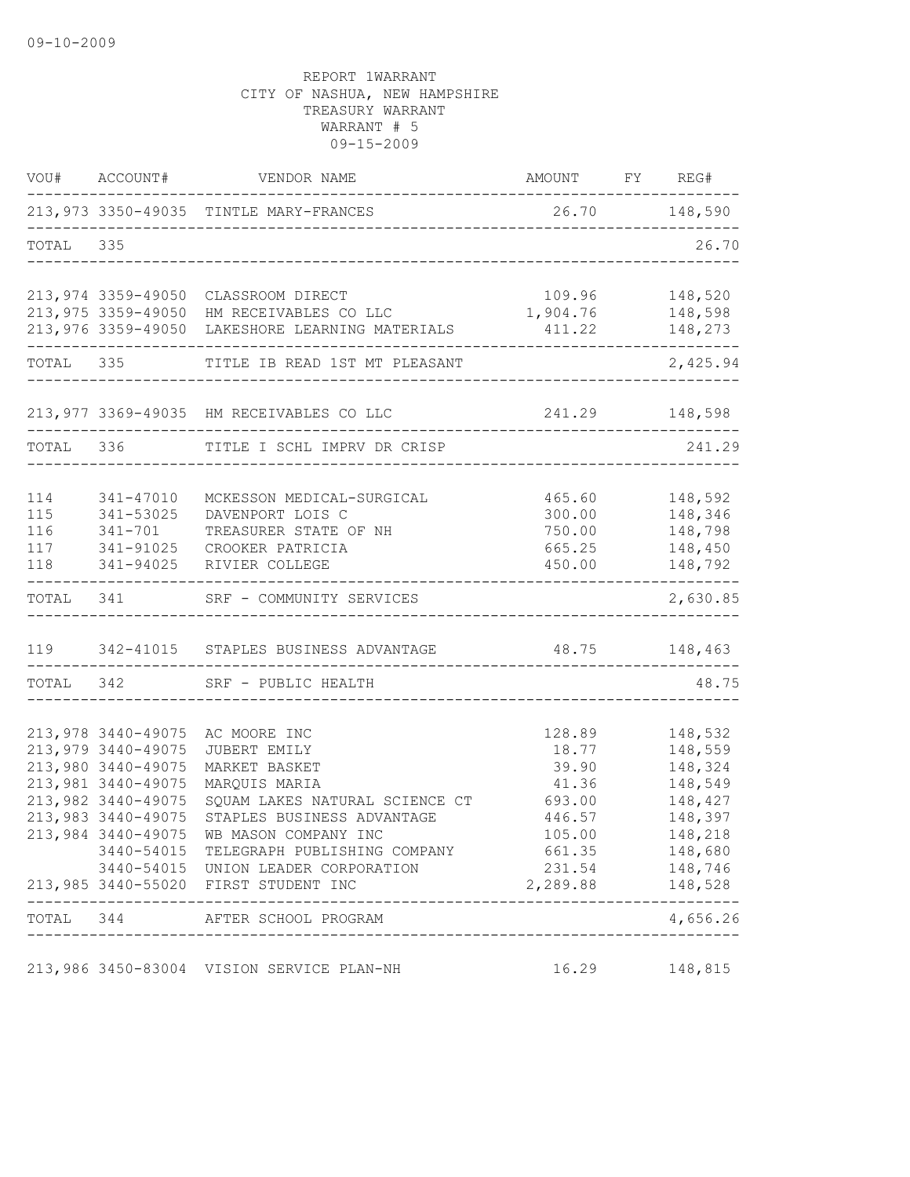REPORT 1WARRANT
CITY OF NASHUA, NEW HAMPSHIRE
TREASURY WARRANT
WARRANT # 5
09-15-2009

| VOU# | ACCOUNT# | VENDOR NAME | AMOUNT | FY | REG# |
|---|---|---|---|---|---|
| 213,973 | 3350-49035 | TINTLE MARY-FRANCES | 26.70 | | 148,590 |
| TOTAL | 335 | | | | 26.70 |
| 213,974 | 3359-49050 | CLASSROOM DIRECT | 109.96 | | 148,520 |
| 213,975 | 3359-49050 | HM RECEIVABLES CO LLC | 1,904.76 | | 148,598 |
| 213,976 | 3359-49050 | LAKESHORE LEARNING MATERIALS | 411.22 | | 148,273 |
| TOTAL | 335 | TITLE IB READ 1ST MT PLEASANT | | | 2,425.94 |
| 213,977 | 3369-49035 | HM RECEIVABLES CO LLC | 241.29 | | 148,598 |
| TOTAL | 336 | TITLE I SCHL IMPRV DR CRISP | | | 241.29 |
| 114 | 341-47010 | MCKESSON MEDICAL-SURGICAL | 465.60 | | 148,592 |
| 115 | 341-53025 | DAVENPORT LOIS C | 300.00 | | 148,346 |
| 116 | 341-701 | TREASURER STATE OF NH | 750.00 | | 148,798 |
| 117 | 341-91025 | CROOKER PATRICIA | 665.25 | | 148,450 |
| 118 | 341-94025 | RIVIER COLLEGE | 450.00 | | 148,792 |
| TOTAL | 341 | SRF - COMMUNITY SERVICES | | | 2,630.85 |
| 119 | 342-41015 | STAPLES BUSINESS ADVANTAGE | 48.75 | | 148,463 |
| TOTAL | 342 | SRF - PUBLIC HEALTH | | | 48.75 |
| 213,978 | 3440-49075 | AC MOORE INC | 128.89 | | 148,532 |
| 213,979 | 3440-49075 | JUBERT EMILY | 18.77 | | 148,559 |
| 213,980 | 3440-49075 | MARKET BASKET | 39.90 | | 148,324 |
| 213,981 | 3440-49075 | MARQUIS MARIA | 41.36 | | 148,549 |
| 213,982 | 3440-49075 | SQUAM LAKES NATURAL SCIENCE CT | 693.00 | | 148,427 |
| 213,983 | 3440-49075 | STAPLES BUSINESS ADVANTAGE | 446.57 | | 148,397 |
| 213,984 | 3440-49075 | WB MASON COMPANY INC | 105.00 | | 148,218 |
| | 3440-54015 | TELEGRAPH PUBLISHING COMPANY | 661.35 | | 148,680 |
| | 3440-54015 | UNION LEADER CORPORATION | 231.54 | | 148,746 |
| 213,985 | 3440-55020 | FIRST STUDENT INC | 2,289.88 | | 148,528 |
| TOTAL | 344 | AFTER SCHOOL PROGRAM | | | 4,656.26 |
| 213,986 | 3450-83004 | VISION SERVICE PLAN-NH | 16.29 | | 148,815 |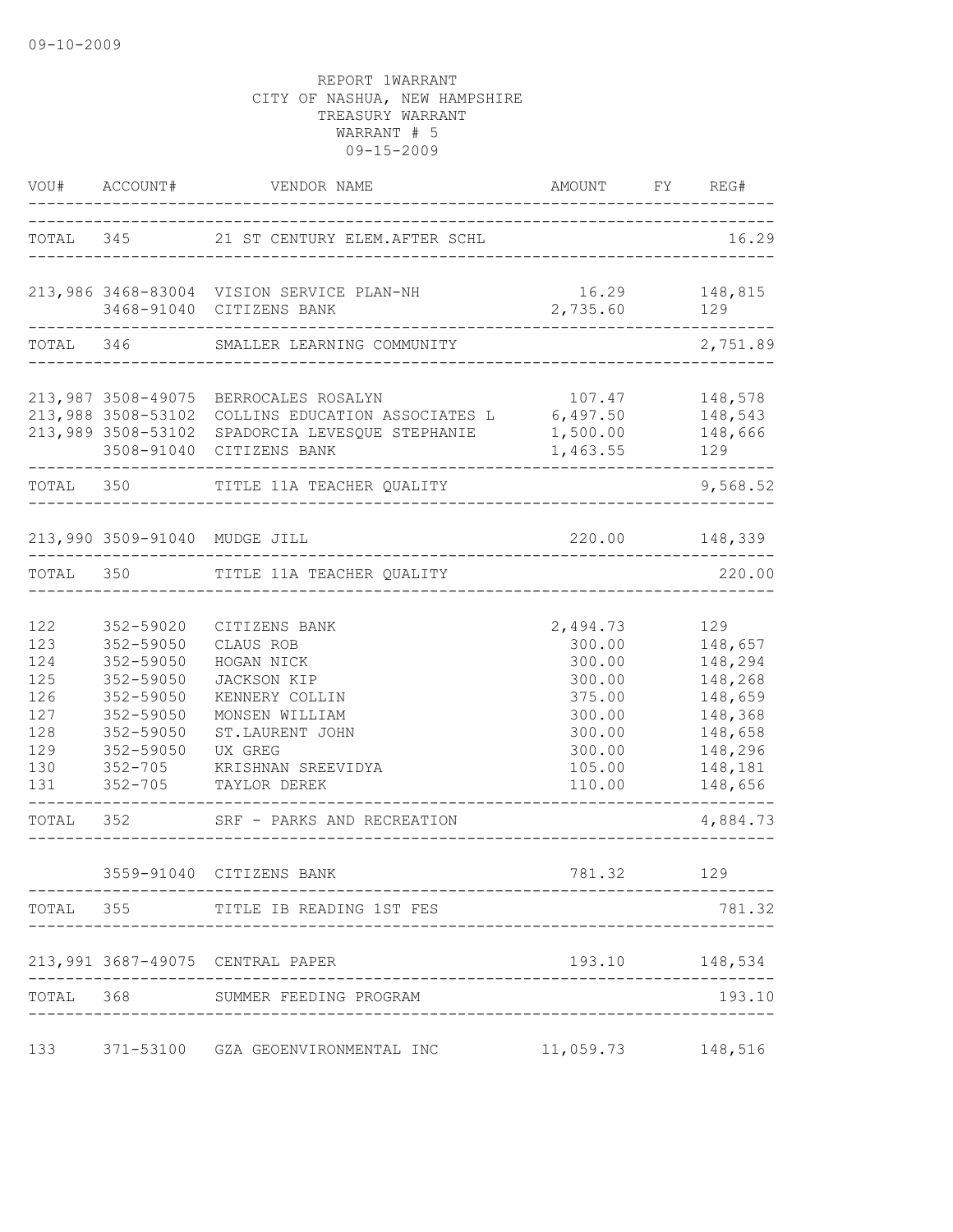09-10-2009

REPORT 1WARRANT
CITY OF NASHUA, NEW HAMPSHIRE
TREASURY WARRANT
WARRANT # 5
09-15-2009

| VOU# | ACCOUNT# | VENDOR NAME | AMOUNT | FY | REG# |
|---|---|---|---|---|---|
| TOTAL | 345 | 21 ST CENTURY ELEM.AFTER SCHL | | | 16.29 |
| 213,986 | 3468-83004 | VISION SERVICE PLAN-NH | 16.29 | | 148,815 |
| | 3468-91040 | CITIZENS BANK | 2,735.60 | | 129 |
| TOTAL | 346 | SMALLER LEARNING COMMUNITY | | | 2,751.89 |
| 213,987 | 3508-49075 | BERROCALES ROSALYN | 107.47 | | 148,578 |
| 213,988 | 3508-53102 | COLLINS EDUCATION ASSOCIATES L | 6,497.50 | | 148,543 |
| 213,989 | 3508-53102 | SPADORCIA LEVESQUE STEPHANIE | 1,500.00 | | 148,666 |
| | 3508-91040 | CITIZENS BANK | 1,463.55 | | 129 |
| TOTAL | 350 | TITLE 11A TEACHER QUALITY | | | 9,568.52 |
| 213,990 | 3509-91040 | MUDGE JILL | 220.00 | | 148,339 |
| TOTAL | 350 | TITLE 11A TEACHER QUALITY | | | 220.00 |
| 122 | 352-59020 | CITIZENS BANK | 2,494.73 | | 129 |
| 123 | 352-59050 | CLAUS ROB | 300.00 | | 148,657 |
| 124 | 352-59050 | HOGAN NICK | 300.00 | | 148,294 |
| 125 | 352-59050 | JACKSON KIP | 300.00 | | 148,268 |
| 126 | 352-59050 | KENNERY COLLIN | 375.00 | | 148,659 |
| 127 | 352-59050 | MONSEN WILLIAM | 300.00 | | 148,368 |
| 128 | 352-59050 | ST.LAURENT JOHN | 300.00 | | 148,658 |
| 129 | 352-59050 | UX GREG | 300.00 | | 148,296 |
| 130 | 352-705 | KRISHNAN SREEVIDYA | 105.00 | | 148,181 |
| 131 | 352-705 | TAYLOR DEREK | 110.00 | | 148,656 |
| TOTAL | 352 | SRF - PARKS AND RECREATION | | | 4,884.73 |
| | 3559-91040 | CITIZENS BANK | 781.32 | | 129 |
| TOTAL | 355 | TITLE IB READING 1ST FES | | | 781.32 |
| 213,991 | 3687-49075 | CENTRAL PAPER | 193.10 | | 148,534 |
| TOTAL | 368 | SUMMER FEEDING PROGRAM | | | 193.10 |
| 133 | 371-53100 | GZA GEOENVIRONMENTAL INC | 11,059.73 | | 148,516 |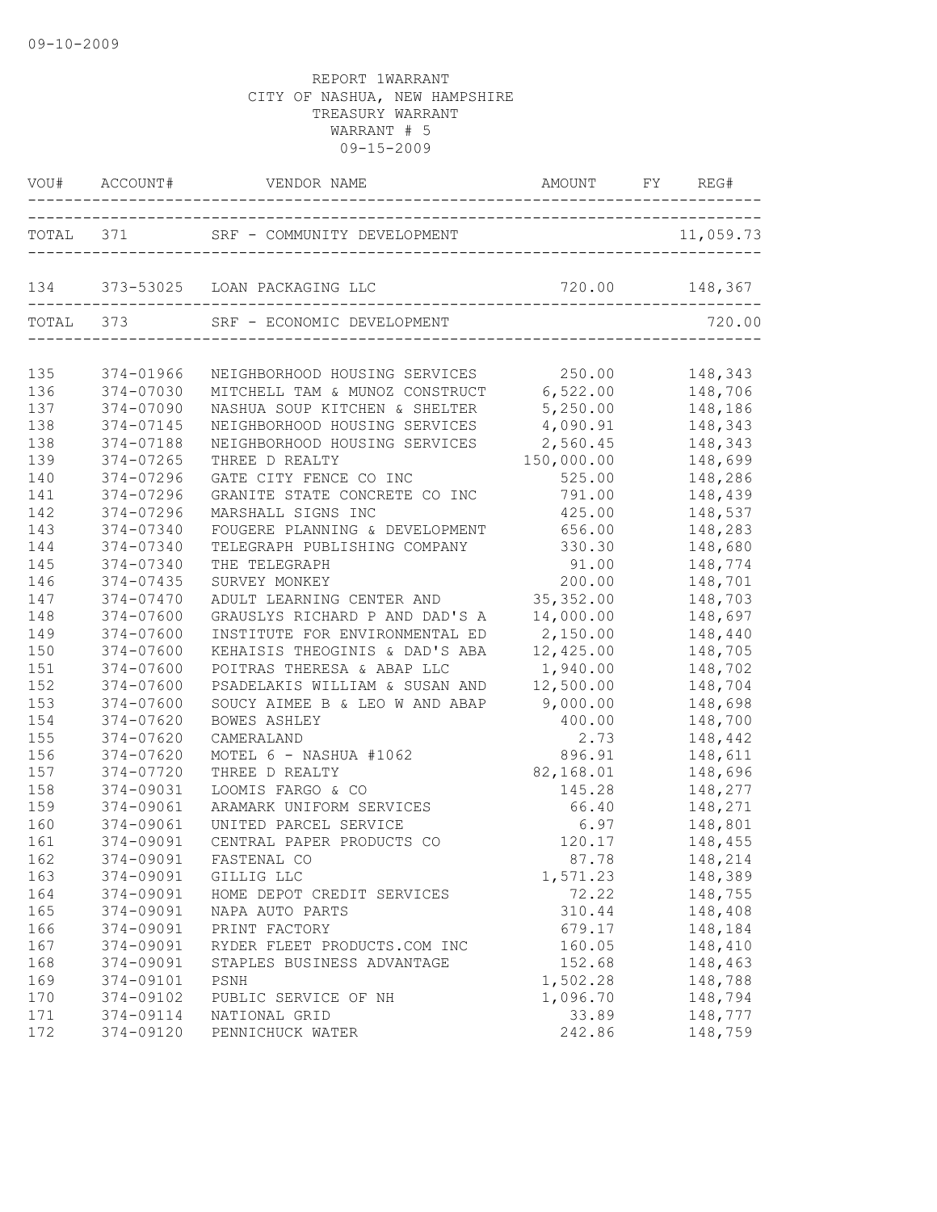09-10-2009

REPORT 1WARRANT
CITY OF NASHUA, NEW HAMPSHIRE
TREASURY WARRANT
WARRANT # 5
09-15-2009

| VOU# | ACCOUNT# | VENDOR NAME | AMOUNT | FY | REG# |
|---|---|---|---|---|---|
| TOTAL | 371 | SRF - COMMUNITY DEVELOPMENT | | | 11,059.73 |
| 134 | 373-53025 | LOAN PACKAGING LLC | 720.00 | | 148,367 |
| TOTAL | 373 | SRF - ECONOMIC DEVELOPMENT | | | 720.00 |
| 135 | 374-01966 | NEIGHBORHOOD HOUSING SERVICES | 250.00 | | 148,343 |
| 136 | 374-07030 | MITCHELL TAM & MUNOZ CONSTRUCT | 6,522.00 | | 148,706 |
| 137 | 374-07090 | NASHUA SOUP KITCHEN & SHELTER | 5,250.00 | | 148,186 |
| 138 | 374-07145 | NEIGHBORHOOD HOUSING SERVICES | 4,090.91 | | 148,343 |
| 138 | 374-07188 | NEIGHBORHOOD HOUSING SERVICES | 2,560.45 | | 148,343 |
| 139 | 374-07265 | THREE D REALTY | 150,000.00 | | 148,699 |
| 140 | 374-07296 | GATE CITY FENCE CO INC | 525.00 | | 148,286 |
| 141 | 374-07296 | GRANITE STATE CONCRETE CO INC | 791.00 | | 148,439 |
| 142 | 374-07296 | MARSHALL SIGNS INC | 425.00 | | 148,537 |
| 143 | 374-07340 | FOUGERE PLANNING & DEVELOPMENT | 656.00 | | 148,283 |
| 144 | 374-07340 | TELEGRAPH PUBLISHING COMPANY | 330.30 | | 148,680 |
| 145 | 374-07340 | THE TELEGRAPH | 91.00 | | 148,774 |
| 146 | 374-07435 | SURVEY MONKEY | 200.00 | | 148,701 |
| 147 | 374-07470 | ADULT LEARNING CENTER AND | 35,352.00 | | 148,703 |
| 148 | 374-07600 | GRAUSLYS RICHARD P AND DAD'S A | 14,000.00 | | 148,697 |
| 149 | 374-07600 | INSTITUTE FOR ENVIRONMENTAL ED | 2,150.00 | | 148,440 |
| 150 | 374-07600 | KEHAISIS THEOGINIS & DAD'S ABA | 12,425.00 | | 148,705 |
| 151 | 374-07600 | POITRAS THERESA & ABAP LLC | 1,940.00 | | 148,702 |
| 152 | 374-07600 | PSADELAKIS WILLIAM & SUSAN AND | 12,500.00 | | 148,704 |
| 153 | 374-07600 | SOUCY AIMEE B & LEO W AND ABAP | 9,000.00 | | 148,698 |
| 154 | 374-07620 | BOWES ASHLEY | 400.00 | | 148,700 |
| 155 | 374-07620 | CAMERALAND | 2.73 | | 148,442 |
| 156 | 374-07620 | MOTEL 6 - NASHUA #1062 | 896.91 | | 148,611 |
| 157 | 374-07720 | THREE D REALTY | 82,168.01 | | 148,696 |
| 158 | 374-09031 | LOOMIS FARGO & CO | 145.28 | | 148,277 |
| 159 | 374-09061 | ARAMARK UNIFORM SERVICES | 66.40 | | 148,271 |
| 160 | 374-09061 | UNITED PARCEL SERVICE | 6.97 | | 148,801 |
| 161 | 374-09091 | CENTRAL PAPER PRODUCTS CO | 120.17 | | 148,455 |
| 162 | 374-09091 | FASTENAL CO | 87.78 | | 148,214 |
| 163 | 374-09091 | GILLIG LLC | 1,571.23 | | 148,389 |
| 164 | 374-09091 | HOME DEPOT CREDIT SERVICES | 72.22 | | 148,755 |
| 165 | 374-09091 | NAPA AUTO PARTS | 310.44 | | 148,408 |
| 166 | 374-09091 | PRINT FACTORY | 679.17 | | 148,184 |
| 167 | 374-09091 | RYDER FLEET PRODUCTS.COM INC | 160.05 | | 148,410 |
| 168 | 374-09091 | STAPLES BUSINESS ADVANTAGE | 152.68 | | 148,463 |
| 169 | 374-09101 | PSNH | 1,502.28 | | 148,788 |
| 170 | 374-09102 | PUBLIC SERVICE OF NH | 1,096.70 | | 148,794 |
| 171 | 374-09114 | NATIONAL GRID | 33.89 | | 148,777 |
| 172 | 374-09120 | PENNICHUCK WATER | 242.86 | | 148,759 |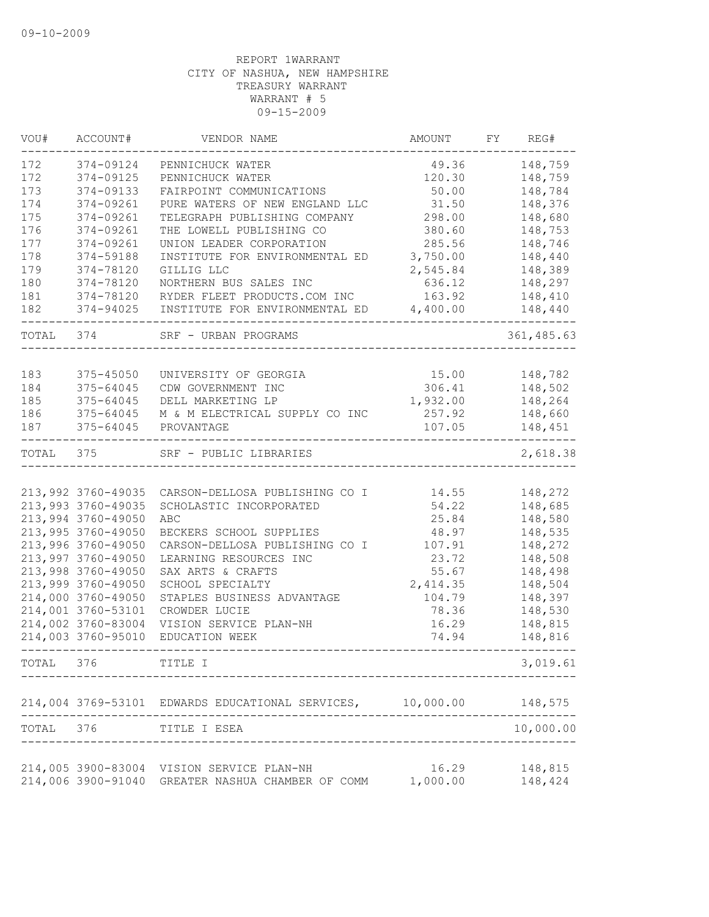09-10-2009

REPORT 1WARRANT
CITY OF NASHUA, NEW HAMPSHIRE
TREASURY WARRANT
WARRANT # 5
09-15-2009

| VOU# | ACCOUNT# | VENDOR NAME | AMOUNT | FY | REG# |
|---|---|---|---|---|---|
| 172 | 374-09124 | PENNICHUCK WATER | 49.36 | | 148,759 |
| 172 | 374-09125 | PENNICHUCK WATER | 120.30 | | 148,759 |
| 173 | 374-09133 | FAIRPOINT COMMUNICATIONS | 50.00 | | 148,784 |
| 174 | 374-09261 | PURE WATERS OF NEW ENGLAND LLC | 31.50 | | 148,376 |
| 175 | 374-09261 | TELEGRAPH PUBLISHING COMPANY | 298.00 | | 148,680 |
| 176 | 374-09261 | THE LOWELL PUBLISHING CO | 380.60 | | 148,753 |
| 177 | 374-09261 | UNION LEADER CORPORATION | 285.56 | | 148,746 |
| 178 | 374-59188 | INSTITUTE FOR ENVIRONMENTAL ED | 3,750.00 | | 148,440 |
| 179 | 374-78120 | GILLIG LLC | 2,545.84 | | 148,389 |
| 180 | 374-78120 | NORTHERN BUS SALES INC | 636.12 | | 148,297 |
| 181 | 374-78120 | RYDER FLEET PRODUCTS.COM INC | 163.92 | | 148,410 |
| 182 | 374-94025 | INSTITUTE FOR ENVIRONMENTAL ED | 4,400.00 | | 148,440 |
| TOTAL | 374 | SRF - URBAN PROGRAMS | | | 361,485.63 |
| 183 | 375-45050 | UNIVERSITY OF GEORGIA | 15.00 | | 148,782 |
| 184 | 375-64045 | CDW GOVERNMENT INC | 306.41 | | 148,502 |
| 185 | 375-64045 | DELL MARKETING LP | 1,932.00 | | 148,264 |
| 186 | 375-64045 | M & M ELECTRICAL SUPPLY CO INC | 257.92 | | 148,660 |
| 187 | 375-64045 | PROVANTAGE | 107.05 | | 148,451 |
| TOTAL | 375 | SRF - PUBLIC LIBRARIES | | | 2,618.38 |
| 213,992 | 3760-49035 | CARSON-DELLOSA PUBLISHING CO I | 14.55 | | 148,272 |
| 213,993 | 3760-49035 | SCHOLASTIC INCORPORATED | 54.22 | | 148,685 |
| 213,994 | 3760-49050 | ABC | 25.84 | | 148,580 |
| 213,995 | 3760-49050 | BECKERS SCHOOL SUPPLIES | 48.97 | | 148,535 |
| 213,996 | 3760-49050 | CARSON-DELLOSA PUBLISHING CO I | 107.91 | | 148,272 |
| 213,997 | 3760-49050 | LEARNING RESOURCES INC | 23.72 | | 148,508 |
| 213,998 | 3760-49050 | SAX ARTS & CRAFTS | 55.67 | | 148,498 |
| 213,999 | 3760-49050 | SCHOOL SPECIALTY | 2,414.35 | | 148,504 |
| 214,000 | 3760-49050 | STAPLES BUSINESS ADVANTAGE | 104.79 | | 148,397 |
| 214,001 | 3760-53101 | CROWDER LUCIE | 78.36 | | 148,530 |
| 214,002 | 3760-83004 | VISION SERVICE PLAN-NH | 16.29 | | 148,815 |
| 214,003 | 3760-95010 | EDUCATION WEEK | 74.94 | | 148,816 |
| TOTAL | 376 | TITLE I | | | 3,019.61 |
| 214,004 | 3769-53101 | EDWARDS EDUCATIONAL SERVICES, | 10,000.00 | | 148,575 |
| TOTAL | 376 | TITLE I ESEA | | | 10,000.00 |
| 214,005 | 3900-83004 | VISION SERVICE PLAN-NH | 16.29 | | 148,815 |
| 214,006 | 3900-91040 | GREATER NASHUA CHAMBER OF COMM | 1,000.00 | | 148,424 |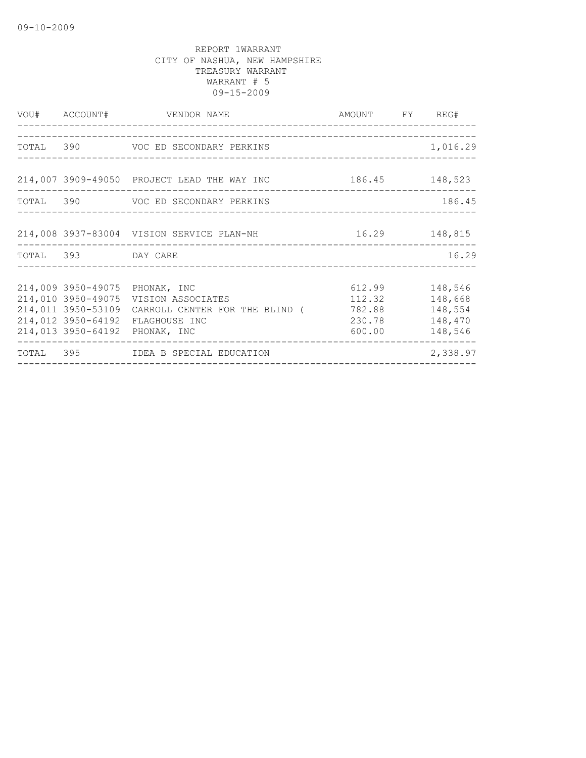REPORT 1WARRANT
CITY OF NASHUA, NEW HAMPSHIRE
TREASURY WARRANT
WARRANT # 5
09-15-2009

| VOU# | ACCOUNT# | VENDOR NAME | AMOUNT | FY | REG# |
|---|---|---|---|---|---|
| TOTAL | 390 | VOC ED SECONDARY PERKINS | | | 1,016.29 |
| 214,007 | 3909-49050 | PROJECT LEAD THE WAY INC | 186.45 | | 148,523 |
| TOTAL | 390 | VOC ED SECONDARY PERKINS | | | 186.45 |
| 214,008 | 3937-83004 | VISION SERVICE PLAN-NH | 16.29 | | 148,815 |
| TOTAL | 393 | DAY CARE | | | 16.29 |
| 214,009 | 3950-49075 | PHONAK, INC | 612.99 | | 148,546 |
| 214,010 | 3950-49075 | VISION ASSOCIATES | 112.32 | | 148,668 |
| 214,011 | 3950-53109 | CARROLL CENTER FOR THE BLIND ( | 782.88 | | 148,554 |
| 214,012 | 3950-64192 | FLAGHOUSE INC | 230.78 | | 148,470 |
| 214,013 | 3950-64192 | PHONAK, INC | 600.00 | | 148,546 |
| TOTAL | 395 | IDEA B SPECIAL EDUCATION | | | 2,338.97 |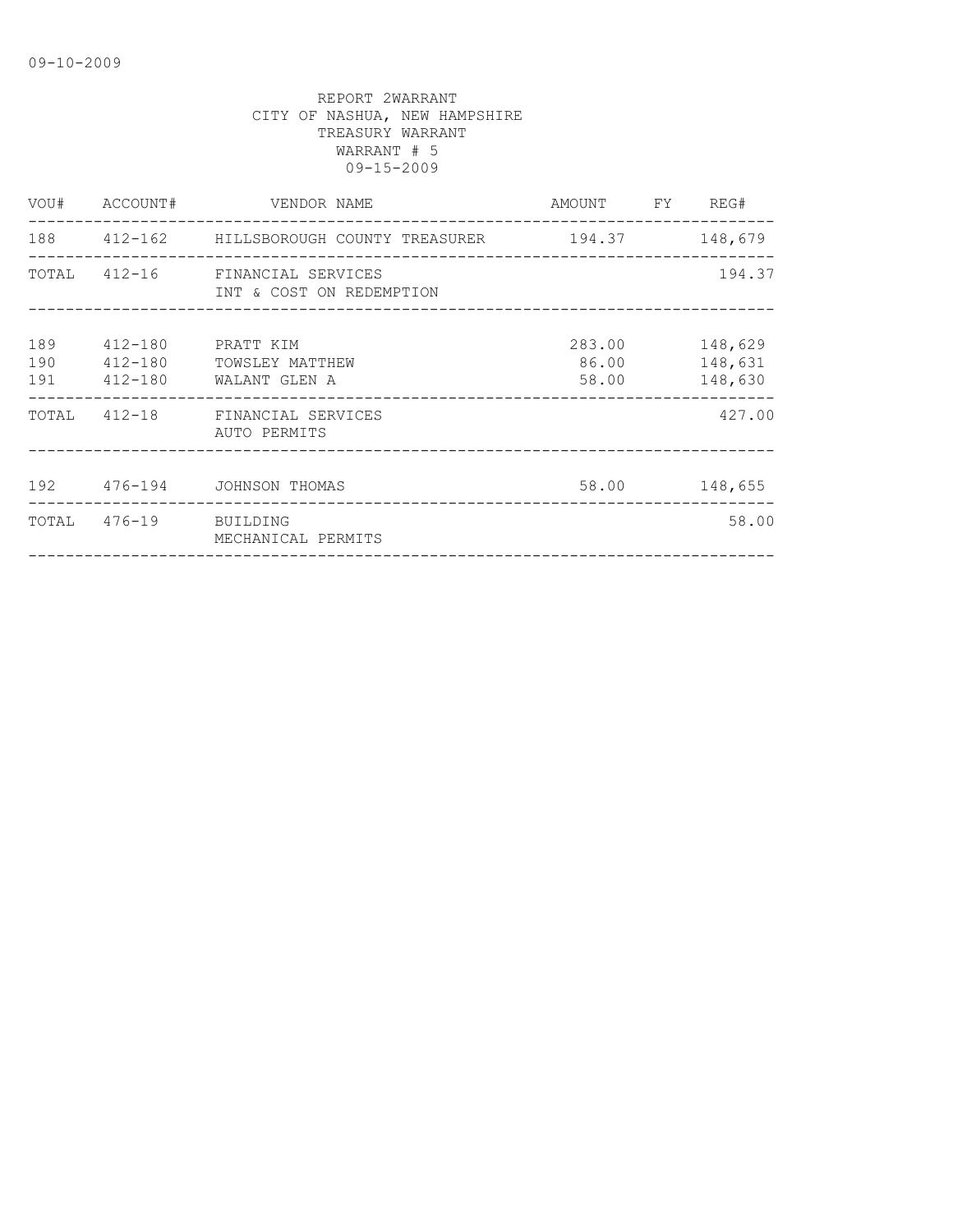09-10-2009

REPORT 2WARRANT
CITY OF NASHUA, NEW HAMPSHIRE
TREASURY WARRANT
WARRANT # 5
09-15-2009

| VOU# | ACCOUNT# | VENDOR NAME | AMOUNT | FY | REG# |
|---|---|---|---|---|---|
| 188 | 412-162 | HILLSBOROUGH COUNTY TREASURER | 194.37 | | 148,679 |
| TOTAL | 412-16 | FINANCIAL SERVICES INT & COST ON REDEMPTION | | | 194.37 |
| 189 | 412-180 | PRATT KIM | 283.00 | | 148,629 |
| 190 | 412-180 | TOWSLEY MATTHEW | 86.00 | | 148,631 |
| 191 | 412-180 | WALANT GLEN A | 58.00 | | 148,630 |
| TOTAL | 412-18 | FINANCIAL SERVICES AUTO PERMITS | | | 427.00 |
| 192 | 476-194 | JOHNSON THOMAS | 58.00 | | 148,655 |
| TOTAL | 476-19 | BUILDING MECHANICAL PERMITS | | | 58.00 |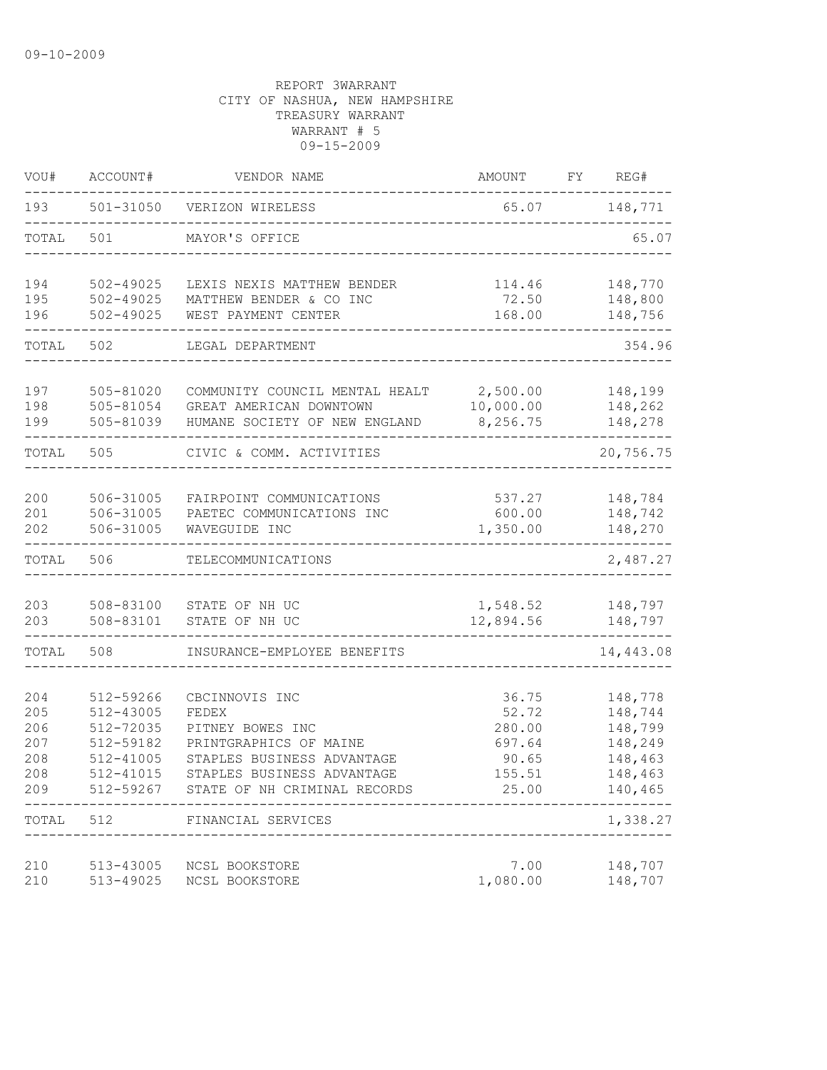09-10-2009

REPORT 3WARRANT
CITY OF NASHUA, NEW HAMPSHIRE
TREASURY WARRANT
WARRANT # 5
09-15-2009

| VOU# | ACCOUNT# | VENDOR NAME | AMOUNT | FY | REG# |
|---|---|---|---|---|---|
| 193 | 501-31050 | VERIZON WIRELESS | 65.07 | | 148,771 |
| TOTAL | 501 | MAYOR'S OFFICE | | | 65.07 |
| 194 | 502-49025 | LEXIS NEXIS MATTHEW BENDER | 114.46 | | 148,770 |
| 195 | 502-49025 | MATTHEW BENDER & CO INC | 72.50 | | 148,800 |
| 196 | 502-49025 | WEST PAYMENT CENTER | 168.00 | | 148,756 |
| TOTAL | 502 | LEGAL DEPARTMENT | | | 354.96 |
| 197 | 505-81020 | COMMUNITY COUNCIL MENTAL HEALT | 2,500.00 | | 148,199 |
| 198 | 505-81054 | GREAT AMERICAN DOWNTOWN | 10,000.00 | | 148,262 |
| 199 | 505-81039 | HUMANE SOCIETY OF NEW ENGLAND | 8,256.75 | | 148,278 |
| TOTAL | 505 | CIVIC & COMM. ACTIVITIES | | | 20,756.75 |
| 200 | 506-31005 | FAIRPOINT COMMUNICATIONS | 537.27 | | 148,784 |
| 201 | 506-31005 | PAETEC COMMUNICATIONS INC | 600.00 | | 148,742 |
| 202 | 506-31005 | WAVEGUIDE INC | 1,350.00 | | 148,270 |
| TOTAL | 506 | TELECOMMUNICATIONS | | | 2,487.27 |
| 203 | 508-83100 | STATE OF NH UC | 1,548.52 | | 148,797 |
| 203 | 508-83101 | STATE OF NH UC | 12,894.56 | | 148,797 |
| TOTAL | 508 | INSURANCE-EMPLOYEE BENEFITS | | | 14,443.08 |
| 204 | 512-59266 | CBCINNOVIS INC | 36.75 | | 148,778 |
| 205 | 512-43005 | FEDEX | 52.72 | | 148,744 |
| 206 | 512-72035 | PITNEY BOWES INC | 280.00 | | 148,799 |
| 207 | 512-59182 | PRINTGRAPHICS OF MAINE | 697.64 | | 148,249 |
| 208 | 512-41005 | STAPLES BUSINESS ADVANTAGE | 90.65 | | 148,463 |
| 208 | 512-41015 | STAPLES BUSINESS ADVANTAGE | 155.51 | | 148,463 |
| 209 | 512-59267 | STATE OF NH CRIMINAL RECORDS | 25.00 | | 140,465 |
| TOTAL | 512 | FINANCIAL SERVICES | | | 1,338.27 |
| 210 | 513-43005 | NCSL BOOKSTORE | 7.00 | | 148,707 |
| 210 | 513-49025 | NCSL BOOKSTORE | 1,080.00 | | 148,707 |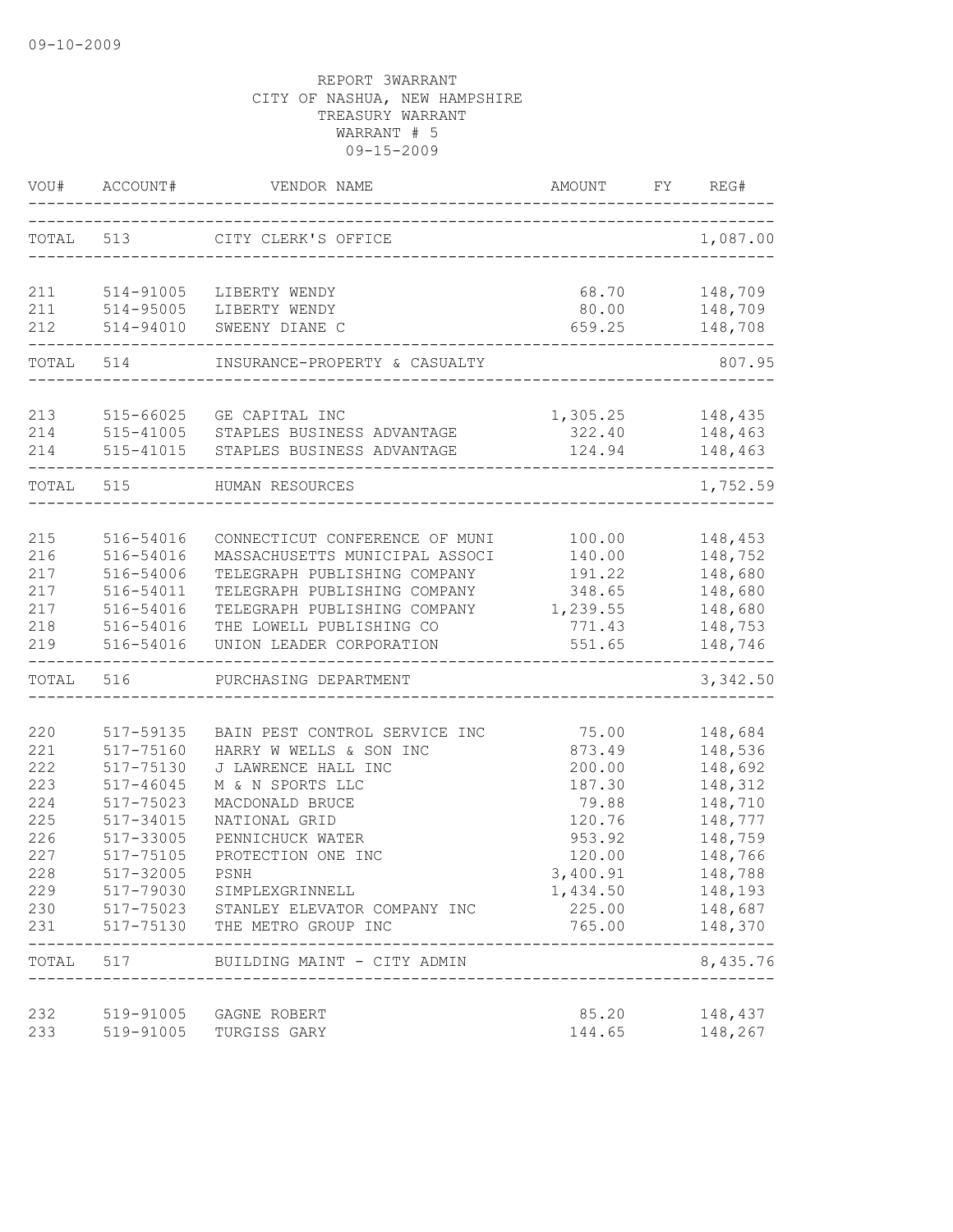REPORT 3WARRANT
CITY OF NASHUA, NEW HAMPSHIRE
TREASURY WARRANT
WARRANT # 5
09-15-2009

| VOU# | ACCOUNT# | VENDOR NAME | AMOUNT | FY | REG# |
|---|---|---|---|---|---|
| TOTAL | 513 | CITY CLERK'S OFFICE | | | 1,087.00 |
| 211 | 514-91005 | LIBERTY WENDY | 68.70 | | 148,709 |
| 211 | 514-95005 | LIBERTY WENDY | 80.00 | | 148,709 |
| 212 | 514-94010 | SWEENY DIANE C | 659.25 | | 148,708 |
| TOTAL | 514 | INSURANCE-PROPERTY & CASUALTY | | | 807.95 |
| 213 | 515-66025 | GE CAPITAL INC | 1,305.25 | | 148,435 |
| 214 | 515-41005 | STAPLES BUSINESS ADVANTAGE | 322.40 | | 148,463 |
| 214 | 515-41015 | STAPLES BUSINESS ADVANTAGE | 124.94 | | 148,463 |
| TOTAL | 515 | HUMAN RESOURCES | | | 1,752.59 |
| 215 | 516-54016 | CONNECTICUT CONFERENCE OF MUNI | 100.00 | | 148,453 |
| 216 | 516-54016 | MASSACHUSETTS MUNICIPAL ASSOCI | 140.00 | | 148,752 |
| 217 | 516-54006 | TELEGRAPH PUBLISHING COMPANY | 191.22 | | 148,680 |
| 217 | 516-54011 | TELEGRAPH PUBLISHING COMPANY | 348.65 | | 148,680 |
| 217 | 516-54016 | TELEGRAPH PUBLISHING COMPANY | 1,239.55 | | 148,680 |
| 218 | 516-54016 | THE LOWELL PUBLISHING CO | 771.43 | | 148,753 |
| 219 | 516-54016 | UNION LEADER CORPORATION | 551.65 | | 148,746 |
| TOTAL | 516 | PURCHASING DEPARTMENT | | | 3,342.50 |
| 220 | 517-59135 | BAIN PEST CONTROL SERVICE INC | 75.00 | | 148,684 |
| 221 | 517-75160 | HARRY W WELLS & SON INC | 873.49 | | 148,536 |
| 222 | 517-75130 | J LAWRENCE HALL INC | 200.00 | | 148,692 |
| 223 | 517-46045 | M & N SPORTS LLC | 187.30 | | 148,312 |
| 224 | 517-75023 | MACDONALD BRUCE | 79.88 | | 148,710 |
| 225 | 517-34015 | NATIONAL GRID | 120.76 | | 148,777 |
| 226 | 517-33005 | PENNICHUCK WATER | 953.92 | | 148,759 |
| 227 | 517-75105 | PROTECTION ONE INC | 120.00 | | 148,766 |
| 228 | 517-32005 | PSNH | 3,400.91 | | 148,788 |
| 229 | 517-79030 | SIMPLEXGRINNELL | 1,434.50 | | 148,193 |
| 230 | 517-75023 | STANLEY ELEVATOR COMPANY INC | 225.00 | | 148,687 |
| 231 | 517-75130 | THE METRO GROUP INC | 765.00 | | 148,370 |
| TOTAL | 517 | BUILDING MAINT - CITY ADMIN | | | 8,435.76 |
| 232 | 519-91005 | GAGNE ROBERT | 85.20 | | 148,437 |
| 233 | 519-91005 | TURGISS GARY | 144.65 | | 148,267 |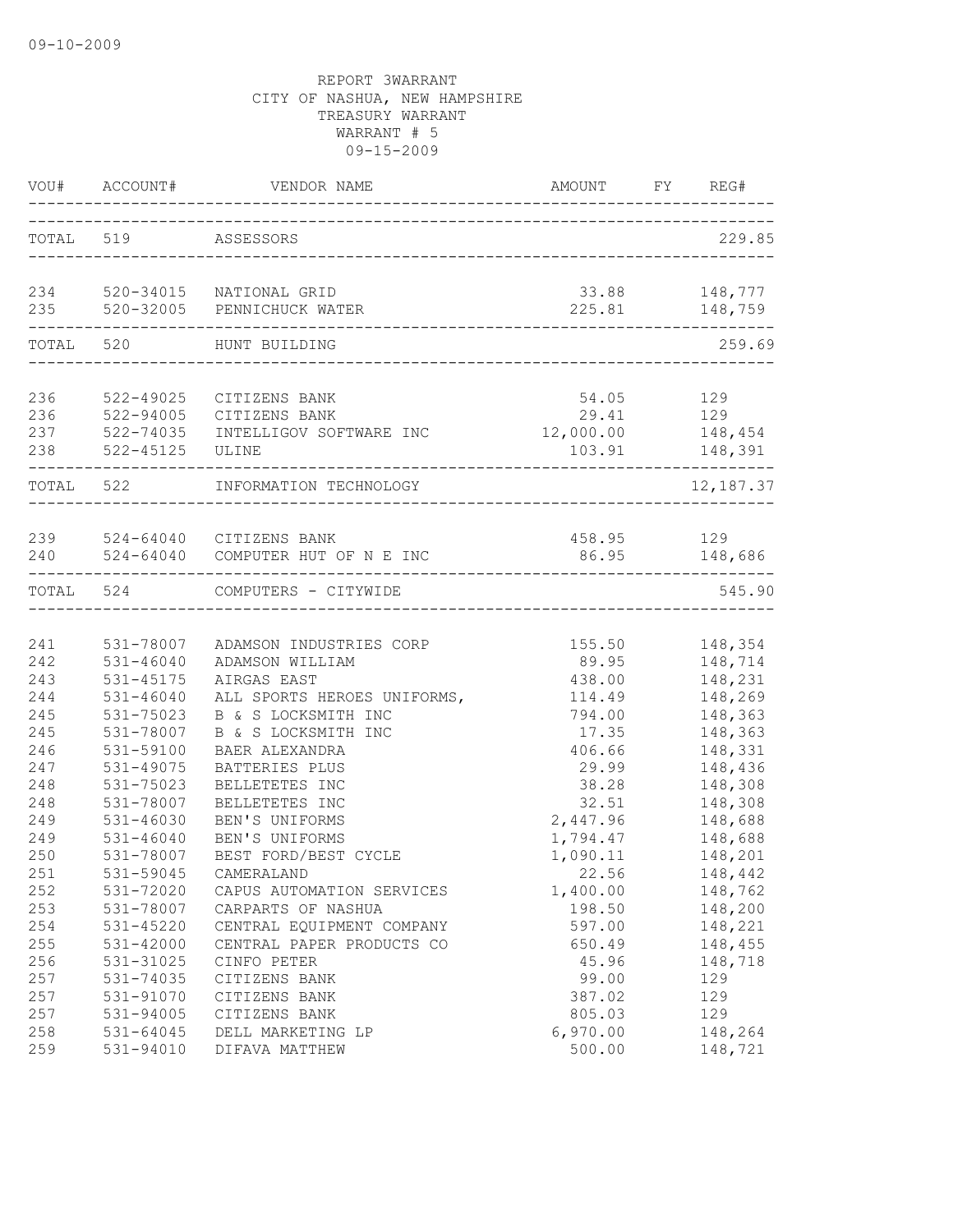09-10-2009

REPORT 3WARRANT
CITY OF NASHUA, NEW HAMPSHIRE
TREASURY WARRANT
WARRANT # 5
09-15-2009

| VOU# | ACCOUNT# | VENDOR NAME | AMOUNT | FY | REG# |
|---|---|---|---|---|---|
| TOTAL | 519 | ASSESSORS | | | 229.85 |
| 234 | 520-34015 | NATIONAL GRID | 33.88 | | 148,777 |
| 235 | 520-32005 | PENNICHUCK WATER | 225.81 | | 148,759 |
| TOTAL | 520 | HUNT BUILDING | | | 259.69 |
| 236 | 522-49025 | CITIZENS BANK | 54.05 | | 129 |
| 236 | 522-94005 | CITIZENS BANK | 29.41 | | 129 |
| 237 | 522-74035 | INTELLIGOV SOFTWARE INC | 12,000.00 | | 148,454 |
| 238 | 522-45125 | ULINE | 103.91 | | 148,391 |
| TOTAL | 522 | INFORMATION TECHNOLOGY | | | 12,187.37 |
| 239 | 524-64040 | CITIZENS BANK | 458.95 | | 129 |
| 240 | 524-64040 | COMPUTER HUT OF N E INC | 86.95 | | 148,686 |
| TOTAL | 524 | COMPUTERS - CITYWIDE | | | 545.90 |
| 241 | 531-78007 | ADAMSON INDUSTRIES CORP | 155.50 | | 148,354 |
| 242 | 531-46040 | ADAMSON WILLIAM | 89.95 | | 148,714 |
| 243 | 531-45175 | AIRGAS EAST | 438.00 | | 148,231 |
| 244 | 531-46040 | ALL SPORTS HEROES UNIFORMS, | 114.49 | | 148,269 |
| 245 | 531-75023 | B & S LOCKSMITH INC | 794.00 | | 148,363 |
| 245 | 531-78007 | B & S LOCKSMITH INC | 17.35 | | 148,363 |
| 246 | 531-59100 | BAER ALEXANDRA | 406.66 | | 148,331 |
| 247 | 531-49075 | BATTERIES PLUS | 29.99 | | 148,436 |
| 248 | 531-75023 | BELLETETES INC | 38.28 | | 148,308 |
| 248 | 531-78007 | BELLETETES INC | 32.51 | | 148,308 |
| 249 | 531-46030 | BEN'S UNIFORMS | 2,447.96 | | 148,688 |
| 249 | 531-46040 | BEN'S UNIFORMS | 1,794.47 | | 148,688 |
| 250 | 531-78007 | BEST FORD/BEST CYCLE | 1,090.11 | | 148,201 |
| 251 | 531-59045 | CAMERALAND | 22.56 | | 148,442 |
| 252 | 531-72020 | CAPUS AUTOMATION SERVICES | 1,400.00 | | 148,762 |
| 253 | 531-78007 | CARPARTS OF NASHUA | 198.50 | | 148,200 |
| 254 | 531-45220 | CENTRAL EQUIPMENT COMPANY | 597.00 | | 148,221 |
| 255 | 531-42000 | CENTRAL PAPER PRODUCTS CO | 650.49 | | 148,455 |
| 256 | 531-31025 | CINFO PETER | 45.96 | | 148,718 |
| 257 | 531-74035 | CITIZENS BANK | 99.00 | | 129 |
| 257 | 531-91070 | CITIZENS BANK | 387.02 | | 129 |
| 257 | 531-94005 | CITIZENS BANK | 805.03 | | 129 |
| 258 | 531-64045 | DELL MARKETING LP | 6,970.00 | | 148,264 |
| 259 | 531-94010 | DIFAVA MATTHEW | 500.00 | | 148,721 |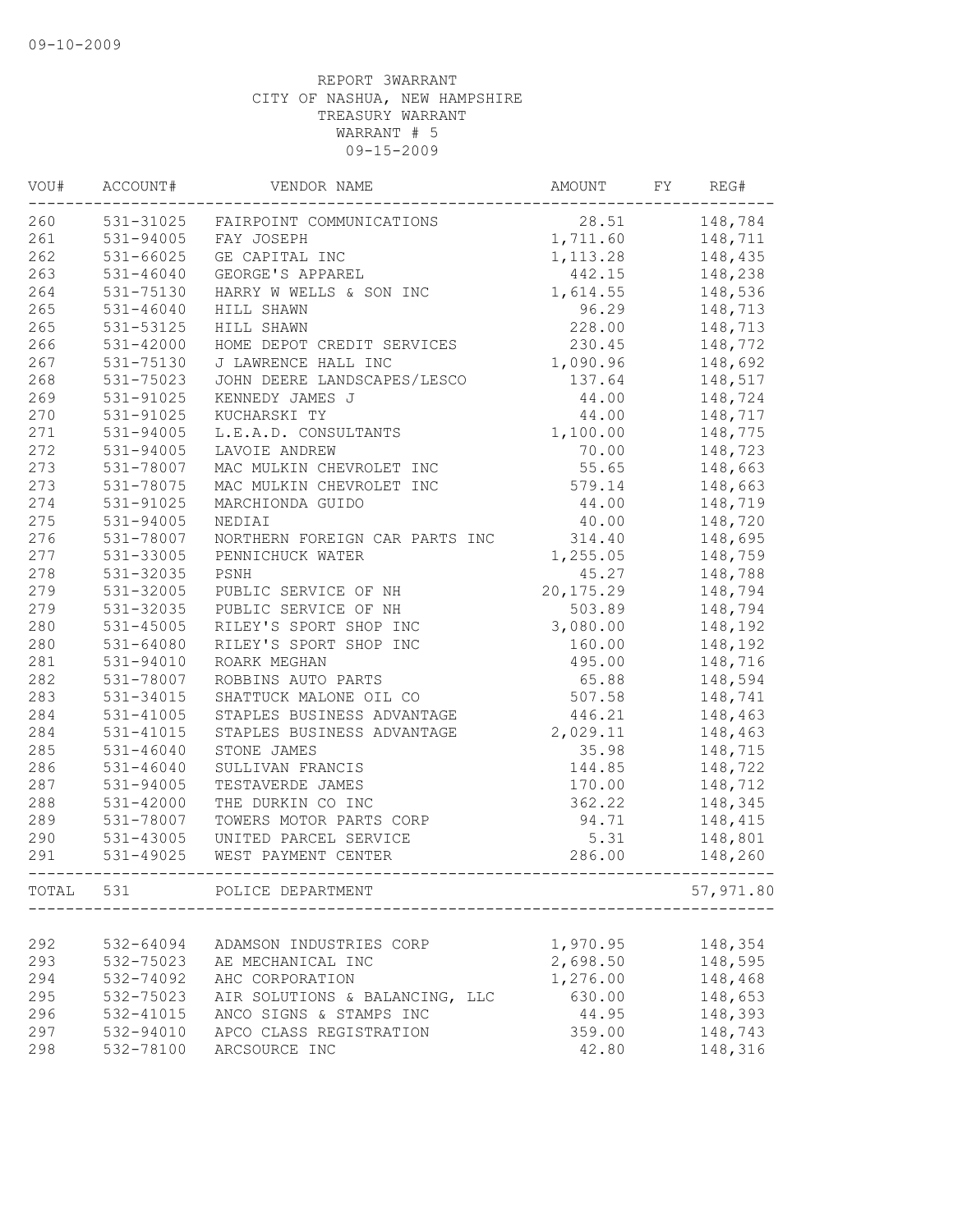09-10-2009

REPORT 3WARRANT
CITY OF NASHUA, NEW HAMPSHIRE
TREASURY WARRANT
WARRANT # 5
09-15-2009

| VOU# | ACCOUNT# | VENDOR NAME | AMOUNT | FY | REG# |
|---|---|---|---|---|---|
| 260 | 531-31025 | FAIRPOINT COMMUNICATIONS | 28.51 | | 148,784 |
| 261 | 531-94005 | FAY JOSEPH | 1,711.60 | | 148,711 |
| 262 | 531-66025 | GE CAPITAL INC | 1,113.28 | | 148,435 |
| 263 | 531-46040 | GEORGE'S APPAREL | 442.15 | | 148,238 |
| 264 | 531-75130 | HARRY W WELLS & SON INC | 1,614.55 | | 148,536 |
| 265 | 531-46040 | HILL SHAWN | 96.29 | | 148,713 |
| 265 | 531-53125 | HILL SHAWN | 228.00 | | 148,713 |
| 266 | 531-42000 | HOME DEPOT CREDIT SERVICES | 230.45 | | 148,772 |
| 267 | 531-75130 | J LAWRENCE HALL INC | 1,090.96 | | 148,692 |
| 268 | 531-75023 | JOHN DEERE LANDSCAPES/LESCO | 137.64 | | 148,517 |
| 269 | 531-91025 | KENNEDY JAMES J | 44.00 | | 148,724 |
| 270 | 531-91025 | KUCHARSKI TY | 44.00 | | 148,717 |
| 271 | 531-94005 | L.E.A.D. CONSULTANTS | 1,100.00 | | 148,775 |
| 272 | 531-94005 | LAVOIE ANDREW | 70.00 | | 148,723 |
| 273 | 531-78007 | MAC MULKIN CHEVROLET INC | 55.65 | | 148,663 |
| 273 | 531-78075 | MAC MULKIN CHEVROLET INC | 579.14 | | 148,663 |
| 274 | 531-91025 | MARCHIONDA GUIDO | 44.00 | | 148,719 |
| 275 | 531-94005 | NEDIAI | 40.00 | | 148,720 |
| 276 | 531-78007 | NORTHERN FOREIGN CAR PARTS INC | 314.40 | | 148,695 |
| 277 | 531-33005 | PENNICHUCK WATER | 1,255.05 | | 148,759 |
| 278 | 531-32035 | PSNH | 45.27 | | 148,788 |
| 279 | 531-32005 | PUBLIC SERVICE OF NH | 20,175.29 | | 148,794 |
| 279 | 531-32035 | PUBLIC SERVICE OF NH | 503.89 | | 148,794 |
| 280 | 531-45005 | RILEY'S SPORT SHOP INC | 3,080.00 | | 148,192 |
| 280 | 531-64080 | RILEY'S SPORT SHOP INC | 160.00 | | 148,192 |
| 281 | 531-94010 | ROARK MEGHAN | 495.00 | | 148,716 |
| 282 | 531-78007 | ROBBINS AUTO PARTS | 65.88 | | 148,594 |
| 283 | 531-34015 | SHATTUCK MALONE OIL CO | 507.58 | | 148,741 |
| 284 | 531-41005 | STAPLES BUSINESS ADVANTAGE | 446.21 | | 148,463 |
| 284 | 531-41015 | STAPLES BUSINESS ADVANTAGE | 2,029.11 | | 148,463 |
| 285 | 531-46040 | STONE JAMES | 35.98 | | 148,715 |
| 286 | 531-46040 | SULLIVAN FRANCIS | 144.85 | | 148,722 |
| 287 | 531-94005 | TESTAVERDE JAMES | 170.00 | | 148,712 |
| 288 | 531-42000 | THE DURKIN CO INC | 362.22 | | 148,345 |
| 289 | 531-78007 | TOWERS MOTOR PARTS CORP | 94.71 | | 148,415 |
| 290 | 531-43005 | UNITED PARCEL SERVICE | 5.31 | | 148,801 |
| 291 | 531-49025 | WEST PAYMENT CENTER | 286.00 | | 148,260 |
| TOTAL | 531 | POLICE DEPARTMENT | | | 57,971.80 |
| 292 | 532-64094 | ADAMSON INDUSTRIES CORP | 1,970.95 | | 148,354 |
| 293 | 532-75023 | AE MECHANICAL INC | 2,698.50 | | 148,595 |
| 294 | 532-74092 | AHC CORPORATION | 1,276.00 | | 148,468 |
| 295 | 532-75023 | AIR SOLUTIONS & BALANCING, LLC | 630.00 | | 148,653 |
| 296 | 532-41015 | ANCO SIGNS & STAMPS INC | 44.95 | | 148,393 |
| 297 | 532-94010 | APCO CLASS REGISTRATION | 359.00 | | 148,743 |
| 298 | 532-78100 | ARCSOURCE INC | 42.80 | | 148,316 |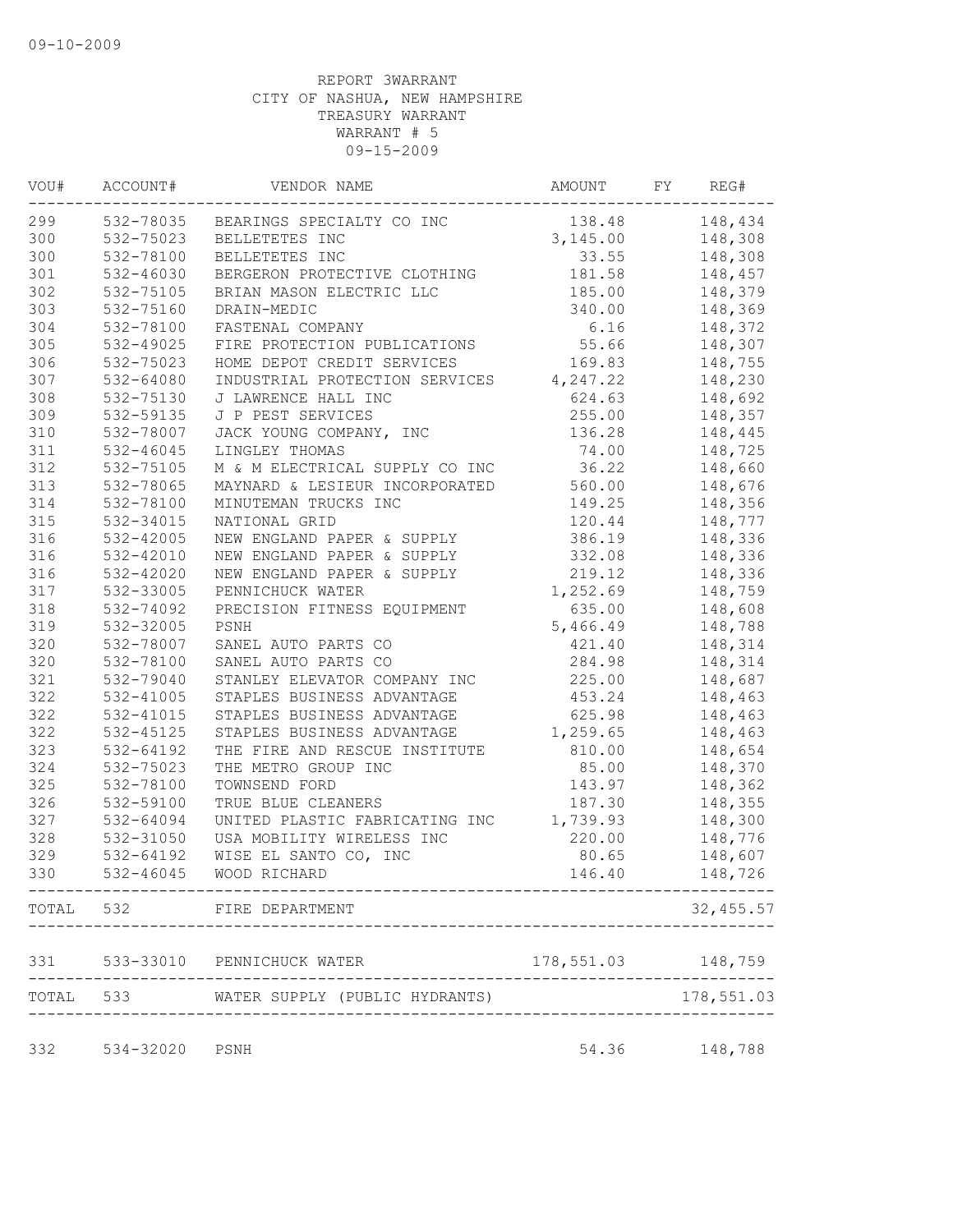09-10-2009

REPORT 3WARRANT
CITY OF NASHUA, NEW HAMPSHIRE
TREASURY WARRANT
WARRANT # 5
09-15-2009

| VOU# | ACCOUNT# | VENDOR NAME | AMOUNT | FY | REG# |
|---|---|---|---|---|---|
| 299 | 532-78035 | BEARINGS SPECIALTY CO INC | 138.48 | | 148,434 |
| 300 | 532-75023 | BELLETETES INC | 3,145.00 | | 148,308 |
| 300 | 532-78100 | BELLETETES INC | 33.55 | | 148,308 |
| 301 | 532-46030 | BERGERON PROTECTIVE CLOTHING | 181.58 | | 148,457 |
| 302 | 532-75105 | BRIAN MASON ELECTRIC LLC | 185.00 | | 148,379 |
| 303 | 532-75160 | DRAIN-MEDIC | 340.00 | | 148,369 |
| 304 | 532-78100 | FASTENAL COMPANY | 6.16 | | 148,372 |
| 305 | 532-49025 | FIRE PROTECTION PUBLICATIONS | 55.66 | | 148,307 |
| 306 | 532-75023 | HOME DEPOT CREDIT SERVICES | 169.83 | | 148,755 |
| 307 | 532-64080 | INDUSTRIAL PROTECTION SERVICES | 4,247.22 | | 148,230 |
| 308 | 532-75130 | J LAWRENCE HALL INC | 624.63 | | 148,692 |
| 309 | 532-59135 | J P PEST SERVICES | 255.00 | | 148,357 |
| 310 | 532-78007 | JACK YOUNG COMPANY, INC | 136.28 | | 148,445 |
| 311 | 532-46045 | LINGLEY THOMAS | 74.00 | | 148,725 |
| 312 | 532-75105 | M & M ELECTRICAL SUPPLY CO INC | 36.22 | | 148,660 |
| 313 | 532-78065 | MAYNARD & LESIEUR INCORPORATED | 560.00 | | 148,676 |
| 314 | 532-78100 | MINUTEMAN TRUCKS INC | 149.25 | | 148,356 |
| 315 | 532-34015 | NATIONAL GRID | 120.44 | | 148,777 |
| 316 | 532-42005 | NEW ENGLAND PAPER & SUPPLY | 386.19 | | 148,336 |
| 316 | 532-42010 | NEW ENGLAND PAPER & SUPPLY | 332.08 | | 148,336 |
| 316 | 532-42020 | NEW ENGLAND PAPER & SUPPLY | 219.12 | | 148,336 |
| 317 | 532-33005 | PENNICHUCK WATER | 1,252.69 | | 148,759 |
| 318 | 532-74092 | PRECISION FITNESS EQUIPMENT | 635.00 | | 148,608 |
| 319 | 532-32005 | PSNH | 5,466.49 | | 148,788 |
| 320 | 532-78007 | SANEL AUTO PARTS CO | 421.40 | | 148,314 |
| 320 | 532-78100 | SANEL AUTO PARTS CO | 284.98 | | 148,314 |
| 321 | 532-79040 | STANLEY ELEVATOR COMPANY INC | 225.00 | | 148,687 |
| 322 | 532-41005 | STAPLES BUSINESS ADVANTAGE | 453.24 | | 148,463 |
| 322 | 532-41015 | STAPLES BUSINESS ADVANTAGE | 625.98 | | 148,463 |
| 322 | 532-45125 | STAPLES BUSINESS ADVANTAGE | 1,259.65 | | 148,463 |
| 323 | 532-64192 | THE FIRE AND RESCUE INSTITUTE | 810.00 | | 148,654 |
| 324 | 532-75023 | THE METRO GROUP INC | 85.00 | | 148,370 |
| 325 | 532-78100 | TOWNSEND FORD | 143.97 | | 148,362 |
| 326 | 532-59100 | TRUE BLUE CLEANERS | 187.30 | | 148,355 |
| 327 | 532-64094 | UNITED PLASTIC FABRICATING INC | 1,739.93 | | 148,300 |
| 328 | 532-31050 | USA MOBILITY WIRELESS INC | 220.00 | | 148,776 |
| 329 | 532-64192 | WISE EL SANTO CO, INC | 80.65 | | 148,607 |
| 330 | 532-46045 | WOOD RICHARD | 146.40 | | 148,726 |
| TOTAL | 532 | FIRE DEPARTMENT | | | 32,455.57 |
| 331 | 533-33010 | PENNICHUCK WATER | 178,551.03 | | 148,759 |
| TOTAL | 533 | WATER SUPPLY (PUBLIC HYDRANTS) | | | 178,551.03 |
| 332 | 534-32020 | PSNH | 54.36 | | 148,788 |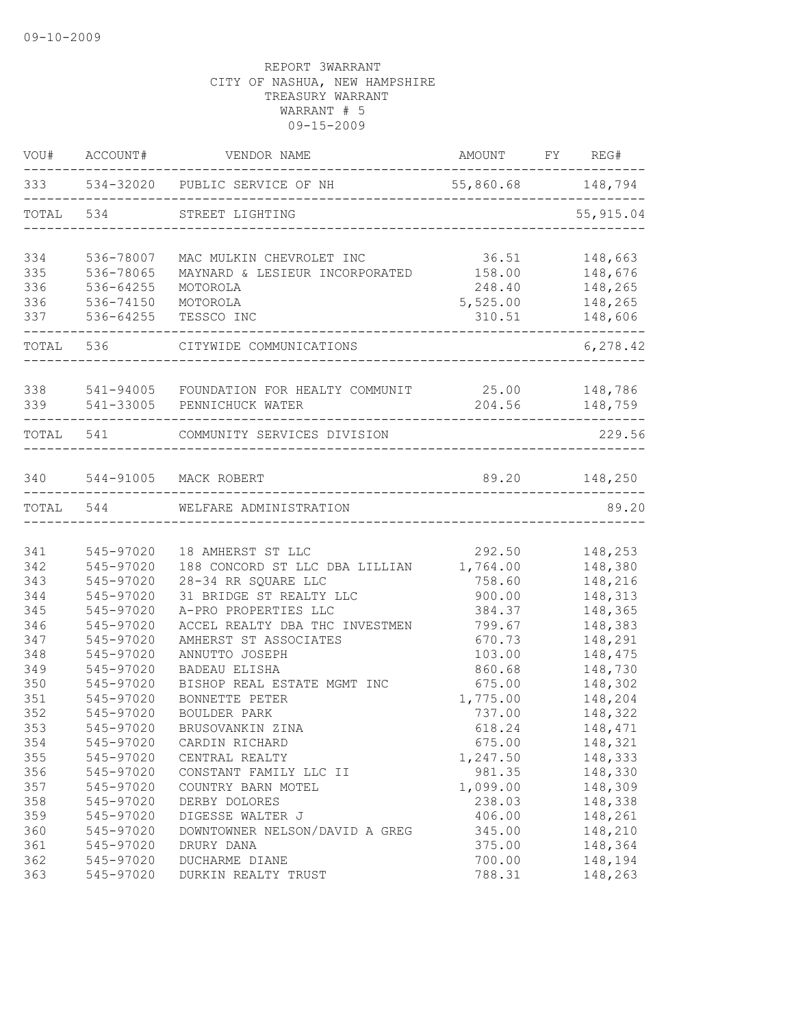09-10-2009

REPORT 3WARRANT
CITY OF NASHUA, NEW HAMPSHIRE
TREASURY WARRANT
WARRANT # 5
09-15-2009

| VOU# | ACCOUNT# | VENDOR NAME | AMOUNT | FY | REG# |
|---|---|---|---|---|---|
| 333 | 534-32020 | PUBLIC SERVICE OF NH | 55,860.68 | | 148,794 |
| TOTAL | 534 | STREET LIGHTING | | | 55,915.04 |
| 334 | 536-78007 | MAC MULKIN CHEVROLET INC | 36.51 | | 148,663 |
| 335 | 536-78065 | MAYNARD & LESIEUR INCORPORATED | 158.00 | | 148,676 |
| 336 | 536-64255 | MOTOROLA | 248.40 | | 148,265 |
| 336 | 536-74150 | MOTOROLA | 5,525.00 | | 148,265 |
| 337 | 536-64255 | TESSCO INC | 310.51 | | 148,606 |
| TOTAL | 536 | CITYWIDE COMMUNICATIONS | | | 6,278.42 |
| 338 | 541-94005 | FOUNDATION FOR HEALTY COMMUNIT | 25.00 | | 148,786 |
| 339 | 541-33005 | PENNICHUCK WATER | 204.56 | | 148,759 |
| TOTAL | 541 | COMMUNITY SERVICES DIVISION | | | 229.56 |
| 340 | 544-91005 | MACK ROBERT | 89.20 | | 148,250 |
| TOTAL | 544 | WELFARE ADMINISTRATION | | | 89.20 |
| 341 | 545-97020 | 18 AMHERST ST LLC | 292.50 | | 148,253 |
| 342 | 545-97020 | 188 CONCORD ST LLC DBA LILLIAN | 1,764.00 | | 148,380 |
| 343 | 545-97020 | 28-34 RR SQUARE LLC | 758.60 | | 148,216 |
| 344 | 545-97020 | 31 BRIDGE ST REALTY LLC | 900.00 | | 148,313 |
| 345 | 545-97020 | A-PRO PROPERTIES LLC | 384.37 | | 148,365 |
| 346 | 545-97020 | ACCEL REALTY DBA THC INVESTMEN | 799.67 | | 148,383 |
| 347 | 545-97020 | AMHERST ST ASSOCIATES | 670.73 | | 148,291 |
| 348 | 545-97020 | ANNUTTO JOSEPH | 103.00 | | 148,475 |
| 349 | 545-97020 | BADEAU ELISHA | 860.68 | | 148,730 |
| 350 | 545-97020 | BISHOP REAL ESTATE MGMT INC | 675.00 | | 148,302 |
| 351 | 545-97020 | BONNETTE PETER | 1,775.00 | | 148,204 |
| 352 | 545-97020 | BOULDER PARK | 737.00 | | 148,322 |
| 353 | 545-97020 | BRUSOVANKIN ZINA | 618.24 | | 148,471 |
| 354 | 545-97020 | CARDIN RICHARD | 675.00 | | 148,321 |
| 355 | 545-97020 | CENTRAL REALTY | 1,247.50 | | 148,333 |
| 356 | 545-97020 | CONSTANT FAMILY LLC II | 981.35 | | 148,330 |
| 357 | 545-97020 | COUNTRY BARN MOTEL | 1,099.00 | | 148,309 |
| 358 | 545-97020 | DERBY DOLORES | 238.03 | | 148,338 |
| 359 | 545-97020 | DIGESSE WALTER J | 406.00 | | 148,261 |
| 360 | 545-97020 | DOWNTOWNER NELSON/DAVID A GREG | 345.00 | | 148,210 |
| 361 | 545-97020 | DRURY DANA | 375.00 | | 148,364 |
| 362 | 545-97020 | DUCHARME DIANE | 700.00 | | 148,194 |
| 363 | 545-97020 | DURKIN REALTY TRUST | 788.31 | | 148,263 |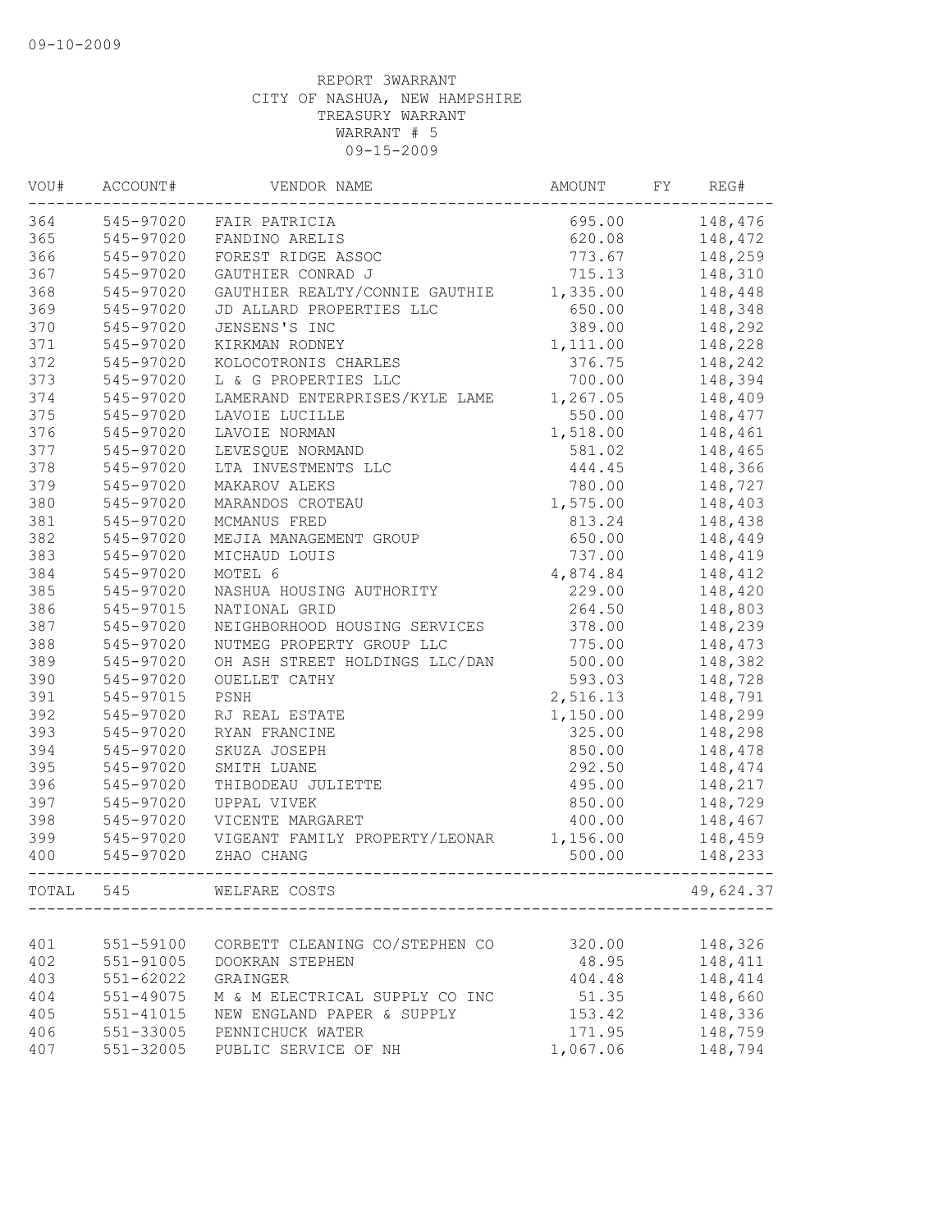09-10-2009

REPORT 3WARRANT
CITY OF NASHUA, NEW HAMPSHIRE
TREASURY WARRANT
WARRANT # 5
09-15-2009

| VOU# | ACCOUNT# | VENDOR NAME | AMOUNT | FY | REG# |
|---|---|---|---|---|---|
| 364 | 545-97020 | FAIR PATRICIA | 695.00 | | 148,476 |
| 365 | 545-97020 | FANDINO ARELIS | 620.08 | | 148,472 |
| 366 | 545-97020 | FOREST RIDGE ASSOC | 773.67 | | 148,259 |
| 367 | 545-97020 | GAUTHIER CONRAD J | 715.13 | | 148,310 |
| 368 | 545-97020 | GAUTHIER REALTY/CONNIE GAUTHIE | 1,335.00 | | 148,448 |
| 369 | 545-97020 | JD ALLARD PROPERTIES LLC | 650.00 | | 148,348 |
| 370 | 545-97020 | JENSENS'S INC | 389.00 | | 148,292 |
| 371 | 545-97020 | KIRKMAN RODNEY | 1,111.00 | | 148,228 |
| 372 | 545-97020 | KOLOCOTRONIS CHARLES | 376.75 | | 148,242 |
| 373 | 545-97020 | L & G PROPERTIES LLC | 700.00 | | 148,394 |
| 374 | 545-97020 | LAMERAND ENTERPRISES/KYLE LAME | 1,267.05 | | 148,409 |
| 375 | 545-97020 | LAVOIE LUCILLE | 550.00 | | 148,477 |
| 376 | 545-97020 | LAVOIE NORMAN | 1,518.00 | | 148,461 |
| 377 | 545-97020 | LEVESQUE NORMAND | 581.02 | | 148,465 |
| 378 | 545-97020 | LTA INVESTMENTS LLC | 444.45 | | 148,366 |
| 379 | 545-97020 | MAKAROV ALEKS | 780.00 | | 148,727 |
| 380 | 545-97020 | MARANDOS CROTEAU | 1,575.00 | | 148,403 |
| 381 | 545-97020 | MCMANUS FRED | 813.24 | | 148,438 |
| 382 | 545-97020 | MEJIA MANAGEMENT GROUP | 650.00 | | 148,449 |
| 383 | 545-97020 | MICHAUD LOUIS | 737.00 | | 148,419 |
| 384 | 545-97020 | MOTEL 6 | 4,874.84 | | 148,412 |
| 385 | 545-97020 | NASHUA HOUSING AUTHORITY | 229.00 | | 148,420 |
| 386 | 545-97015 | NATIONAL GRID | 264.50 | | 148,803 |
| 387 | 545-97020 | NEIGHBORHOOD HOUSING SERVICES | 378.00 | | 148,239 |
| 388 | 545-97020 | NUTMEG PROPERTY GROUP LLC | 775.00 | | 148,473 |
| 389 | 545-97020 | OH ASH STREET HOLDINGS LLC/DAN | 500.00 | | 148,382 |
| 390 | 545-97020 | OUELLET CATHY | 593.03 | | 148,728 |
| 391 | 545-97015 | PSNH | 2,516.13 | | 148,791 |
| 392 | 545-97020 | RJ REAL ESTATE | 1,150.00 | | 148,299 |
| 393 | 545-97020 | RYAN FRANCINE | 325.00 | | 148,298 |
| 394 | 545-97020 | SKUZA JOSEPH | 850.00 | | 148,478 |
| 395 | 545-97020 | SMITH LUANE | 292.50 | | 148,474 |
| 396 | 545-97020 | THIBODEAU JULIETTE | 495.00 | | 148,217 |
| 397 | 545-97020 | UPPAL VIVEK | 850.00 | | 148,729 |
| 398 | 545-97020 | VICENTE MARGARET | 400.00 | | 148,467 |
| 399 | 545-97020 | VIGEANT FAMILY PROPERTY/LEONAR | 1,156.00 | | 148,459 |
| 400 | 545-97020 | ZHAO CHANG | 500.00 | | 148,233 |
| TOTAL | 545 | WELFARE COSTS | | | 49,624.37 |
| 401 | 551-59100 | CORBETT CLEANING CO/STEPHEN CO | 320.00 | | 148,326 |
| 402 | 551-91005 | DOOKRAN STEPHEN | 48.95 | | 148,411 |
| 403 | 551-62022 | GRAINGER | 404.48 | | 148,414 |
| 404 | 551-49075 | M & M ELECTRICAL SUPPLY CO INC | 51.35 | | 148,660 |
| 405 | 551-41015 | NEW ENGLAND PAPER & SUPPLY | 153.42 | | 148,336 |
| 406 | 551-33005 | PENNICHUCK WATER | 171.95 | | 148,759 |
| 407 | 551-32005 | PUBLIC SERVICE OF NH | 1,067.06 | | 148,794 |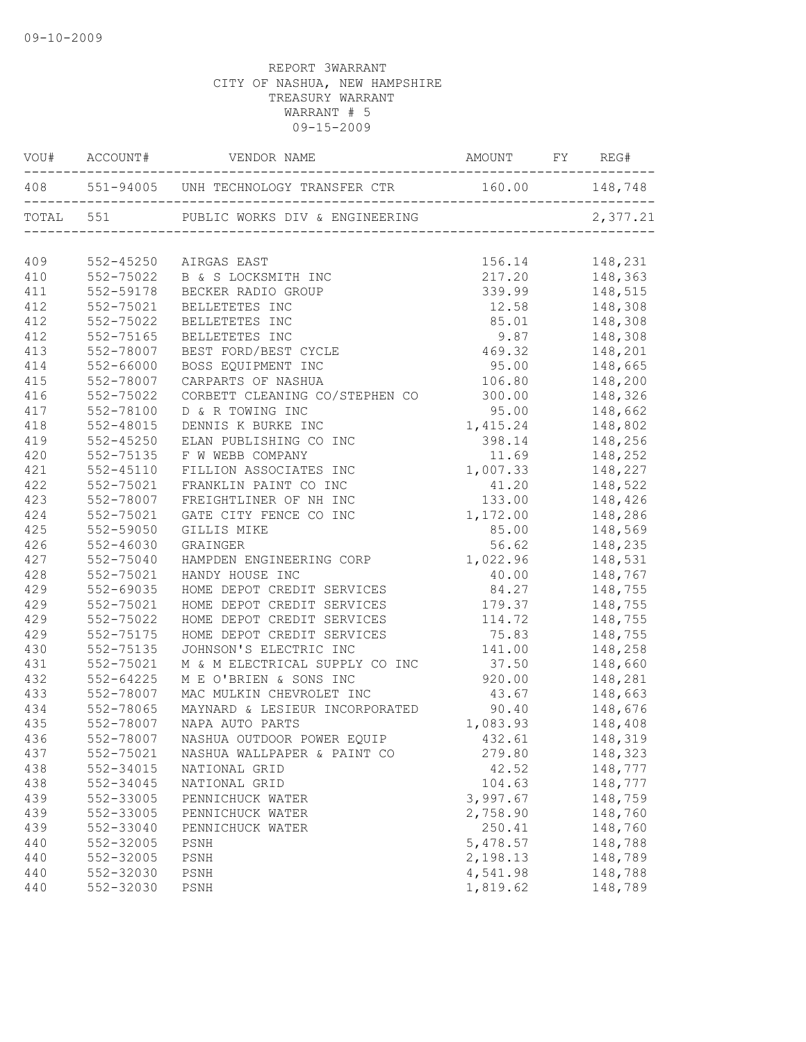09-10-2009

REPORT 3WARRANT
CITY OF NASHUA, NEW HAMPSHIRE
TREASURY WARRANT
WARRANT # 5
09-15-2009

| VOU# | ACCOUNT# | VENDOR NAME | AMOUNT | FY | REG# |
|---|---|---|---|---|---|
| 408 | 551-94005 | UNH TECHNOLOGY TRANSFER CTR | 160.00 | | 148,748 |
| TOTAL | 551 | PUBLIC WORKS DIV & ENGINEERING | | | 2,377.21 |
| 409 | 552-45250 | AIRGAS EAST | 156.14 | | 148,231 |
| 410 | 552-75022 | B & S LOCKSMITH INC | 217.20 | | 148,363 |
| 411 | 552-59178 | BECKER RADIO GROUP | 339.99 | | 148,515 |
| 412 | 552-75021 | BELLETETES INC | 12.58 | | 148,308 |
| 412 | 552-75022 | BELLETETES INC | 85.01 | | 148,308 |
| 412 | 552-75165 | BELLETETES INC | 9.87 | | 148,308 |
| 413 | 552-78007 | BEST FORD/BEST CYCLE | 469.32 | | 148,201 |
| 414 | 552-66000 | BOSS EQUIPMENT INC | 95.00 | | 148,665 |
| 415 | 552-78007 | CARPARTS OF NASHUA | 106.80 | | 148,200 |
| 416 | 552-75022 | CORBETT CLEANING CO/STEPHEN CO | 300.00 | | 148,326 |
| 417 | 552-78100 | D & R TOWING INC | 95.00 | | 148,662 |
| 418 | 552-48015 | DENNIS K BURKE INC | 1,415.24 | | 148,802 |
| 419 | 552-45250 | ELAN PUBLISHING CO INC | 398.14 | | 148,256 |
| 420 | 552-75135 | F W WEBB COMPANY | 11.69 | | 148,252 |
| 421 | 552-45110 | FILLION ASSOCIATES INC | 1,007.33 | | 148,227 |
| 422 | 552-75021 | FRANKLIN PAINT CO INC | 41.20 | | 148,522 |
| 423 | 552-78007 | FREIGHTLINER OF NH INC | 133.00 | | 148,426 |
| 424 | 552-75021 | GATE CITY FENCE CO INC | 1,172.00 | | 148,286 |
| 425 | 552-59050 | GILLIS MIKE | 85.00 | | 148,569 |
| 426 | 552-46030 | GRAINGER | 56.62 | | 148,235 |
| 427 | 552-75040 | HAMPDEN ENGINEERING CORP | 1,022.96 | | 148,531 |
| 428 | 552-75021 | HANDY HOUSE INC | 40.00 | | 148,767 |
| 429 | 552-69035 | HOME DEPOT CREDIT SERVICES | 84.27 | | 148,755 |
| 429 | 552-75021 | HOME DEPOT CREDIT SERVICES | 179.37 | | 148,755 |
| 429 | 552-75022 | HOME DEPOT CREDIT SERVICES | 114.72 | | 148,755 |
| 429 | 552-75175 | HOME DEPOT CREDIT SERVICES | 75.83 | | 148,755 |
| 430 | 552-75135 | JOHNSON'S ELECTRIC INC | 141.00 | | 148,258 |
| 431 | 552-75021 | M & M ELECTRICAL SUPPLY CO INC | 37.50 | | 148,660 |
| 432 | 552-64225 | M E O'BRIEN & SONS INC | 920.00 | | 148,281 |
| 433 | 552-78007 | MAC MULKIN CHEVROLET INC | 43.67 | | 148,663 |
| 434 | 552-78065 | MAYNARD & LESIEUR INCORPORATED | 90.40 | | 148,676 |
| 435 | 552-78007 | NAPA AUTO PARTS | 1,083.93 | | 148,408 |
| 436 | 552-78007 | NASHUA OUTDOOR POWER EQUIP | 432.61 | | 148,319 |
| 437 | 552-75021 | NASHUA WALLPAPER & PAINT CO | 279.80 | | 148,323 |
| 438 | 552-34015 | NATIONAL GRID | 42.52 | | 148,777 |
| 438 | 552-34045 | NATIONAL GRID | 104.63 | | 148,777 |
| 439 | 552-33005 | PENNICHUCK WATER | 3,997.67 | | 148,759 |
| 439 | 552-33005 | PENNICHUCK WATER | 2,758.90 | | 148,760 |
| 439 | 552-33040 | PENNICHUCK WATER | 250.41 | | 148,760 |
| 440 | 552-32005 | PSNH | 5,478.57 | | 148,788 |
| 440 | 552-32005 | PSNH | 2,198.13 | | 148,789 |
| 440 | 552-32030 | PSNH | 4,541.98 | | 148,788 |
| 440 | 552-32030 | PSNH | 1,819.62 | | 148,789 |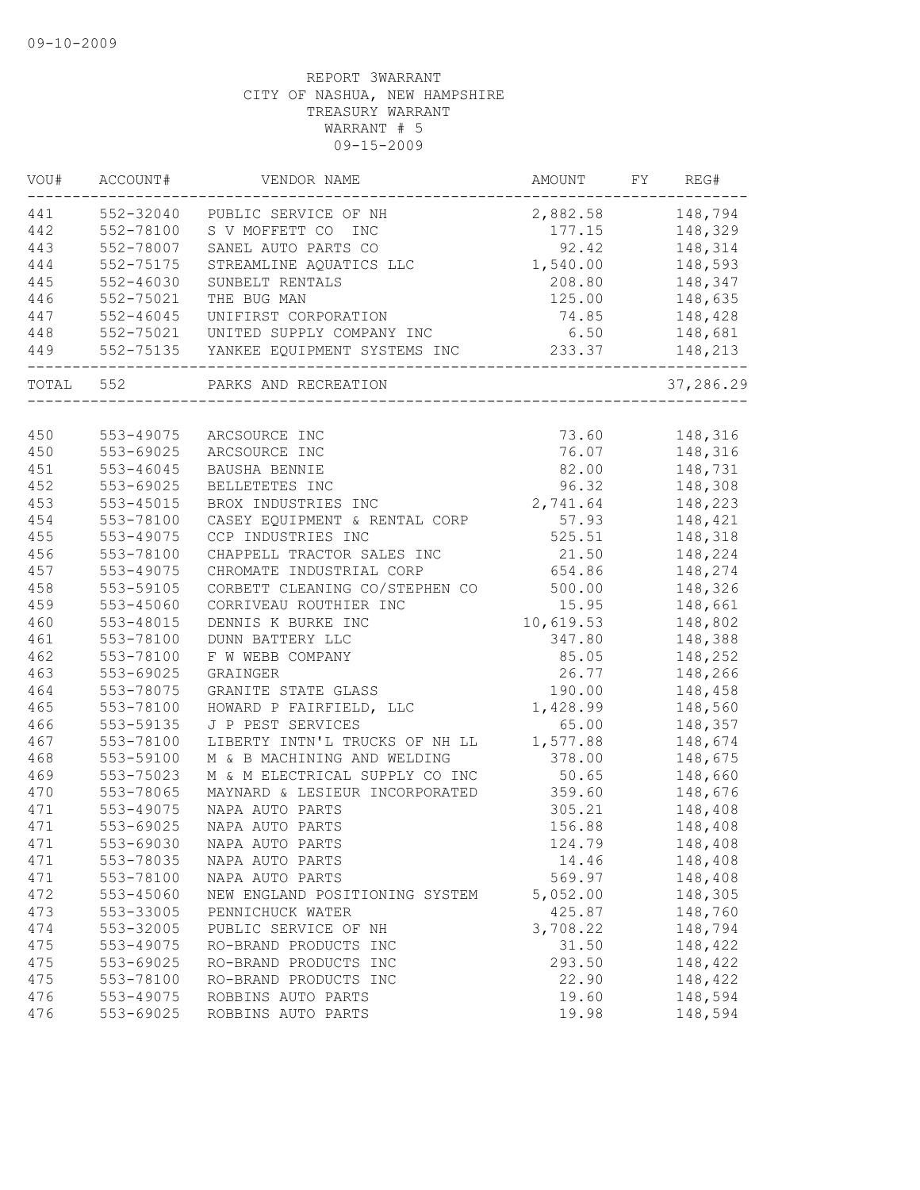09-10-2009

REPORT 3WARRANT
CITY OF NASHUA, NEW HAMPSHIRE
TREASURY WARRANT
WARRANT # 5
09-15-2009

| VOU# | ACCOUNT# | VENDOR NAME | AMOUNT | FY | REG# |
|---|---|---|---|---|---|
| 441 | 552-32040 | PUBLIC SERVICE OF NH | 2,882.58 | | 148,794 |
| 442 | 552-78100 | S V MOFFETT CO INC | 177.15 | | 148,329 |
| 443 | 552-78007 | SANEL AUTO PARTS CO | 92.42 | | 148,314 |
| 444 | 552-75175 | STREAMLINE AQUATICS LLC | 1,540.00 | | 148,593 |
| 445 | 552-46030 | SUNBELT RENTALS | 208.80 | | 148,347 |
| 446 | 552-75021 | THE BUG MAN | 125.00 | | 148,635 |
| 447 | 552-46045 | UNIFIRST CORPORATION | 74.85 | | 148,428 |
| 448 | 552-75021 | UNITED SUPPLY COMPANY INC | 6.50 | | 148,681 |
| 449 | 552-75135 | YANKEE EQUIPMENT SYSTEMS INC | 233.37 | | 148,213 |
| TOTAL | 552 | PARKS AND RECREATION | | | 37,286.29 |
| 450 | 553-49075 | ARCSOURCE INC | 73.60 | | 148,316 |
| 450 | 553-69025 | ARCSOURCE INC | 76.07 | | 148,316 |
| 451 | 553-46045 | BAUSHA BENNIE | 82.00 | | 148,731 |
| 452 | 553-69025 | BELLETETES INC | 96.32 | | 148,308 |
| 453 | 553-45015 | BROX INDUSTRIES INC | 2,741.64 | | 148,223 |
| 454 | 553-78100 | CASEY EQUIPMENT & RENTAL CORP | 57.93 | | 148,421 |
| 455 | 553-49075 | CCP INDUSTRIES INC | 525.51 | | 148,318 |
| 456 | 553-78100 | CHAPPELL TRACTOR SALES INC | 21.50 | | 148,224 |
| 457 | 553-49075 | CHROMATE INDUSTRIAL CORP | 654.86 | | 148,274 |
| 458 | 553-59105 | CORBETT CLEANING CO/STEPHEN CO | 500.00 | | 148,326 |
| 459 | 553-45060 | CORRIVEAU ROUTHIER INC | 15.95 | | 148,661 |
| 460 | 553-48015 | DENNIS K BURKE INC | 10,619.53 | | 148,802 |
| 461 | 553-78100 | DUNN BATTERY LLC | 347.80 | | 148,388 |
| 462 | 553-78100 | F W WEBB COMPANY | 85.05 | | 148,252 |
| 463 | 553-69025 | GRAINGER | 26.77 | | 148,266 |
| 464 | 553-78075 | GRANITE STATE GLASS | 190.00 | | 148,458 |
| 465 | 553-78100 | HOWARD P FAIRFIELD, LLC | 1,428.99 | | 148,560 |
| 466 | 553-59135 | J P PEST SERVICES | 65.00 | | 148,357 |
| 467 | 553-78100 | LIBERTY INTN'L TRUCKS OF NH LL | 1,577.88 | | 148,674 |
| 468 | 553-59100 | M & B MACHINING AND WELDING | 378.00 | | 148,675 |
| 469 | 553-75023 | M & M ELECTRICAL SUPPLY CO INC | 50.65 | | 148,660 |
| 470 | 553-78065 | MAYNARD & LESIEUR INCORPORATED | 359.60 | | 148,676 |
| 471 | 553-49075 | NAPA AUTO PARTS | 305.21 | | 148,408 |
| 471 | 553-69025 | NAPA AUTO PARTS | 156.88 | | 148,408 |
| 471 | 553-69030 | NAPA AUTO PARTS | 124.79 | | 148,408 |
| 471 | 553-78035 | NAPA AUTO PARTS | 14.46 | | 148,408 |
| 471 | 553-78100 | NAPA AUTO PARTS | 569.97 | | 148,408 |
| 472 | 553-45060 | NEW ENGLAND POSITIONING SYSTEM | 5,052.00 | | 148,305 |
| 473 | 553-33005 | PENNICHUCK WATER | 425.87 | | 148,760 |
| 474 | 553-32005 | PUBLIC SERVICE OF NH | 3,708.22 | | 148,794 |
| 475 | 553-49075 | RO-BRAND PRODUCTS INC | 31.50 | | 148,422 |
| 475 | 553-69025 | RO-BRAND PRODUCTS INC | 293.50 | | 148,422 |
| 475 | 553-78100 | RO-BRAND PRODUCTS INC | 22.90 | | 148,422 |
| 476 | 553-49075 | ROBBINS AUTO PARTS | 19.60 | | 148,594 |
| 476 | 553-69025 | ROBBINS AUTO PARTS | 19.98 | | 148,594 |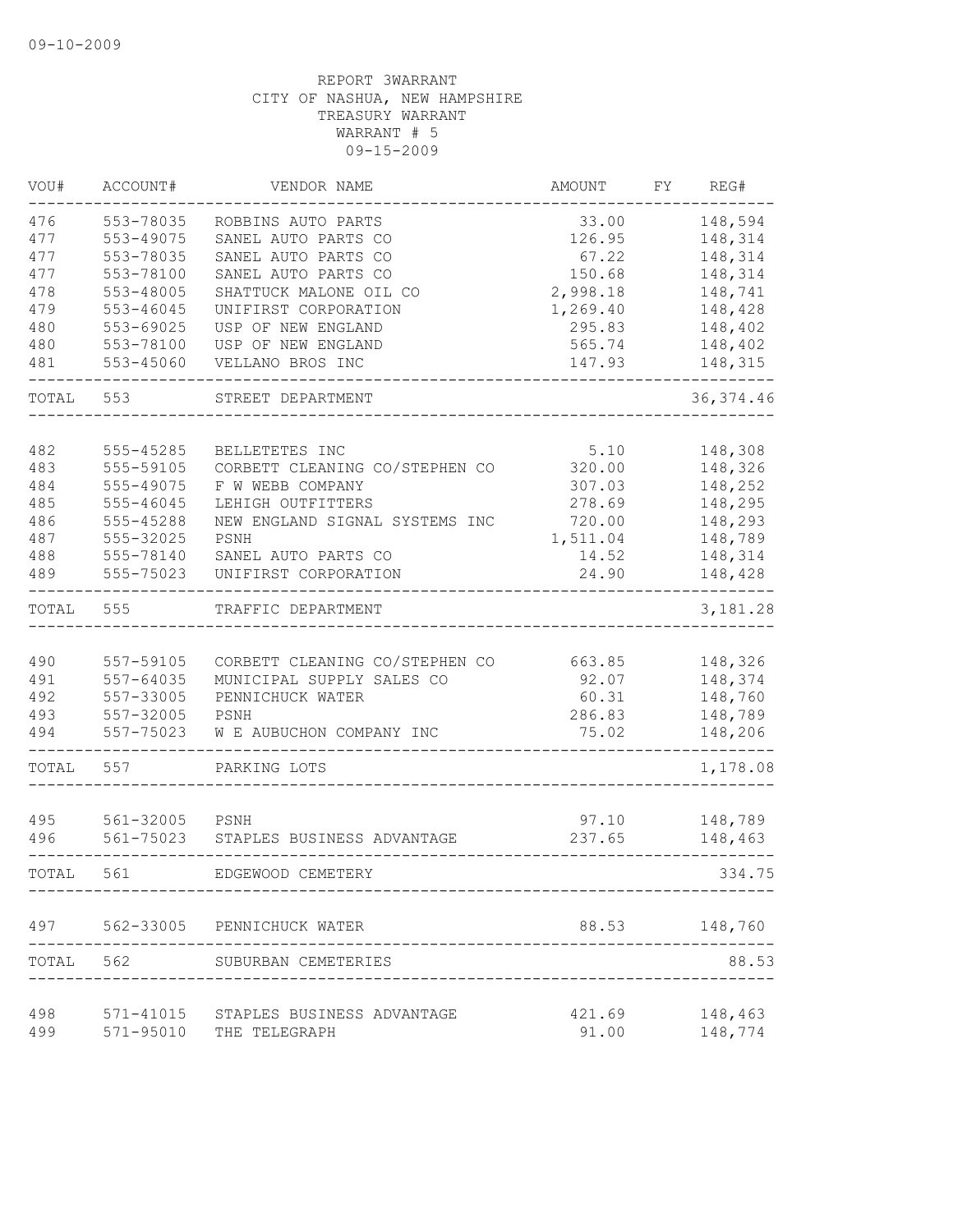09-10-2009

REPORT 3WARRANT
CITY OF NASHUA, NEW HAMPSHIRE
TREASURY WARRANT
WARRANT # 5
09-15-2009

| VOU# | ACCOUNT# | VENDOR NAME | AMOUNT | FY | REG# |
|---|---|---|---|---|---|
| 476 | 553-78035 | ROBBINS AUTO PARTS | 33.00 | | 148,594 |
| 477 | 553-49075 | SANEL AUTO PARTS CO | 126.95 | | 148,314 |
| 477 | 553-78035 | SANEL AUTO PARTS CO | 67.22 | | 148,314 |
| 477 | 553-78100 | SANEL AUTO PARTS CO | 150.68 | | 148,314 |
| 478 | 553-48005 | SHATTUCK MALONE OIL CO | 2,998.18 | | 148,741 |
| 479 | 553-46045 | UNIFIRST CORPORATION | 1,269.40 | | 148,428 |
| 480 | 553-69025 | USP OF NEW ENGLAND | 295.83 | | 148,402 |
| 480 | 553-78100 | USP OF NEW ENGLAND | 565.74 | | 148,402 |
| 481 | 553-45060 | VELLANO BROS INC | 147.93 | | 148,315 |
| TOTAL | 553 | STREET DEPARTMENT | | | 36,374.46 |
| 482 | 555-45285 | BELLETETES INC | 5.10 | | 148,308 |
| 483 | 555-59105 | CORBETT CLEANING CO/STEPHEN CO | 320.00 | | 148,326 |
| 484 | 555-49075 | F W WEBB COMPANY | 307.03 | | 148,252 |
| 485 | 555-46045 | LEHIGH OUTFITTERS | 278.69 | | 148,295 |
| 486 | 555-45288 | NEW ENGLAND SIGNAL SYSTEMS INC | 720.00 | | 148,293 |
| 487 | 555-32025 | PSNH | 1,511.04 | | 148,789 |
| 488 | 555-78140 | SANEL AUTO PARTS CO | 14.52 | | 148,314 |
| 489 | 555-75023 | UNIFIRST CORPORATION | 24.90 | | 148,428 |
| TOTAL | 555 | TRAFFIC DEPARTMENT | | | 3,181.28 |
| 490 | 557-59105 | CORBETT CLEANING CO/STEPHEN CO | 663.85 | | 148,326 |
| 491 | 557-64035 | MUNICIPAL SUPPLY SALES CO | 92.07 | | 148,374 |
| 492 | 557-33005 | PENNICHUCK WATER | 60.31 | | 148,760 |
| 493 | 557-32005 | PSNH | 286.83 | | 148,789 |
| 494 | 557-75023 | W E AUBUCHON COMPANY INC | 75.02 | | 148,206 |
| TOTAL | 557 | PARKING LOTS | | | 1,178.08 |
| 495 | 561-32005 | PSNH | 97.10 | | 148,789 |
| 496 | 561-75023 | STAPLES BUSINESS ADVANTAGE | 237.65 | | 148,463 |
| TOTAL | 561 | EDGEWOOD CEMETERY | | | 334.75 |
| 497 | 562-33005 | PENNICHUCK WATER | 88.53 | | 148,760 |
| TOTAL | 562 | SUBURBAN CEMETERIES | | | 88.53 |
| 498 | 571-41015 | STAPLES BUSINESS ADVANTAGE | 421.69 | | 148,463 |
| 499 | 571-95010 | THE TELEGRAPH | 91.00 | | 148,774 |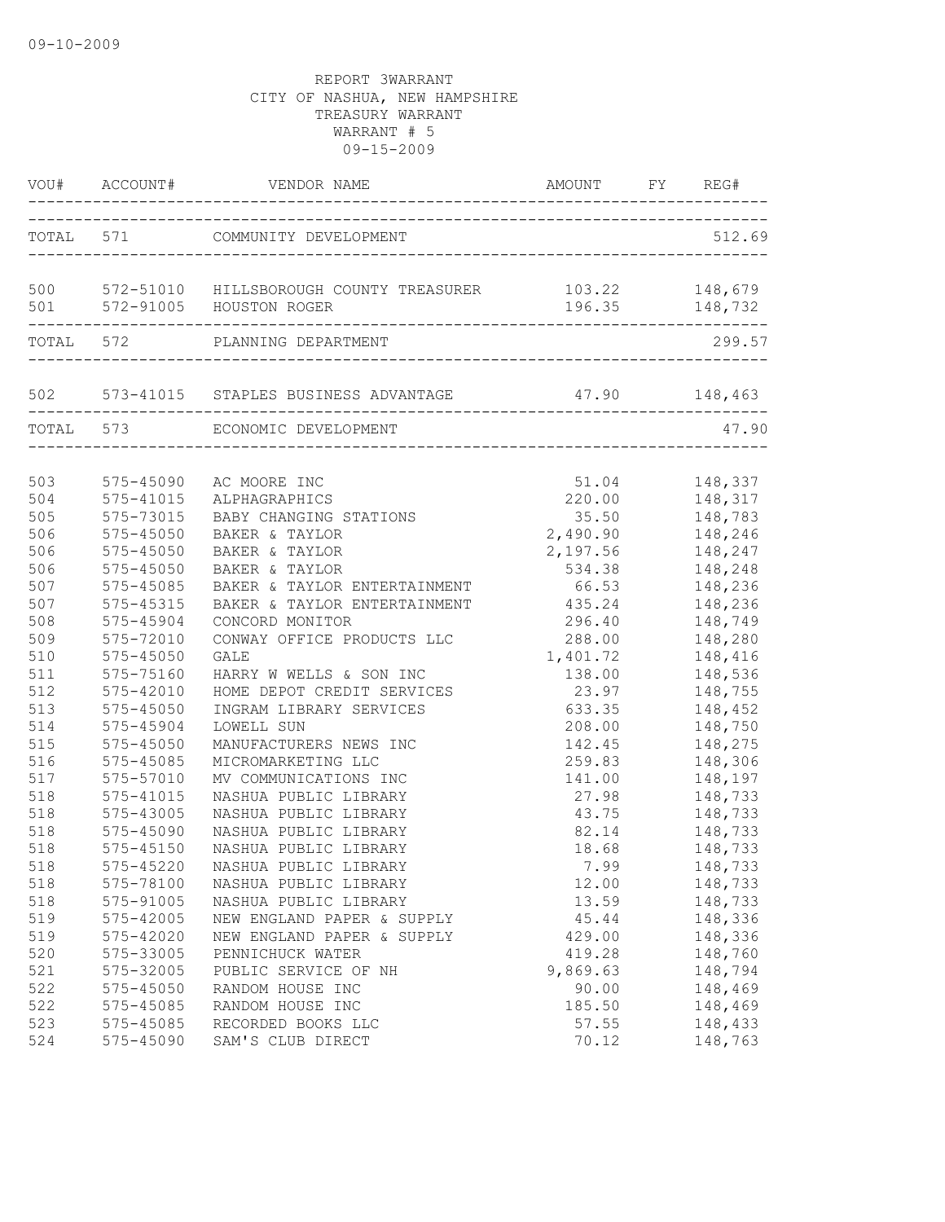09-10-2009

REPORT 3WARRANT
CITY OF NASHUA, NEW HAMPSHIRE
TREASURY WARRANT
WARRANT # 5
09-15-2009

| VOU# | ACCOUNT# | VENDOR NAME | AMOUNT | FY | REG# |
|---|---|---|---|---|---|
| TOTAL | 571 | COMMUNITY DEVELOPMENT | | | 512.69 |
| 500 | 572-51010 | HILLSBOROUGH COUNTY TREASURER | 103.22 | | 148,679 |
| 501 | 572-91005 | HOUSTON ROGER | 196.35 | | 148,732 |
| TOTAL | 572 | PLANNING DEPARTMENT | | | 299.57 |
| 502 | 573-41015 | STAPLES BUSINESS ADVANTAGE | 47.90 | | 148,463 |
| TOTAL | 573 | ECONOMIC DEVELOPMENT | | | 47.90 |
| 503 | 575-45090 | AC MOORE INC | 51.04 | | 148,337 |
| 504 | 575-41015 | ALPHAGRAPHICS | 220.00 | | 148,317 |
| 505 | 575-73015 | BABY CHANGING STATIONS | 35.50 | | 148,783 |
| 506 | 575-45050 | BAKER & TAYLOR | 2,490.90 | | 148,246 |
| 506 | 575-45050 | BAKER & TAYLOR | 2,197.56 | | 148,247 |
| 506 | 575-45050 | BAKER & TAYLOR | 534.38 | | 148,248 |
| 507 | 575-45085 | BAKER & TAYLOR ENTERTAINMENT | 66.53 | | 148,236 |
| 507 | 575-45315 | BAKER & TAYLOR ENTERTAINMENT | 435.24 | | 148,236 |
| 508 | 575-45904 | CONCORD MONITOR | 296.40 | | 148,749 |
| 509 | 575-72010 | CONWAY OFFICE PRODUCTS LLC | 288.00 | | 148,280 |
| 510 | 575-45050 | GALE | 1,401.72 | | 148,416 |
| 511 | 575-75160 | HARRY W WELLS & SON INC | 138.00 | | 148,536 |
| 512 | 575-42010 | HOME DEPOT CREDIT SERVICES | 23.97 | | 148,755 |
| 513 | 575-45050 | INGRAM LIBRARY SERVICES | 633.35 | | 148,452 |
| 514 | 575-45904 | LOWELL SUN | 208.00 | | 148,750 |
| 515 | 575-45050 | MANUFACTURERS NEWS INC | 142.45 | | 148,275 |
| 516 | 575-45085 | MICROMARKETING LLC | 259.83 | | 148,306 |
| 517 | 575-57010 | MV COMMUNICATIONS INC | 141.00 | | 148,197 |
| 518 | 575-41015 | NASHUA PUBLIC LIBRARY | 27.98 | | 148,733 |
| 518 | 575-43005 | NASHUA PUBLIC LIBRARY | 43.75 | | 148,733 |
| 518 | 575-45090 | NASHUA PUBLIC LIBRARY | 82.14 | | 148,733 |
| 518 | 575-45150 | NASHUA PUBLIC LIBRARY | 18.68 | | 148,733 |
| 518 | 575-45220 | NASHUA PUBLIC LIBRARY | 7.99 | | 148,733 |
| 518 | 575-78100 | NASHUA PUBLIC LIBRARY | 12.00 | | 148,733 |
| 518 | 575-91005 | NASHUA PUBLIC LIBRARY | 13.59 | | 148,733 |
| 519 | 575-42005 | NEW ENGLAND PAPER & SUPPLY | 45.44 | | 148,336 |
| 519 | 575-42020 | NEW ENGLAND PAPER & SUPPLY | 429.00 | | 148,336 |
| 520 | 575-33005 | PENNICHUCK WATER | 419.28 | | 148,760 |
| 521 | 575-32005 | PUBLIC SERVICE OF NH | 9,869.63 | | 148,794 |
| 522 | 575-45050 | RANDOM HOUSE INC | 90.00 | | 148,469 |
| 522 | 575-45085 | RANDOM HOUSE INC | 185.50 | | 148,469 |
| 523 | 575-45085 | RECORDED BOOKS LLC | 57.55 | | 148,433 |
| 524 | 575-45090 | SAM'S CLUB DIRECT | 70.12 | | 148,763 |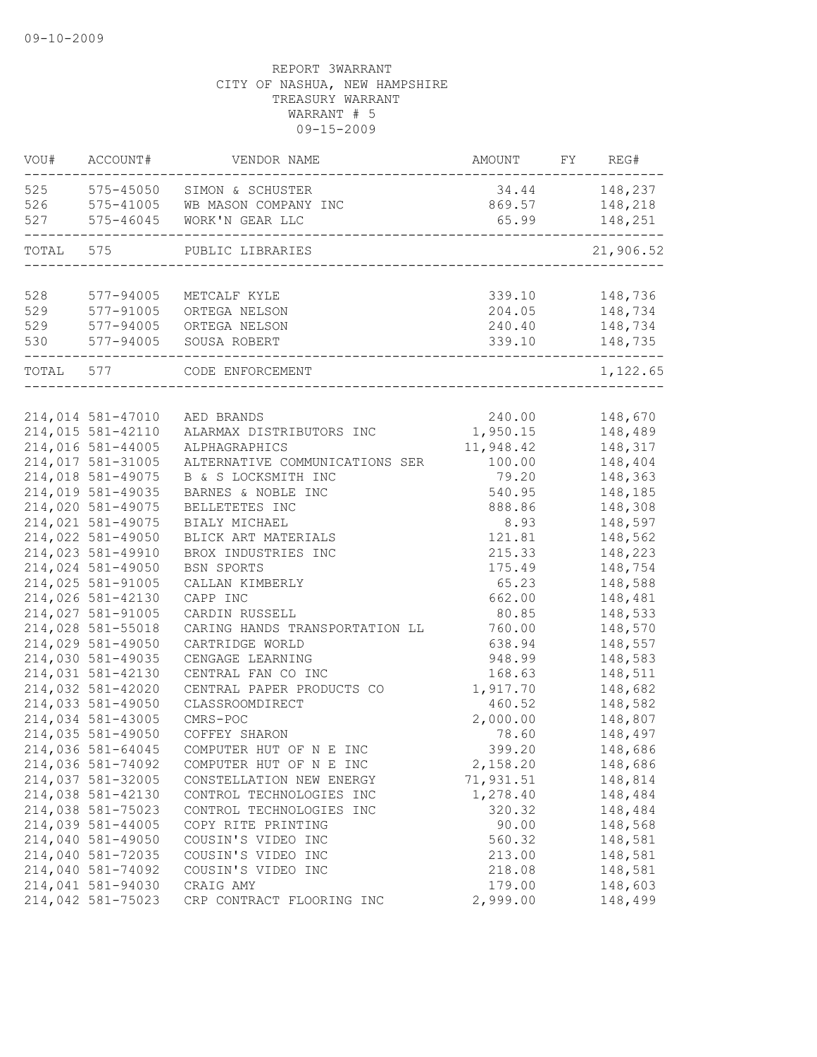09-10-2009

REPORT 3WARRANT
CITY OF NASHUA, NEW HAMPSHIRE
TREASURY WARRANT
WARRANT # 5
09-15-2009

| VOU# | ACCOUNT# | VENDOR NAME | AMOUNT | FY | REG# |
|---|---|---|---|---|---|
| 525 | 575-45050 | SIMON & SCHUSTER | 34.44 | | 148,237 |
| 526 | 575-41005 | WB MASON COMPANY INC | 869.57 | | 148,218 |
| 527 | 575-46045 | WORK'N GEAR LLC | 65.99 | | 148,251 |
| TOTAL | 575 | PUBLIC LIBRARIES | | | 21,906.52 |
| 528 | 577-94005 | METCALF KYLE | 339.10 | | 148,736 |
| 529 | 577-91005 | ORTEGA NELSON | 204.05 | | 148,734 |
| 529 | 577-94005 | ORTEGA NELSON | 240.40 | | 148,734 |
| 530 | 577-94005 | SOUSA ROBERT | 339.10 | | 148,735 |
| TOTAL | 577 | CODE ENFORCEMENT | | | 1,122.65 |
| 214,014 | 581-47010 | AED BRANDS | 240.00 | | 148,670 |
| 214,015 | 581-42110 | ALARMAX DISTRIBUTORS INC | 1,950.15 | | 148,489 |
| 214,016 | 581-44005 | ALPHAGRAPHICS | 11,948.42 | | 148,317 |
| 214,017 | 581-31005 | ALTERNATIVE COMMUNICATIONS SER | 100.00 | | 148,404 |
| 214,018 | 581-49075 | B & S LOCKSMITH INC | 79.20 | | 148,363 |
| 214,019 | 581-49035 | BARNES & NOBLE INC | 540.95 | | 148,185 |
| 214,020 | 581-49075 | BELLETETES INC | 888.86 | | 148,308 |
| 214,021 | 581-49075 | BIALY MICHAEL | 8.93 | | 148,597 |
| 214,022 | 581-49050 | BLICK ART MATERIALS | 121.81 | | 148,562 |
| 214,023 | 581-49910 | BROX INDUSTRIES INC | 215.33 | | 148,223 |
| 214,024 | 581-49050 | BSN SPORTS | 175.49 | | 148,754 |
| 214,025 | 581-91005 | CALLAN KIMBERLY | 65.23 | | 148,588 |
| 214,026 | 581-42130 | CAPP INC | 662.00 | | 148,481 |
| 214,027 | 581-91005 | CARDIN RUSSELL | 80.85 | | 148,533 |
| 214,028 | 581-55018 | CARING HANDS TRANSPORTATION LL | 760.00 | | 148,570 |
| 214,029 | 581-49050 | CARTRIDGE WORLD | 638.94 | | 148,557 |
| 214,030 | 581-49035 | CENGAGE LEARNING | 948.99 | | 148,583 |
| 214,031 | 581-42130 | CENTRAL FAN CO INC | 168.63 | | 148,511 |
| 214,032 | 581-42020 | CENTRAL PAPER PRODUCTS CO | 1,917.70 | | 148,682 |
| 214,033 | 581-49050 | CLASSROOMDIRECT | 460.52 | | 148,582 |
| 214,034 | 581-43005 | CMRS-POC | 2,000.00 | | 148,807 |
| 214,035 | 581-49050 | COFFEY SHARON | 78.60 | | 148,497 |
| 214,036 | 581-64045 | COMPUTER HUT OF N E INC | 399.20 | | 148,686 |
| 214,036 | 581-74092 | COMPUTER HUT OF N E INC | 2,158.20 | | 148,686 |
| 214,037 | 581-32005 | CONSTELLATION NEW ENERGY | 71,931.51 | | 148,814 |
| 214,038 | 581-42130 | CONTROL TECHNOLOGIES INC | 1,278.40 | | 148,484 |
| 214,038 | 581-75023 | CONTROL TECHNOLOGIES INC | 320.32 | | 148,484 |
| 214,039 | 581-44005 | COPY RITE PRINTING | 90.00 | | 148,568 |
| 214,040 | 581-49050 | COUSIN'S VIDEO INC | 560.32 | | 148,581 |
| 214,040 | 581-72035 | COUSIN'S VIDEO INC | 213.00 | | 148,581 |
| 214,040 | 581-74092 | COUSIN'S VIDEO INC | 218.08 | | 148,581 |
| 214,041 | 581-94030 | CRAIG AMY | 179.00 | | 148,603 |
| 214,042 | 581-75023 | CRP CONTRACT FLOORING INC | 2,999.00 | | 148,499 |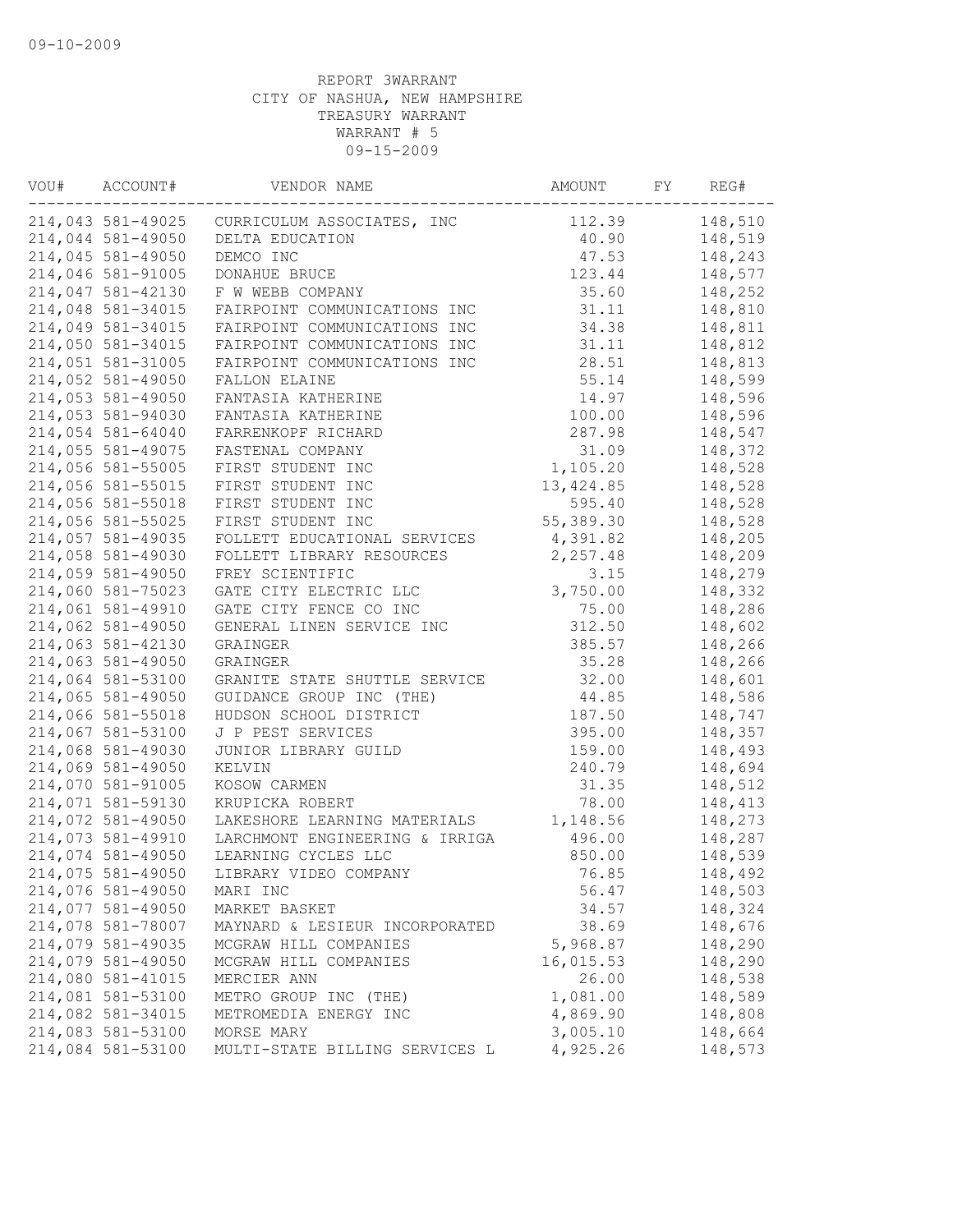09-10-2009

REPORT 3WARRANT
CITY OF NASHUA, NEW HAMPSHIRE
TREASURY WARRANT
WARRANT # 5
09-15-2009

| VOU# | ACCOUNT# | VENDOR NAME | AMOUNT | FY | REG# |
|---|---|---|---|---|---|
| 214,043 | 581-49025 | CURRICULUM ASSOCIATES, INC | 112.39 | | 148,510 |
| 214,044 | 581-49050 | DELTA EDUCATION | 40.90 | | 148,519 |
| 214,045 | 581-49050 | DEMCO INC | 47.53 | | 148,243 |
| 214,046 | 581-91005 | DONAHUE BRUCE | 123.44 | | 148,577 |
| 214,047 | 581-42130 | F W WEBB COMPANY | 35.60 | | 148,252 |
| 214,048 | 581-34015 | FAIRPOINT COMMUNICATIONS INC | 31.11 | | 148,810 |
| 214,049 | 581-34015 | FAIRPOINT COMMUNICATIONS INC | 34.38 | | 148,811 |
| 214,050 | 581-34015 | FAIRPOINT COMMUNICATIONS INC | 31.11 | | 148,812 |
| 214,051 | 581-31005 | FAIRPOINT COMMUNICATIONS INC | 28.51 | | 148,813 |
| 214,052 | 581-49050 | FALLON ELAINE | 55.14 | | 148,599 |
| 214,053 | 581-49050 | FANTASIA KATHERINE | 14.97 | | 148,596 |
| 214,053 | 581-94030 | FANTASIA KATHERINE | 100.00 | | 148,596 |
| 214,054 | 581-64040 | FARRENKOPF RICHARD | 287.98 | | 148,547 |
| 214,055 | 581-49075 | FASTENAL COMPANY | 31.09 | | 148,372 |
| 214,056 | 581-55005 | FIRST STUDENT INC | 1,105.20 | | 148,528 |
| 214,056 | 581-55015 | FIRST STUDENT INC | 13,424.85 | | 148,528 |
| 214,056 | 581-55018 | FIRST STUDENT INC | 595.40 | | 148,528 |
| 214,056 | 581-55025 | FIRST STUDENT INC | 55,389.30 | | 148,528 |
| 214,057 | 581-49035 | FOLLETT EDUCATIONAL SERVICES | 4,391.82 | | 148,205 |
| 214,058 | 581-49030 | FOLLETT LIBRARY RESOURCES | 2,257.48 | | 148,209 |
| 214,059 | 581-49050 | FREY SCIENTIFIC | 3.15 | | 148,279 |
| 214,060 | 581-75023 | GATE CITY ELECTRIC LLC | 3,750.00 | | 148,332 |
| 214,061 | 581-49910 | GATE CITY FENCE CO INC | 75.00 | | 148,286 |
| 214,062 | 581-49050 | GENERAL LINEN SERVICE INC | 312.50 | | 148,602 |
| 214,063 | 581-42130 | GRAINGER | 385.57 | | 148,266 |
| 214,063 | 581-49050 | GRAINGER | 35.28 | | 148,266 |
| 214,064 | 581-53100 | GRANITE STATE SHUTTLE SERVICE | 32.00 | | 148,601 |
| 214,065 | 581-49050 | GUIDANCE GROUP INC (THE) | 44.85 | | 148,586 |
| 214,066 | 581-55018 | HUDSON SCHOOL DISTRICT | 187.50 | | 148,747 |
| 214,067 | 581-53100 | J P PEST SERVICES | 395.00 | | 148,357 |
| 214,068 | 581-49030 | JUNIOR LIBRARY GUILD | 159.00 | | 148,493 |
| 214,069 | 581-49050 | KELVIN | 240.79 | | 148,694 |
| 214,070 | 581-91005 | KOSOW CARMEN | 31.35 | | 148,512 |
| 214,071 | 581-59130 | KRUPICKA ROBERT | 78.00 | | 148,413 |
| 214,072 | 581-49050 | LAKESHORE LEARNING MATERIALS | 1,148.56 | | 148,273 |
| 214,073 | 581-49910 | LARCHMONT ENGINEERING & IRRIGA | 496.00 | | 148,287 |
| 214,074 | 581-49050 | LEARNING CYCLES LLC | 850.00 | | 148,539 |
| 214,075 | 581-49050 | LIBRARY VIDEO COMPANY | 76.85 | | 148,492 |
| 214,076 | 581-49050 | MARI INC | 56.47 | | 148,503 |
| 214,077 | 581-49050 | MARKET BASKET | 34.57 | | 148,324 |
| 214,078 | 581-78007 | MAYNARD & LESIEUR INCORPORATED | 38.69 | | 148,676 |
| 214,079 | 581-49035 | MCGRAW HILL COMPANIES | 5,968.87 | | 148,290 |
| 214,079 | 581-49050 | MCGRAW HILL COMPANIES | 16,015.53 | | 148,290 |
| 214,080 | 581-41015 | MERCIER ANN | 26.00 | | 148,538 |
| 214,081 | 581-53100 | METRO GROUP INC (THE) | 1,081.00 | | 148,589 |
| 214,082 | 581-34015 | METROMEDIA ENERGY INC | 4,869.90 | | 148,808 |
| 214,083 | 581-53100 | MORSE MARY | 3,005.10 | | 148,664 |
| 214,084 | 581-53100 | MULTI-STATE BILLING SERVICES L | 4,925.26 | | 148,573 |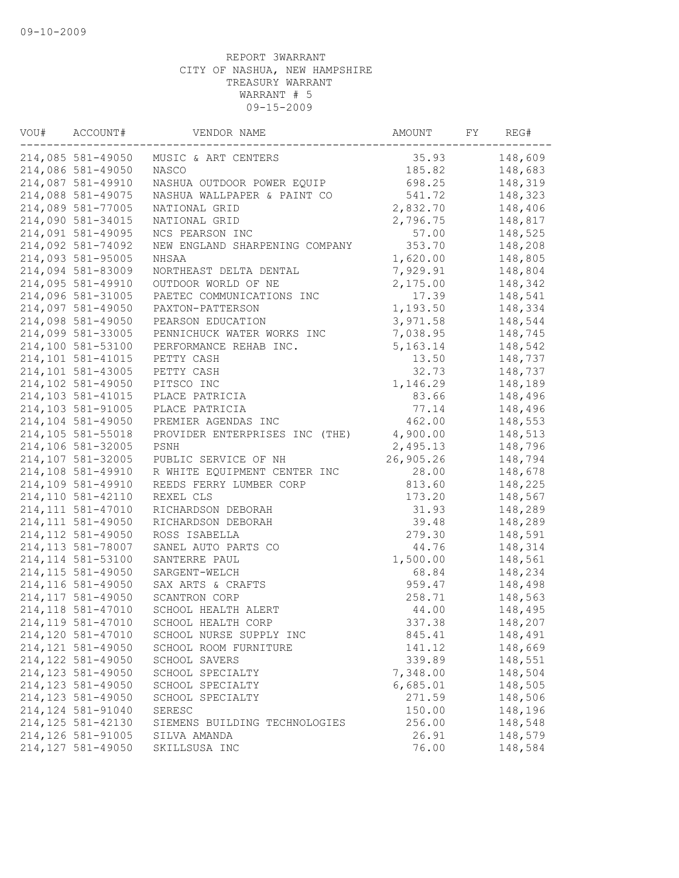09-10-2009

REPORT 3WARRANT
CITY OF NASHUA, NEW HAMPSHIRE
TREASURY WARRANT
WARRANT # 5
09-15-2009

| VOU# | ACCOUNT# | VENDOR NAME | AMOUNT | FY | REG# |
|---|---|---|---|---|---|
| 214,085 | 581-49050 | MUSIC & ART CENTERS | 35.93 | | 148,609 |
| 214,086 | 581-49050 | NASCO | 185.82 | | 148,683 |
| 214,087 | 581-49910 | NASHUA OUTDOOR POWER EQUIP | 698.25 | | 148,319 |
| 214,088 | 581-49075 | NASHUA WALLPAPER & PAINT CO | 541.72 | | 148,323 |
| 214,089 | 581-77005 | NATIONAL GRID | 2,832.70 | | 148,406 |
| 214,090 | 581-34015 | NATIONAL GRID | 2,796.75 | | 148,817 |
| 214,091 | 581-49095 | NCS PEARSON INC | 57.00 | | 148,525 |
| 214,092 | 581-74092 | NEW ENGLAND SHARPENING COMPANY | 353.70 | | 148,208 |
| 214,093 | 581-95005 | NHSAA | 1,620.00 | | 148,805 |
| 214,094 | 581-83009 | NORTHEAST DELTA DENTAL | 7,929.91 | | 148,804 |
| 214,095 | 581-49910 | OUTDOOR WORLD OF NE | 2,175.00 | | 148,342 |
| 214,096 | 581-31005 | PAETEC COMMUNICATIONS INC | 17.39 | | 148,541 |
| 214,097 | 581-49050 | PAXTON-PATTERSON | 1,193.50 | | 148,334 |
| 214,098 | 581-49050 | PEARSON EDUCATION | 3,971.58 | | 148,544 |
| 214,099 | 581-33005 | PENNICHUCK WATER WORKS INC | 7,038.95 | | 148,745 |
| 214,100 | 581-53100 | PERFORMANCE REHAB INC. | 5,163.14 | | 148,542 |
| 214,101 | 581-41015 | PETTY CASH | 13.50 | | 148,737 |
| 214,101 | 581-43005 | PETTY CASH | 32.73 | | 148,737 |
| 214,102 | 581-49050 | PITSCO INC | 1,146.29 | | 148,189 |
| 214,103 | 581-41015 | PLACE PATRICIA | 83.66 | | 148,496 |
| 214,103 | 581-91005 | PLACE PATRICIA | 77.14 | | 148,496 |
| 214,104 | 581-49050 | PREMIER AGENDAS INC | 462.00 | | 148,553 |
| 214,105 | 581-55018 | PROVIDER ENTERPRISES INC (THE) | 4,900.00 | | 148,513 |
| 214,106 | 581-32005 | PSNH | 2,495.13 | | 148,796 |
| 214,107 | 581-32005 | PUBLIC SERVICE OF NH | 26,905.26 | | 148,794 |
| 214,108 | 581-49910 | R WHITE EQUIPMENT CENTER INC | 28.00 | | 148,678 |
| 214,109 | 581-49910 | REEDS FERRY LUMBER CORP | 813.60 | | 148,225 |
| 214,110 | 581-42110 | REXEL CLS | 173.20 | | 148,567 |
| 214,111 | 581-47010 | RICHARDSON DEBORAH | 31.93 | | 148,289 |
| 214,111 | 581-49050 | RICHARDSON DEBORAH | 39.48 | | 148,289 |
| 214,112 | 581-49050 | ROSS ISABELLA | 279.30 | | 148,591 |
| 214,113 | 581-78007 | SANEL AUTO PARTS CO | 44.76 | | 148,314 |
| 214,114 | 581-53100 | SANTERRE PAUL | 1,500.00 | | 148,561 |
| 214,115 | 581-49050 | SARGENT-WELCH | 68.84 | | 148,234 |
| 214,116 | 581-49050 | SAX ARTS & CRAFTS | 959.47 | | 148,498 |
| 214,117 | 581-49050 | SCANTRON CORP | 258.71 | | 148,563 |
| 214,118 | 581-47010 | SCHOOL HEALTH ALERT | 44.00 | | 148,495 |
| 214,119 | 581-47010 | SCHOOL HEALTH CORP | 337.38 | | 148,207 |
| 214,120 | 581-47010 | SCHOOL NURSE SUPPLY INC | 845.41 | | 148,491 |
| 214,121 | 581-49050 | SCHOOL ROOM FURNITURE | 141.12 | | 148,669 |
| 214,122 | 581-49050 | SCHOOL SAVERS | 339.89 | | 148,551 |
| 214,123 | 581-49050 | SCHOOL SPECIALTY | 7,348.00 | | 148,504 |
| 214,123 | 581-49050 | SCHOOL SPECIALTY | 6,685.01 | | 148,505 |
| 214,123 | 581-49050 | SCHOOL SPECIALTY | 271.59 | | 148,506 |
| 214,124 | 581-91040 | SERESC | 150.00 | | 148,196 |
| 214,125 | 581-42130 | SIEMENS BUILDING TECHNOLOGIES | 256.00 | | 148,548 |
| 214,126 | 581-91005 | SILVA AMANDA | 26.91 | | 148,579 |
| 214,127 | 581-49050 | SKILLSUSA INC | 76.00 | | 148,584 |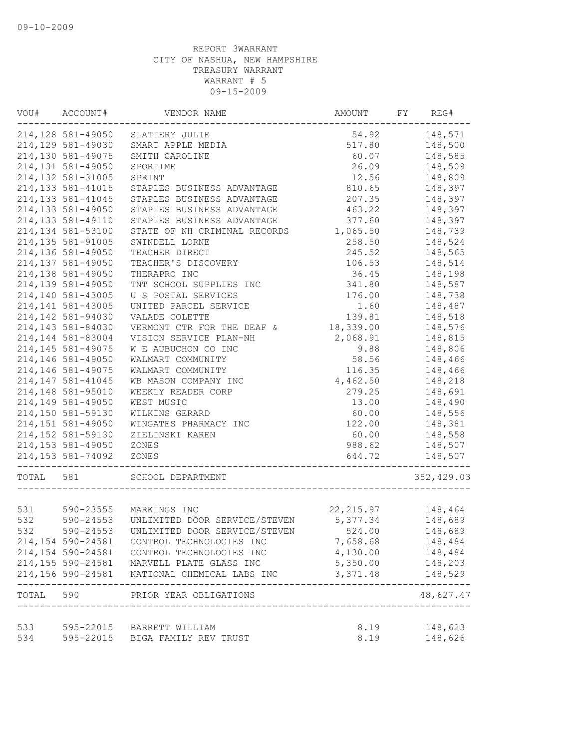09-10-2009

REPORT 3WARRANT
CITY OF NASHUA, NEW HAMPSHIRE
TREASURY WARRANT
WARRANT # 5
09-15-2009

| VOU# | ACCOUNT# | VENDOR NAME | AMOUNT | FY | REG# |
|---|---|---|---|---|---|
| 214,128 | 581-49050 | SLATTERY JULIE | 54.92 | | 148,571 |
| 214,129 | 581-49030 | SMART APPLE MEDIA | 517.80 | | 148,500 |
| 214,130 | 581-49075 | SMITH CAROLINE | 60.07 | | 148,585 |
| 214,131 | 581-49050 | SPORTIME | 26.09 | | 148,509 |
| 214,132 | 581-31005 | SPRINT | 12.56 | | 148,809 |
| 214,133 | 581-41015 | STAPLES BUSINESS ADVANTAGE | 810.65 | | 148,397 |
| 214,133 | 581-41045 | STAPLES BUSINESS ADVANTAGE | 207.35 | | 148,397 |
| 214,133 | 581-49050 | STAPLES BUSINESS ADVANTAGE | 463.22 | | 148,397 |
| 214,133 | 581-49110 | STAPLES BUSINESS ADVANTAGE | 377.60 | | 148,397 |
| 214,134 | 581-53100 | STATE OF NH CRIMINAL RECORDS | 1,065.50 | | 148,739 |
| 214,135 | 581-91005 | SWINDELL LORNE | 258.50 | | 148,524 |
| 214,136 | 581-49050 | TEACHER DIRECT | 245.52 | | 148,565 |
| 214,137 | 581-49050 | TEACHER'S DISCOVERY | 106.53 | | 148,514 |
| 214,138 | 581-49050 | THERAPRO INC | 36.45 | | 148,198 |
| 214,139 | 581-49050 | TNT SCHOOL SUPPLIES INC | 341.80 | | 148,587 |
| 214,140 | 581-43005 | U S POSTAL SERVICES | 176.00 | | 148,738 |
| 214,141 | 581-43005 | UNITED PARCEL SERVICE | 1.60 | | 148,487 |
| 214,142 | 581-94030 | VALADE COLETTE | 139.81 | | 148,518 |
| 214,143 | 581-84030 | VERMONT CTR FOR THE DEAF & | 18,339.00 | | 148,576 |
| 214,144 | 581-83004 | VISION SERVICE PLAN-NH | 2,068.91 | | 148,815 |
| 214,145 | 581-49075 | W E AUBUCHON CO INC | 9.88 | | 148,806 |
| 214,146 | 581-49050 | WALMART COMMUNITY | 58.56 | | 148,466 |
| 214,146 | 581-49075 | WALMART COMMUNITY | 116.35 | | 148,466 |
| 214,147 | 581-41045 | WB MASON COMPANY INC | 4,462.50 | | 148,218 |
| 214,148 | 581-95010 | WEEKLY READER CORP | 279.25 | | 148,691 |
| 214,149 | 581-49050 | WEST MUSIC | 13.00 | | 148,490 |
| 214,150 | 581-59130 | WILKINS GERARD | 60.00 | | 148,556 |
| 214,151 | 581-49050 | WINGATES PHARMACY INC | 122.00 | | 148,381 |
| 214,152 | 581-59130 | ZIELINSKI KAREN | 60.00 | | 148,558 |
| 214,153 | 581-49050 | ZONES | 988.62 | | 148,507 |
| 214,153 | 581-74092 | ZONES | 644.72 | | 148,507 |
| TOTAL | 581 | SCHOOL DEPARTMENT | | | 352,429.03 |
| 531 | 590-23555 | MARKINGS INC | 22,215.97 | | 148,464 |
| 532 | 590-24553 | UNLIMITED DOOR SERVICE/STEVEN | 5,377.34 | | 148,689 |
| 532 | 590-24553 | UNLIMITED DOOR SERVICE/STEVEN | 524.00 | | 148,689 |
| 214,154 | 590-24581 | CONTROL TECHNOLOGIES INC | 7,658.68 | | 148,484 |
| 214,154 | 590-24581 | CONTROL TECHNOLOGIES INC | 4,130.00 | | 148,484 |
| 214,155 | 590-24581 | MARVELL PLATE GLASS INC | 5,350.00 | | 148,203 |
| 214,156 | 590-24581 | NATIONAL CHEMICAL LABS INC | 3,371.48 | | 148,529 |
| TOTAL | 590 | PRIOR YEAR OBLIGATIONS | | | 48,627.47 |
| 533 | 595-22015 | BARRETT WILLIAM | 8.19 | | 148,623 |
| 534 | 595-22015 | BIGA FAMILY REV TRUST | 8.19 | | 148,626 |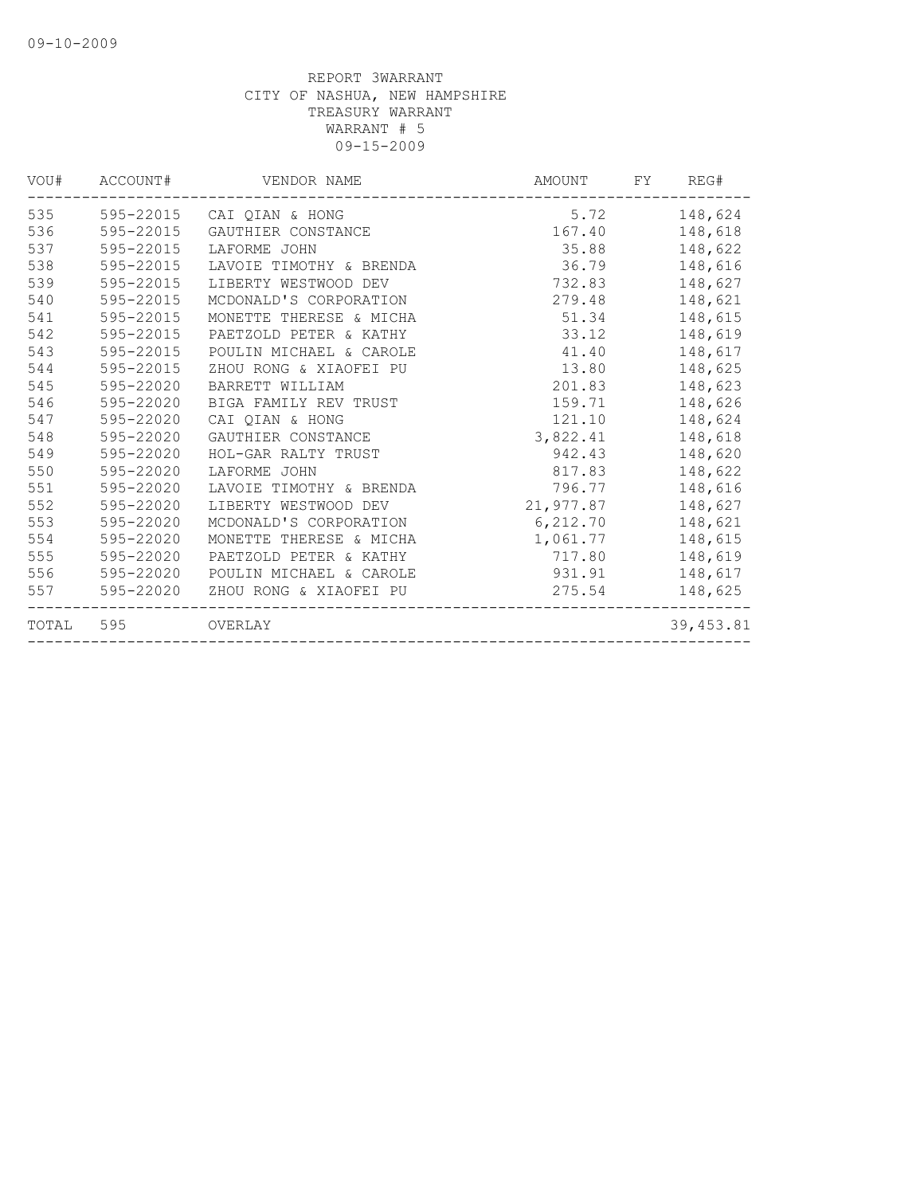09-10-2009

REPORT 3WARRANT
CITY OF NASHUA, NEW HAMPSHIRE
TREASURY WARRANT
WARRANT # 5
09-15-2009

| VOU# | ACCOUNT# | VENDOR NAME | AMOUNT | FY | REG# |
|---|---|---|---|---|---|
| 535 | 595-22015 | CAI QIAN & HONG | 5.72 | | 148,624 |
| 536 | 595-22015 | GAUTHIER CONSTANCE | 167.40 | | 148,618 |
| 537 | 595-22015 | LAFORME JOHN | 35.88 | | 148,622 |
| 538 | 595-22015 | LAVOIE TIMOTHY & BRENDA | 36.79 | | 148,616 |
| 539 | 595-22015 | LIBERTY WESTWOOD DEV | 732.83 | | 148,627 |
| 540 | 595-22015 | MCDONALD'S CORPORATION | 279.48 | | 148,621 |
| 541 | 595-22015 | MONETTE THERESE & MICHA | 51.34 | | 148,615 |
| 542 | 595-22015 | PAETZOLD PETER & KATHY | 33.12 | | 148,619 |
| 543 | 595-22015 | POULIN MICHAEL & CAROLE | 41.40 | | 148,617 |
| 544 | 595-22015 | ZHOU RONG & XIAOFEI PU | 13.80 | | 148,625 |
| 545 | 595-22020 | BARRETT WILLIAM | 201.83 | | 148,623 |
| 546 | 595-22020 | BIGA FAMILY REV TRUST | 159.71 | | 148,626 |
| 547 | 595-22020 | CAI QIAN & HONG | 121.10 | | 148,624 |
| 548 | 595-22020 | GAUTHIER CONSTANCE | 3,822.41 | | 148,618 |
| 549 | 595-22020 | HOL-GAR RALTY TRUST | 942.43 | | 148,620 |
| 550 | 595-22020 | LAFORME JOHN | 817.83 | | 148,622 |
| 551 | 595-22020 | LAVOIE TIMOTHY & BRENDA | 796.77 | | 148,616 |
| 552 | 595-22020 | LIBERTY WESTWOOD DEV | 21,977.87 | | 148,627 |
| 553 | 595-22020 | MCDONALD'S CORPORATION | 6,212.70 | | 148,621 |
| 554 | 595-22020 | MONETTE THERESE & MICHA | 1,061.77 | | 148,615 |
| 555 | 595-22020 | PAETZOLD PETER & KATHY | 717.80 | | 148,619 |
| 556 | 595-22020 | POULIN MICHAEL & CAROLE | 931.91 | | 148,617 |
| 557 | 595-22020 | ZHOU RONG & XIAOFEI PU | 275.54 | | 148,625 |
| TOTAL | 595 | OVERLAY | | | 39,453.81 |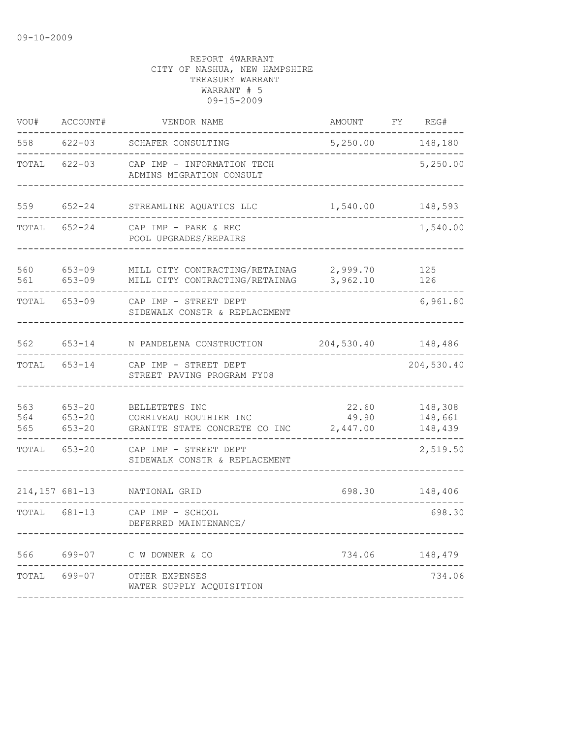09-10-2009

REPORT 4WARRANT
CITY OF NASHUA, NEW HAMPSHIRE
TREASURY WARRANT
WARRANT # 5
09-15-2009

| VOU# | ACCOUNT# | VENDOR NAME | AMOUNT | FY | REG# |
|---|---|---|---|---|---|
| 558 | 622-03 | SCHAFER CONSULTING | 5,250.00 | | 148,180 |
| TOTAL | 622-03 | CAP IMP - INFORMATION TECH<br>ADMINS MIGRATION CONSULT | | | 5,250.00 |
| 559 | 652-24 | STREAMLINE AQUATICS LLC | 1,540.00 | | 148,593 |
| TOTAL | 652-24 | CAP IMP - PARK & REC<br>POOL UPGRADES/REPAIRS | | | 1,540.00 |
| 560 | 653-09 | MILL CITY CONTRACTING/RETAINAG | 2,999.70 | | 125 |
| 561 | 653-09 | MILL CITY CONTRACTING/RETAINAG | 3,962.10 | | 126 |
| TOTAL | 653-09 | CAP IMP - STREET DEPT<br>SIDEWALK CONSTR & REPLACEMENT | | | 6,961.80 |
| 562 | 653-14 | N PANDELENA CONSTRUCTION | 204,530.40 | | 148,486 |
| TOTAL | 653-14 | CAP IMP - STREET DEPT<br>STREET PAVING PROGRAM FY08 | | | 204,530.40 |
| 563 | 653-20 | BELLETETES INC | 22.60 | | 148,308 |
| 564 | 653-20 | CORRIVEAU ROUTHIER INC | 49.90 | | 148,661 |
| 565 | 653-20 | GRANITE STATE CONCRETE CO INC | 2,447.00 | | 148,439 |
| TOTAL | 653-20 | CAP IMP - STREET DEPT<br>SIDEWALK CONSTR & REPLACEMENT | | | 2,519.50 |
| 214,157 | 681-13 | NATIONAL GRID | 698.30 | | 148,406 |
| TOTAL | 681-13 | CAP IMP - SCHOOL<br>DEFERRED MAINTENANCE/ | | | 698.30 |
| 566 | 699-07 | C W DOWNER & CO | 734.06 | | 148,479 |
| TOTAL | 699-07 | OTHER EXPENSES<br>WATER SUPPLY ACQUISITION | | | 734.06 |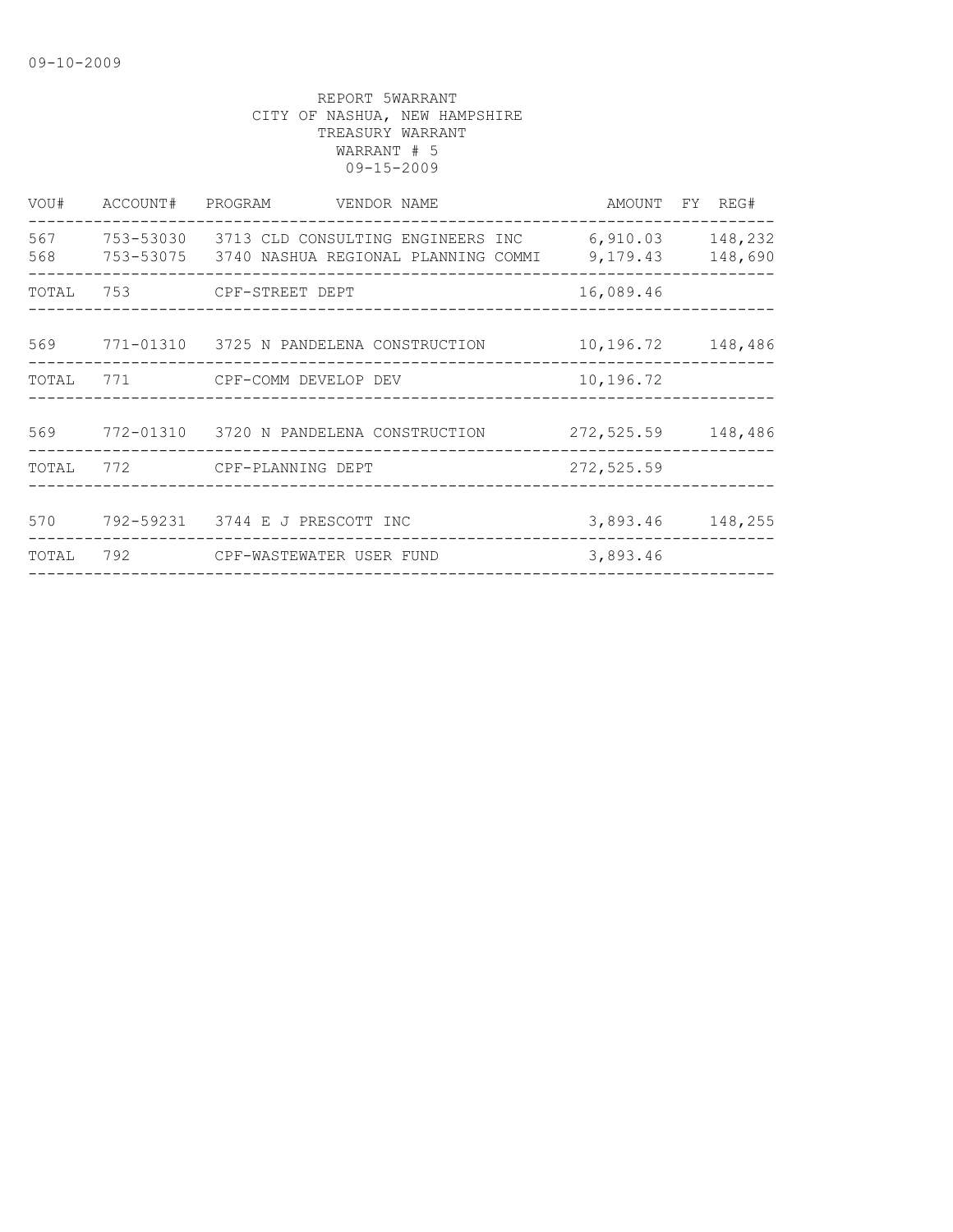09-10-2009

REPORT 5WARRANT
CITY OF NASHUA, NEW HAMPSHIRE
TREASURY WARRANT
WARRANT # 5
09-15-2009

| VOU# | ACCOUNT# | PROGRAM | VENDOR NAME | AMOUNT | FY | REG# |
|---|---|---|---|---|---|---|
| 567 | 753-53030 | 3713 | CLD CONSULTING ENGINEERS INC | 6,910.03 | | 148,232 |
| 568 | 753-53075 | 3740 | NASHUA REGIONAL PLANNING COMMI | 9,179.43 | | 148,690 |
| TOTAL | 753 | | CPF-STREET DEPT | 16,089.46 | | |
| 569 | 771-01310 | 3725 | N PANDELENA CONSTRUCTION | 10,196.72 | | 148,486 |
| TOTAL | 771 | | CPF-COMM DEVELOP DEV | 10,196.72 | | |
| 569 | 772-01310 | 3720 | N PANDELENA CONSTRUCTION | 272,525.59 | | 148,486 |
| TOTAL | 772 | | CPF-PLANNING DEPT | 272,525.59 | | |
| 570 | 792-59231 | 3744 | E J PRESCOTT INC | 3,893.46 | | 148,255 |
| TOTAL | 792 | | CPF-WASTEWATER USER FUND | 3,893.46 | | |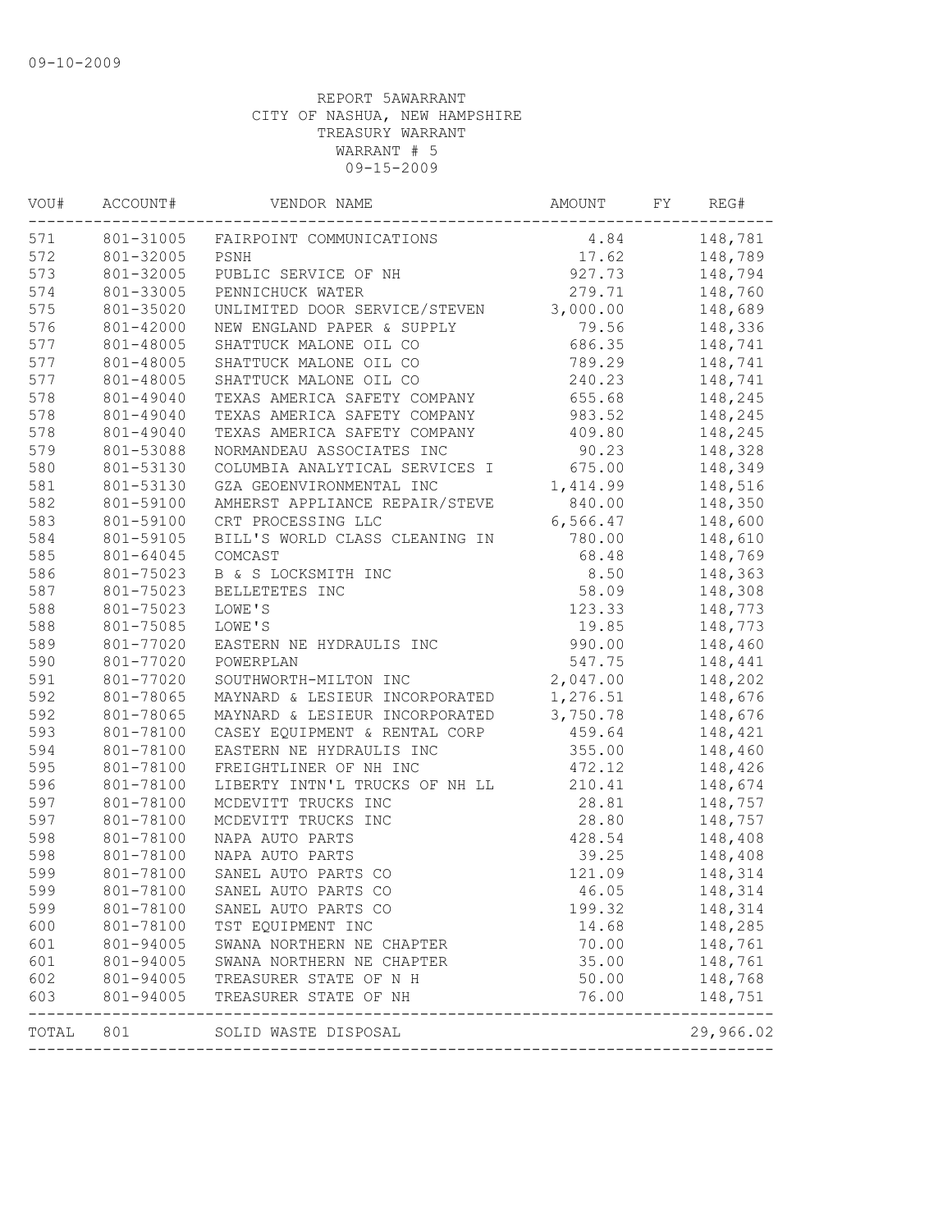09-10-2009

REPORT 5AWARRANT
CITY OF NASHUA, NEW HAMPSHIRE
TREASURY WARRANT
WARRANT # 5
09-15-2009

| VOU# | ACCOUNT# | VENDOR NAME | AMOUNT | FY | REG# |
|---|---|---|---|---|---|
| 571 | 801-31005 | FAIRPOINT COMMUNICATIONS | 4.84 | | 148,781 |
| 572 | 801-32005 | PSNH | 17.62 | | 148,789 |
| 573 | 801-32005 | PUBLIC SERVICE OF NH | 927.73 | | 148,794 |
| 574 | 801-33005 | PENNICHUCK WATER | 279.71 | | 148,760 |
| 575 | 801-35020 | UNLIMITED DOOR SERVICE/STEVEN | 3,000.00 | | 148,689 |
| 576 | 801-42000 | NEW ENGLAND PAPER & SUPPLY | 79.56 | | 148,336 |
| 577 | 801-48005 | SHATTUCK MALONE OIL CO | 686.35 | | 148,741 |
| 577 | 801-48005 | SHATTUCK MALONE OIL CO | 789.29 | | 148,741 |
| 577 | 801-48005 | SHATTUCK MALONE OIL CO | 240.23 | | 148,741 |
| 578 | 801-49040 | TEXAS AMERICA SAFETY COMPANY | 655.68 | | 148,245 |
| 578 | 801-49040 | TEXAS AMERICA SAFETY COMPANY | 983.52 | | 148,245 |
| 578 | 801-49040 | TEXAS AMERICA SAFETY COMPANY | 409.80 | | 148,245 |
| 579 | 801-53088 | NORMANDEAU ASSOCIATES INC | 90.23 | | 148,328 |
| 580 | 801-53130 | COLUMBIA ANALYTICAL SERVICES I | 675.00 | | 148,349 |
| 581 | 801-53130 | GZA GEOENVIRONMENTAL INC | 1,414.99 | | 148,516 |
| 582 | 801-59100 | AMHERST APPLIANCE REPAIR/STEVE | 840.00 | | 148,350 |
| 583 | 801-59100 | CRT PROCESSING LLC | 6,566.47 | | 148,600 |
| 584 | 801-59105 | BILL'S WORLD CLASS CLEANING IN | 780.00 | | 148,610 |
| 585 | 801-64045 | COMCAST | 68.48 | | 148,769 |
| 586 | 801-75023 | B & S LOCKSMITH INC | 8.50 | | 148,363 |
| 587 | 801-75023 | BELLETETES INC | 58.09 | | 148,308 |
| 588 | 801-75023 | LOWE'S | 123.33 | | 148,773 |
| 588 | 801-75085 | LOWE'S | 19.85 | | 148,773 |
| 589 | 801-77020 | EASTERN NE HYDRAULIS INC | 990.00 | | 148,460 |
| 590 | 801-77020 | POWERPLAN | 547.75 | | 148,441 |
| 591 | 801-77020 | SOUTHWORTH-MILTON INC | 2,047.00 | | 148,202 |
| 592 | 801-78065 | MAYNARD & LESIEUR INCORPORATED | 1,276.51 | | 148,676 |
| 592 | 801-78065 | MAYNARD & LESIEUR INCORPORATED | 3,750.78 | | 148,676 |
| 593 | 801-78100 | CASEY EQUIPMENT & RENTAL CORP | 459.64 | | 148,421 |
| 594 | 801-78100 | EASTERN NE HYDRAULIS INC | 355.00 | | 148,460 |
| 595 | 801-78100 | FREIGHTLINER OF NH INC | 472.12 | | 148,426 |
| 596 | 801-78100 | LIBERTY INTN'L TRUCKS OF NH LL | 210.41 | | 148,674 |
| 597 | 801-78100 | MCDEVITT TRUCKS INC | 28.81 | | 148,757 |
| 597 | 801-78100 | MCDEVITT TRUCKS INC | 28.80 | | 148,757 |
| 598 | 801-78100 | NAPA AUTO PARTS | 428.54 | | 148,408 |
| 598 | 801-78100 | NAPA AUTO PARTS | 39.25 | | 148,408 |
| 599 | 801-78100 | SANEL AUTO PARTS CO | 121.09 | | 148,314 |
| 599 | 801-78100 | SANEL AUTO PARTS CO | 46.05 | | 148,314 |
| 599 | 801-78100 | SANEL AUTO PARTS CO | 199.32 | | 148,314 |
| 600 | 801-78100 | TST EQUIPMENT INC | 14.68 | | 148,285 |
| 601 | 801-94005 | SWANA NORTHERN NE CHAPTER | 70.00 | | 148,761 |
| 601 | 801-94005 | SWANA NORTHERN NE CHAPTER | 35.00 | | 148,761 |
| 602 | 801-94005 | TREASURER STATE OF N H | 50.00 | | 148,768 |
| 603 | 801-94005 | TREASURER STATE OF NH | 76.00 | | 148,751 |
| TOTAL | 801 | SOLID WASTE DISPOSAL | | | 29,966.02 |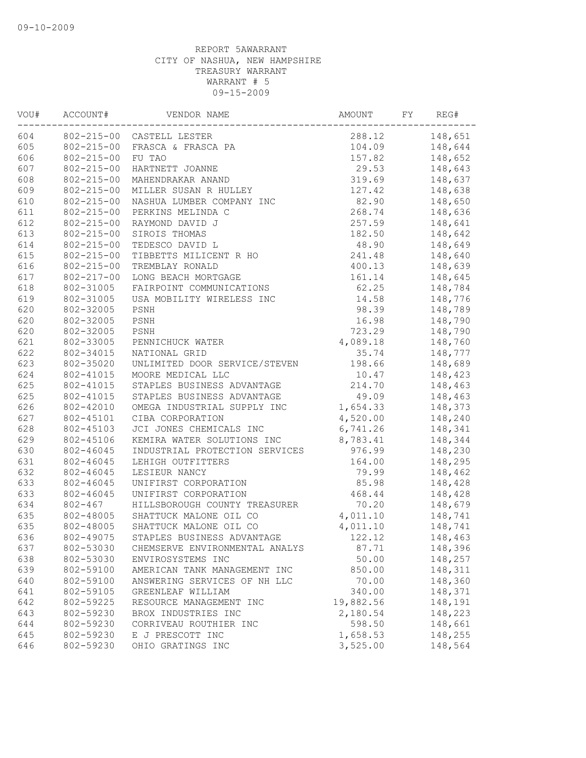09-10-2009

REPORT 5AWARRANT
CITY OF NASHUA, NEW HAMPSHIRE
TREASURY WARRANT
WARRANT # 5
09-15-2009

| VOU# | ACCOUNT# | VENDOR NAME | AMOUNT | FY | REG# |
|---|---|---|---|---|---|
| 604 | 802-215-00 | CASTELL LESTER | 288.12 | | 148,651 |
| 605 | 802-215-00 | FRASCA & FRASCA PA | 104.09 | | 148,644 |
| 606 | 802-215-00 | FU TAO | 157.82 | | 148,652 |
| 607 | 802-215-00 | HARTNETT JOANNE | 29.53 | | 148,643 |
| 608 | 802-215-00 | MAHENDRAKAR ANAND | 319.69 | | 148,637 |
| 609 | 802-215-00 | MILLER SUSAN R HULLEY | 127.42 | | 148,638 |
| 610 | 802-215-00 | NASHUA LUMBER COMPANY INC | 82.90 | | 148,650 |
| 611 | 802-215-00 | PERKINS MELINDA C | 268.74 | | 148,636 |
| 612 | 802-215-00 | RAYMOND DAVID J | 257.59 | | 148,641 |
| 613 | 802-215-00 | SIROIS THOMAS | 182.50 | | 148,642 |
| 614 | 802-215-00 | TEDESCO DAVID L | 48.90 | | 148,649 |
| 615 | 802-215-00 | TIBBETTS MILICENT R HO | 241.48 | | 148,640 |
| 616 | 802-215-00 | TREMBLAY RONALD | 400.13 | | 148,639 |
| 617 | 802-217-00 | LONG BEACH MORTGAGE | 161.14 | | 148,645 |
| 618 | 802-31005 | FAIRPOINT COMMUNICATIONS | 62.25 | | 148,784 |
| 619 | 802-31005 | USA MOBILITY WIRELESS INC | 14.58 | | 148,776 |
| 620 | 802-32005 | PSNH | 98.39 | | 148,789 |
| 620 | 802-32005 | PSNH | 16.98 | | 148,790 |
| 620 | 802-32005 | PSNH | 723.29 | | 148,790 |
| 621 | 802-33005 | PENNICHUCK WATER | 4,089.18 | | 148,760 |
| 622 | 802-34015 | NATIONAL GRID | 35.74 | | 148,777 |
| 623 | 802-35020 | UNLIMITED DOOR SERVICE/STEVEN | 198.66 | | 148,689 |
| 624 | 802-41015 | MOORE MEDICAL LLC | 10.47 | | 148,423 |
| 625 | 802-41015 | STAPLES BUSINESS ADVANTAGE | 214.70 | | 148,463 |
| 625 | 802-41015 | STAPLES BUSINESS ADVANTAGE | 49.09 | | 148,463 |
| 626 | 802-42010 | OMEGA INDUSTRIAL SUPPLY INC | 1,654.33 | | 148,373 |
| 627 | 802-45101 | CIBA CORPORATION | 4,520.00 | | 148,240 |
| 628 | 802-45103 | JCI JONES CHEMICALS INC | 6,741.26 | | 148,341 |
| 629 | 802-45106 | KEMIRA WATER SOLUTIONS INC | 8,783.41 | | 148,344 |
| 630 | 802-46045 | INDUSTRIAL PROTECTION SERVICES | 976.99 | | 148,230 |
| 631 | 802-46045 | LEHIGH OUTFITTERS | 164.00 | | 148,295 |
| 632 | 802-46045 | LESIEUR NANCY | 79.99 | | 148,462 |
| 633 | 802-46045 | UNIFIRST CORPORATION | 85.98 | | 148,428 |
| 633 | 802-46045 | UNIFIRST CORPORATION | 468.44 | | 148,428 |
| 634 | 802-467 | HILLSBOROUGH COUNTY TREASURER | 70.20 | | 148,679 |
| 635 | 802-48005 | SHATTUCK MALONE OIL CO | 4,011.10 | | 148,741 |
| 635 | 802-48005 | SHATTUCK MALONE OIL CO | 4,011.10 | | 148,741 |
| 636 | 802-49075 | STAPLES BUSINESS ADVANTAGE | 122.12 | | 148,463 |
| 637 | 802-53030 | CHEMSERVE ENVIRONMENTAL ANALYS | 87.71 | | 148,396 |
| 638 | 802-53030 | ENVIROSYSTEMS INC | 50.00 | | 148,257 |
| 639 | 802-59100 | AMERICAN TANK MANAGEMENT INC | 850.00 | | 148,311 |
| 640 | 802-59100 | ANSWERING SERVICES OF NH LLC | 70.00 | | 148,360 |
| 641 | 802-59105 | GREENLEAF WILLIAM | 340.00 | | 148,371 |
| 642 | 802-59225 | RESOURCE MANAGEMENT INC | 19,882.56 | | 148,191 |
| 643 | 802-59230 | BROX INDUSTRIES INC | 2,180.54 | | 148,223 |
| 644 | 802-59230 | CORRIVEAU ROUTHIER INC | 598.50 | | 148,661 |
| 645 | 802-59230 | E J PRESCOTT INC | 1,658.53 | | 148,255 |
| 646 | 802-59230 | OHIO GRATINGS INC | 3,525.00 | | 148,564 |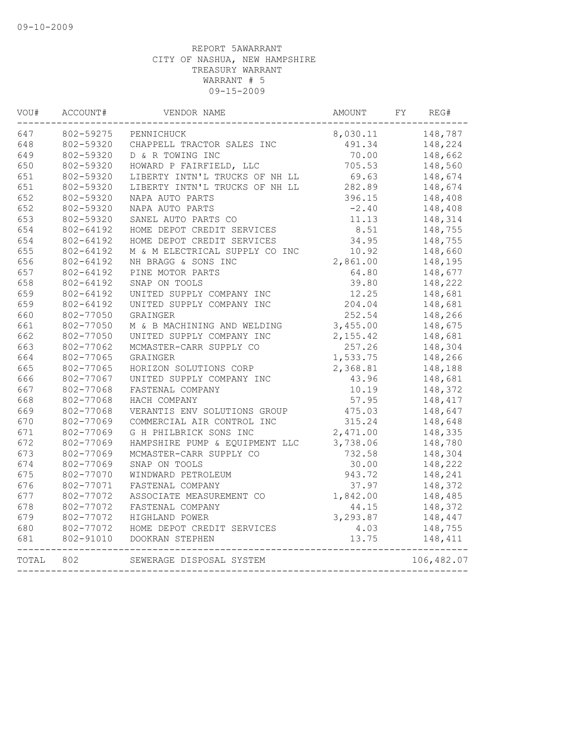REPORT 5AWARRANT
CITY OF NASHUA, NEW HAMPSHIRE
TREASURY WARRANT
WARRANT # 5
09-15-2009

| VOU# | ACCOUNT# | VENDOR NAME | AMOUNT | FY | REG# |
|---|---|---|---|---|---|
| 647 | 802-59275 | PENNICHUCK | 8,030.11 | | 148,787 |
| 648 | 802-59320 | CHAPPELL TRACTOR SALES INC | 491.34 | | 148,224 |
| 649 | 802-59320 | D & R TOWING INC | 70.00 | | 148,662 |
| 650 | 802-59320 | HOWARD P FAIRFIELD, LLC | 705.53 | | 148,560 |
| 651 | 802-59320 | LIBERTY INTN'L TRUCKS OF NH LL | 69.63 | | 148,674 |
| 651 | 802-59320 | LIBERTY INTN'L TRUCKS OF NH LL | 282.89 | | 148,674 |
| 652 | 802-59320 | NAPA AUTO PARTS | 396.15 | | 148,408 |
| 652 | 802-59320 | NAPA AUTO PARTS | -2.40 | | 148,408 |
| 653 | 802-59320 | SANEL AUTO PARTS CO | 11.13 | | 148,314 |
| 654 | 802-64192 | HOME DEPOT CREDIT SERVICES | 8.51 | | 148,755 |
| 654 | 802-64192 | HOME DEPOT CREDIT SERVICES | 34.95 | | 148,755 |
| 655 | 802-64192 | M & M ELECTRICAL SUPPLY CO INC | 10.92 | | 148,660 |
| 656 | 802-64192 | NH BRAGG & SONS INC | 2,861.00 | | 148,195 |
| 657 | 802-64192 | PINE MOTOR PARTS | 64.80 | | 148,677 |
| 658 | 802-64192 | SNAP ON TOOLS | 39.80 | | 148,222 |
| 659 | 802-64192 | UNITED SUPPLY COMPANY INC | 12.25 | | 148,681 |
| 659 | 802-64192 | UNITED SUPPLY COMPANY INC | 204.04 | | 148,681 |
| 660 | 802-77050 | GRAINGER | 252.54 | | 148,266 |
| 661 | 802-77050 | M & B MACHINING AND WELDING | 3,455.00 | | 148,675 |
| 662 | 802-77050 | UNITED SUPPLY COMPANY INC | 2,155.42 | | 148,681 |
| 663 | 802-77062 | MCMASTER-CARR SUPPLY CO | 257.26 | | 148,304 |
| 664 | 802-77065 | GRAINGER | 1,533.75 | | 148,266 |
| 665 | 802-77065 | HORIZON SOLUTIONS CORP | 2,368.81 | | 148,188 |
| 666 | 802-77067 | UNITED SUPPLY COMPANY INC | 43.96 | | 148,681 |
| 667 | 802-77068 | FASTENAL COMPANY | 10.19 | | 148,372 |
| 668 | 802-77068 | HACH COMPANY | 57.95 | | 148,417 |
| 669 | 802-77068 | VERANTIS ENV SOLUTIONS GROUP | 475.03 | | 148,647 |
| 670 | 802-77069 | COMMERCIAL AIR CONTROL INC | 315.24 | | 148,648 |
| 671 | 802-77069 | G H PHILBRICK SONS INC | 2,471.00 | | 148,335 |
| 672 | 802-77069 | HAMPSHIRE PUMP & EQUIPMENT LLC | 3,738.06 | | 148,780 |
| 673 | 802-77069 | MCMASTER-CARR SUPPLY CO | 732.58 | | 148,304 |
| 674 | 802-77069 | SNAP ON TOOLS | 30.00 | | 148,222 |
| 675 | 802-77070 | WINDWARD PETROLEUM | 943.72 | | 148,241 |
| 676 | 802-77071 | FASTENAL COMPANY | 37.97 | | 148,372 |
| 677 | 802-77072 | ASSOCIATE MEASUREMENT CO | 1,842.00 | | 148,485 |
| 678 | 802-77072 | FASTENAL COMPANY | 44.15 | | 148,372 |
| 679 | 802-77072 | HIGHLAND POWER | 3,293.87 | | 148,447 |
| 680 | 802-77072 | HOME DEPOT CREDIT SERVICES | 4.03 | | 148,755 |
| 681 | 802-91010 | DOOKRAN STEPHEN | 13.75 | | 148,411 |
| TOTAL | 802 | SEWERAGE DISPOSAL SYSTEM | | | 106,482.07 |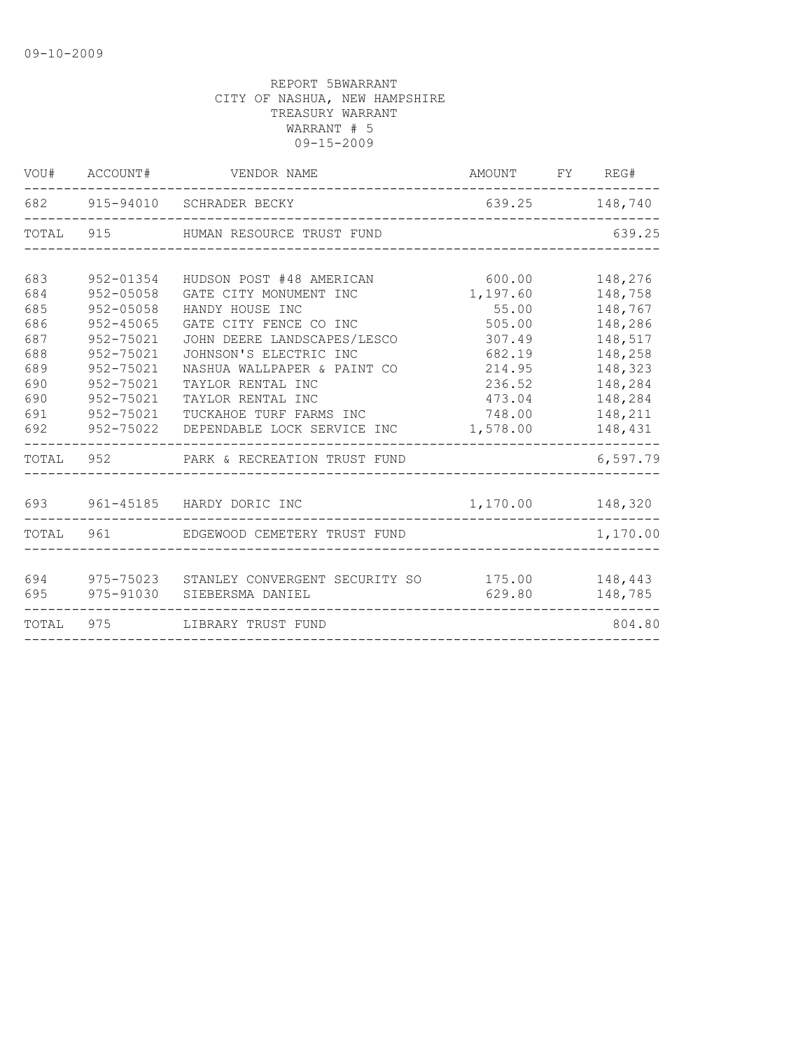09-10-2009

REPORT 5BWARRANT
CITY OF NASHUA, NEW HAMPSHIRE
TREASURY WARRANT
WARRANT # 5
09-15-2009

| VOU# | ACCOUNT# | VENDOR NAME | AMOUNT | FY | REG# |
|---|---|---|---|---|---|
| 682 | 915-94010 | SCHRADER BECKY | 639.25 | | 148,740 |
| TOTAL | 915 | HUMAN RESOURCE TRUST FUND | | | 639.25 |
| 683 | 952-01354 | HUDSON POST #48 AMERICAN | 600.00 | | 148,276 |
| 684 | 952-05058 | GATE CITY MONUMENT INC | 1,197.60 | | 148,758 |
| 685 | 952-05058 | HANDY HOUSE INC | 55.00 | | 148,767 |
| 686 | 952-45065 | GATE CITY FENCE CO INC | 505.00 | | 148,286 |
| 687 | 952-75021 | JOHN DEERE LANDSCAPES/LESCO | 307.49 | | 148,517 |
| 688 | 952-75021 | JOHNSON'S ELECTRIC INC | 682.19 | | 148,258 |
| 689 | 952-75021 | NASHUA WALLPAPER & PAINT CO | 214.95 | | 148,323 |
| 690 | 952-75021 | TAYLOR RENTAL INC | 236.52 | | 148,284 |
| 690 | 952-75021 | TAYLOR RENTAL INC | 473.04 | | 148,284 |
| 691 | 952-75021 | TUCKAHOE TURF FARMS INC | 748.00 | | 148,211 |
| 692 | 952-75022 | DEPENDABLE LOCK SERVICE INC | 1,578.00 | | 148,431 |
| TOTAL | 952 | PARK & RECREATION TRUST FUND | | | 6,597.79 |
| 693 | 961-45185 | HARDY DORIC INC | 1,170.00 | | 148,320 |
| TOTAL | 961 | EDGEWOOD CEMETERY TRUST FUND | | | 1,170.00 |
| 694 | 975-75023 | STANLEY CONVERGENT SECURITY SO | 175.00 | | 148,443 |
| 695 | 975-91030 | SIEBERSMA DANIEL | 629.80 | | 148,785 |
| TOTAL | 975 | LIBRARY TRUST FUND | | | 804.80 |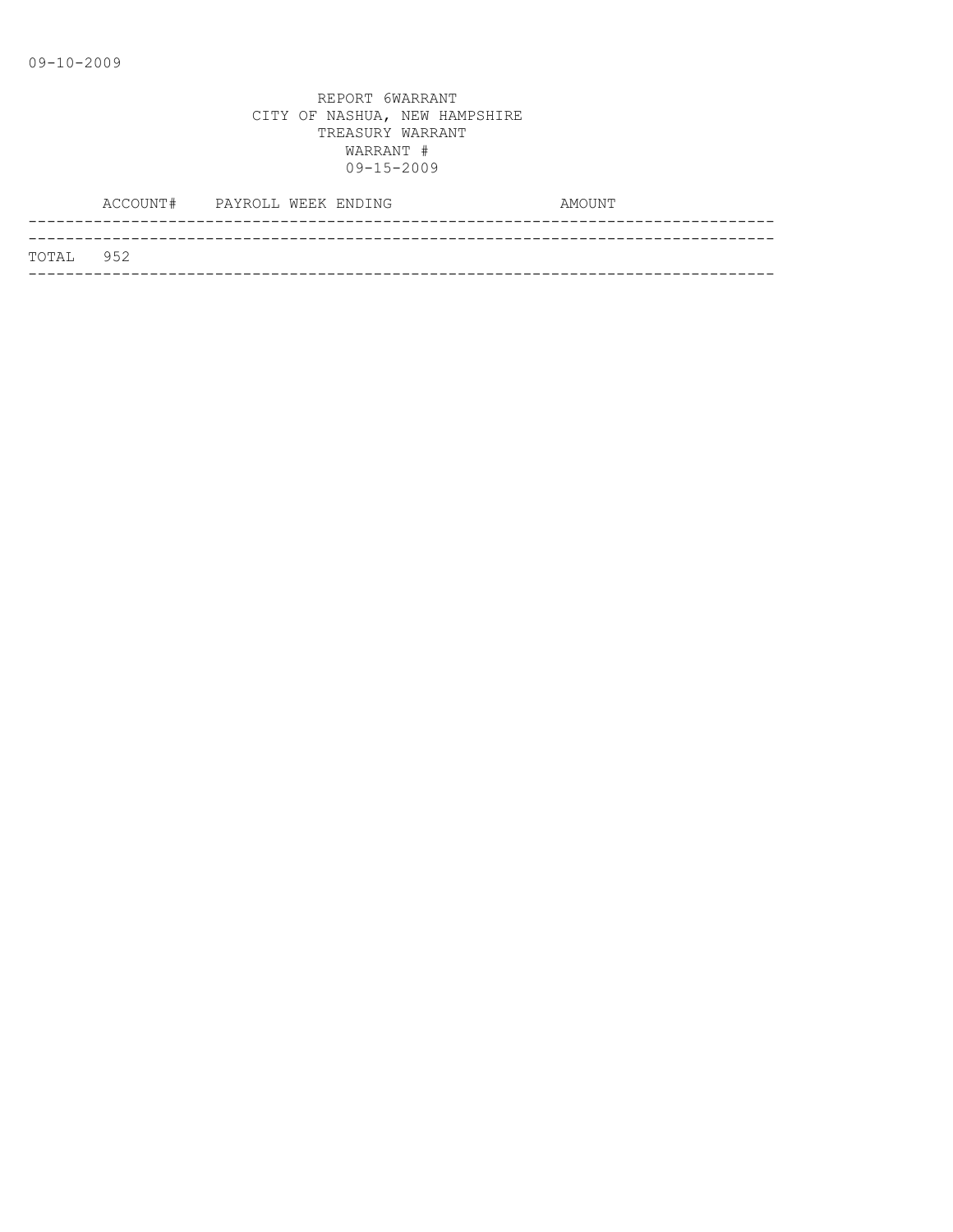09-10-2009

REPORT 6WARRANT
CITY OF NASHUA, NEW HAMPSHIRE
TREASURY WARRANT
WARRANT #
09-15-2009

| ACCOUNT# | PAYROLL WEEK ENDING | AMOUNT |
|---|---|---|
| TOTAL 952 | | |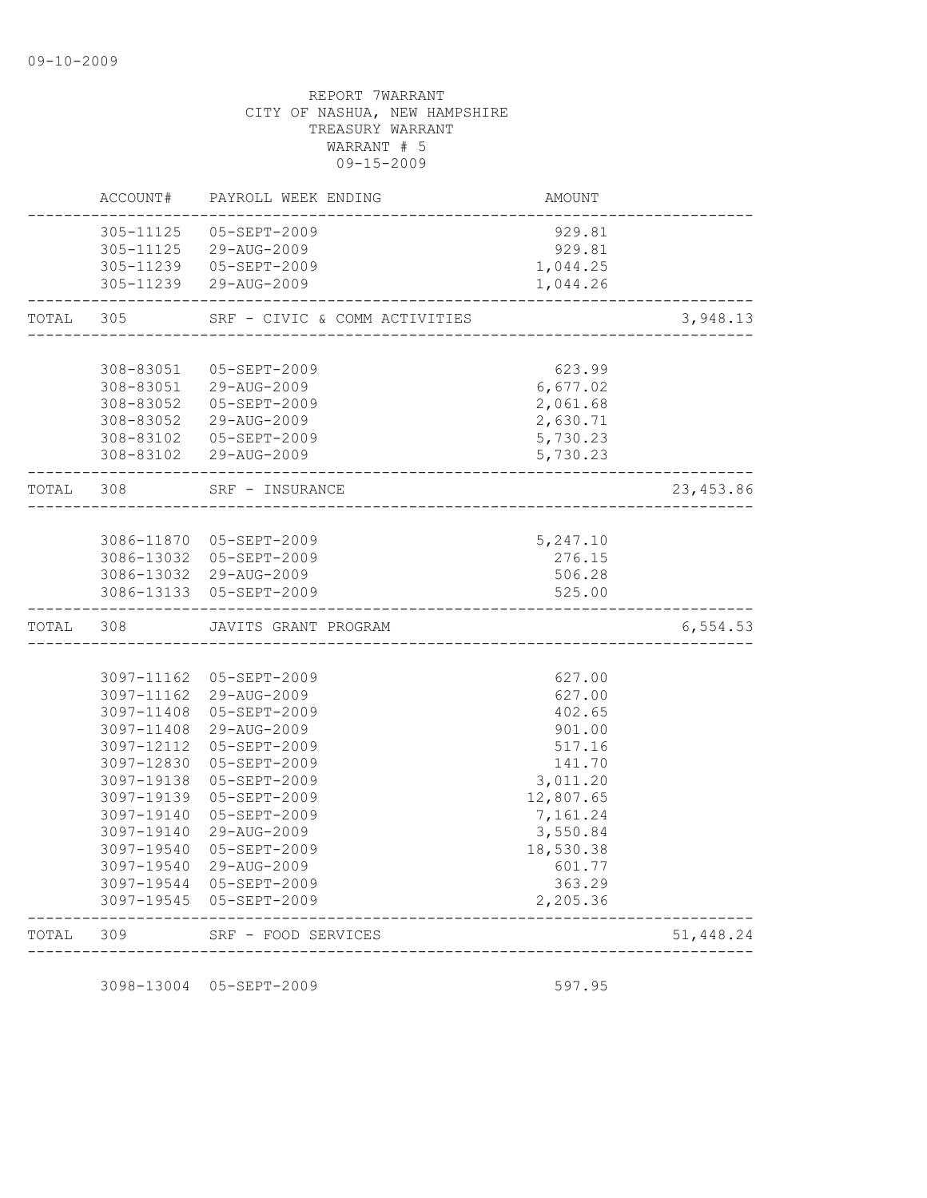09-10-2009

REPORT 7WARRANT
CITY OF NASHUA, NEW HAMPSHIRE
TREASURY WARRANT
WARRANT # 5
09-15-2009

| | ACCOUNT# | PAYROLL WEEK ENDING | AMOUNT | |
|---|---|---|---|---|
| | 305-11125 | 05-SEPT-2009 | 929.81 | |
| | 305-11125 | 29-AUG-2009 | 929.81 | |
| | 305-11239 | 05-SEPT-2009 | 1,044.25 | |
| | 305-11239 | 29-AUG-2009 | 1,044.26 | |
| TOTAL | 305 | SRF - CIVIC & COMM ACTIVITIES | | 3,948.13 |
| | 308-83051 | 05-SEPT-2009 | 623.99 | |
| | 308-83051 | 29-AUG-2009 | 6,677.02 | |
| | 308-83052 | 05-SEPT-2009 | 2,061.68 | |
| | 308-83052 | 29-AUG-2009 | 2,630.71 | |
| | 308-83102 | 05-SEPT-2009 | 5,730.23 | |
| | 308-83102 | 29-AUG-2009 | 5,730.23 | |
| TOTAL | 308 | SRF - INSURANCE | | 23,453.86 |
| | 3086-11870 | 05-SEPT-2009 | 5,247.10 | |
| | 3086-13032 | 05-SEPT-2009 | 276.15 | |
| | 3086-13032 | 29-AUG-2009 | 506.28 | |
| | 3086-13133 | 05-SEPT-2009 | 525.00 | |
| TOTAL | 308 | JAVITS GRANT PROGRAM | | 6,554.53 |
| | 3097-11162 | 05-SEPT-2009 | 627.00 | |
| | 3097-11162 | 29-AUG-2009 | 627.00 | |
| | 3097-11408 | 05-SEPT-2009 | 402.65 | |
| | 3097-11408 | 29-AUG-2009 | 901.00 | |
| | 3097-12112 | 05-SEPT-2009 | 517.16 | |
| | 3097-12830 | 05-SEPT-2009 | 141.70 | |
| | 3097-19138 | 05-SEPT-2009 | 3,011.20 | |
| | 3097-19139 | 05-SEPT-2009 | 12,807.65 | |
| | 3097-19140 | 05-SEPT-2009 | 7,161.24 | |
| | 3097-19140 | 29-AUG-2009 | 3,550.84 | |
| | 3097-19540 | 05-SEPT-2009 | 18,530.38 | |
| | 3097-19540 | 29-AUG-2009 | 601.77 | |
| | 3097-19544 | 05-SEPT-2009 | 363.29 | |
| | 3097-19545 | 05-SEPT-2009 | 2,205.36 | |
| TOTAL | 309 | SRF - FOOD SERVICES | | 51,448.24 |
| | 3098-13004 | 05-SEPT-2009 | 597.95 | |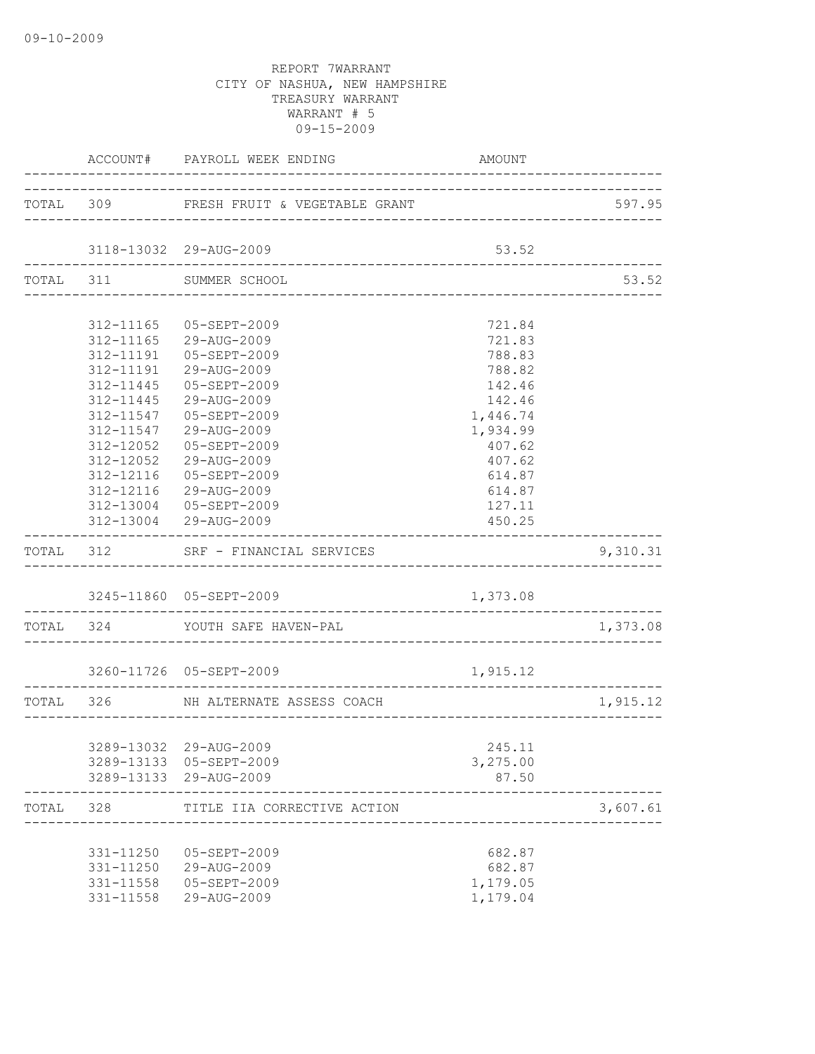09-10-2009

REPORT 7WARRANT
CITY OF NASHUA, NEW HAMPSHIRE
TREASURY WARRANT
WARRANT # 5
09-15-2009

| | ACCOUNT# | PAYROLL WEEK ENDING | AMOUNT | |
|---|---|---|---|---|
| TOTAL | 309 | FRESH FRUIT & VEGETABLE GRANT | | 597.95 |
| | 3118-13032 | 29-AUG-2009 | 53.52 | |
| TOTAL | 311 | SUMMER SCHOOL | | 53.52 |
| | 312-11165 | 05-SEPT-2009 | 721.84 | |
| | 312-11165 | 29-AUG-2009 | 721.83 | |
| | 312-11191 | 05-SEPT-2009 | 788.83 | |
| | 312-11191 | 29-AUG-2009 | 788.82 | |
| | 312-11445 | 05-SEPT-2009 | 142.46 | |
| | 312-11445 | 29-AUG-2009 | 142.46 | |
| | 312-11547 | 05-SEPT-2009 | 1,446.74 | |
| | 312-11547 | 29-AUG-2009 | 1,934.99 | |
| | 312-12052 | 05-SEPT-2009 | 407.62 | |
| | 312-12052 | 29-AUG-2009 | 407.62 | |
| | 312-12116 | 05-SEPT-2009 | 614.87 | |
| | 312-12116 | 29-AUG-2009 | 614.87 | |
| | 312-13004 | 05-SEPT-2009 | 127.11 | |
| | 312-13004 | 29-AUG-2009 | 450.25 | |
| TOTAL | 312 | SRF - FINANCIAL SERVICES | | 9,310.31 |
| | 3245-11860 | 05-SEPT-2009 | 1,373.08 | |
| TOTAL | 324 | YOUTH SAFE HAVEN-PAL | | 1,373.08 |
| | 3260-11726 | 05-SEPT-2009 | 1,915.12 | |
| TOTAL | 326 | NH ALTERNATE ASSESS COACH | | 1,915.12 |
| | 3289-13032 | 29-AUG-2009 | 245.11 | |
| | 3289-13133 | 05-SEPT-2009 | 3,275.00 | |
| | 3289-13133 | 29-AUG-2009 | 87.50 | |
| TOTAL | 328 | TITLE IIA CORRECTIVE ACTION | | 3,607.61 |
| | 331-11250 | 05-SEPT-2009 | 682.87 | |
| | 331-11250 | 29-AUG-2009 | 682.87 | |
| | 331-11558 | 05-SEPT-2009 | 1,179.05 | |
| | 331-11558 | 29-AUG-2009 | 1,179.04 | |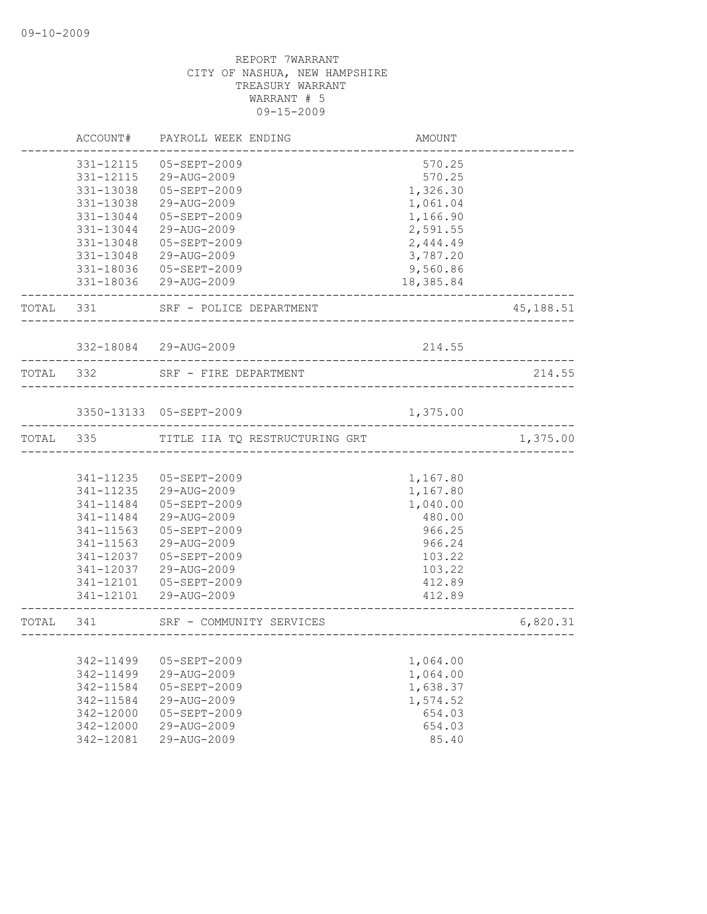REPORT 7WARRANT
CITY OF NASHUA, NEW HAMPSHIRE
TREASURY WARRANT
WARRANT # 5
09-15-2009

| | ACCOUNT# | PAYROLL WEEK ENDING | AMOUNT | |
|---|---|---|---|---|
| | 331-12115 | 05-SEPT-2009 | 570.25 | |
| | 331-12115 | 29-AUG-2009 | 570.25 | |
| | 331-13038 | 05-SEPT-2009 | 1,326.30 | |
| | 331-13038 | 29-AUG-2009 | 1,061.04 | |
| | 331-13044 | 05-SEPT-2009 | 1,166.90 | |
| | 331-13044 | 29-AUG-2009 | 2,591.55 | |
| | 331-13048 | 05-SEPT-2009 | 2,444.49 | |
| | 331-13048 | 29-AUG-2009 | 3,787.20 | |
| | 331-18036 | 05-SEPT-2009 | 9,560.86 | |
| | 331-18036 | 29-AUG-2009 | 18,385.84 | |
| TOTAL | 331 | SRF - POLICE DEPARTMENT | | 45,188.51 |
| | 332-18084 | 29-AUG-2009 | 214.55 | |
| TOTAL | 332 | SRF - FIRE DEPARTMENT | | 214.55 |
| | 3350-13133 | 05-SEPT-2009 | 1,375.00 | |
| TOTAL | 335 | TITLE IIA TQ RESTRUCTURING GRT | | 1,375.00 |
| | 341-11235 | 05-SEPT-2009 | 1,167.80 | |
| | 341-11235 | 29-AUG-2009 | 1,167.80 | |
| | 341-11484 | 05-SEPT-2009 | 1,040.00 | |
| | 341-11484 | 29-AUG-2009 | 480.00 | |
| | 341-11563 | 05-SEPT-2009 | 966.25 | |
| | 341-11563 | 29-AUG-2009 | 966.24 | |
| | 341-12037 | 05-SEPT-2009 | 103.22 | |
| | 341-12037 | 29-AUG-2009 | 103.22 | |
| | 341-12101 | 05-SEPT-2009 | 412.89 | |
| | 341-12101 | 29-AUG-2009 | 412.89 | |
| TOTAL | 341 | SRF - COMMUNITY SERVICES | | 6,820.31 |
| | 342-11499 | 05-SEPT-2009 | 1,064.00 | |
| | 342-11499 | 29-AUG-2009 | 1,064.00 | |
| | 342-11584 | 05-SEPT-2009 | 1,638.37 | |
| | 342-11584 | 29-AUG-2009 | 1,574.52 | |
| | 342-12000 | 05-SEPT-2009 | 654.03 | |
| | 342-12000 | 29-AUG-2009 | 654.03 | |
| | 342-12081 | 29-AUG-2009 | 85.40 | |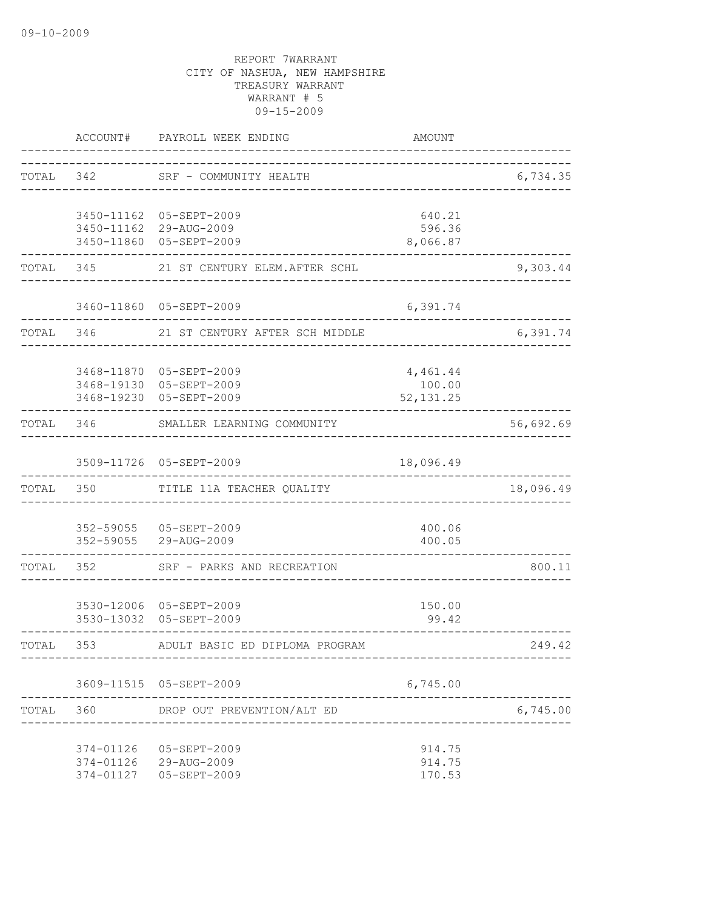09-10-2009

REPORT 7WARRANT
CITY OF NASHUA, NEW HAMPSHIRE
TREASURY WARRANT
WARRANT # 5
09-15-2009

| | ACCOUNT# | PAYROLL WEEK ENDING | AMOUNT | |
|---|---|---|---|---|
| TOTAL | 342 | SRF - COMMUNITY HEALTH | | 6,734.35 |
| | 3450-11162 | 05-SEPT-2009 | 640.21 | |
| | 3450-11162 | 29-AUG-2009 | 596.36 | |
| | 3450-11860 | 05-SEPT-2009 | 8,066.87 | |
| TOTAL | 345 | 21 ST CENTURY ELEM.AFTER SCHL | | 9,303.44 |
| | 3460-11860 | 05-SEPT-2009 | 6,391.74 | |
| TOTAL | 346 | 21 ST CENTURY AFTER SCH MIDDLE | | 6,391.74 |
| | 3468-11870 | 05-SEPT-2009 | 4,461.44 | |
| | 3468-19130 | 05-SEPT-2009 | 100.00 | |
| | 3468-19230 | 05-SEPT-2009 | 52,131.25 | |
| TOTAL | 346 | SMALLER LEARNING COMMUNITY | | 56,692.69 |
| | 3509-11726 | 05-SEPT-2009 | 18,096.49 | |
| TOTAL | 350 | TITLE 11A TEACHER QUALITY | | 18,096.49 |
| | 352-59055 | 05-SEPT-2009 | 400.06 | |
| | 352-59055 | 29-AUG-2009 | 400.05 | |
| TOTAL | 352 | SRF - PARKS AND RECREATION | | 800.11 |
| | 3530-12006 | 05-SEPT-2009 | 150.00 | |
| | 3530-13032 | 05-SEPT-2009 | 99.42 | |
| TOTAL | 353 | ADULT BASIC ED DIPLOMA PROGRAM | | 249.42 |
| | 3609-11515 | 05-SEPT-2009 | 6,745.00 | |
| TOTAL | 360 | DROP OUT PREVENTION/ALT ED | | 6,745.00 |
| | 374-01126 | 05-SEPT-2009 | 914.75 | |
| | 374-01126 | 29-AUG-2009 | 914.75 | |
| | 374-01127 | 05-SEPT-2009 | 170.53 | |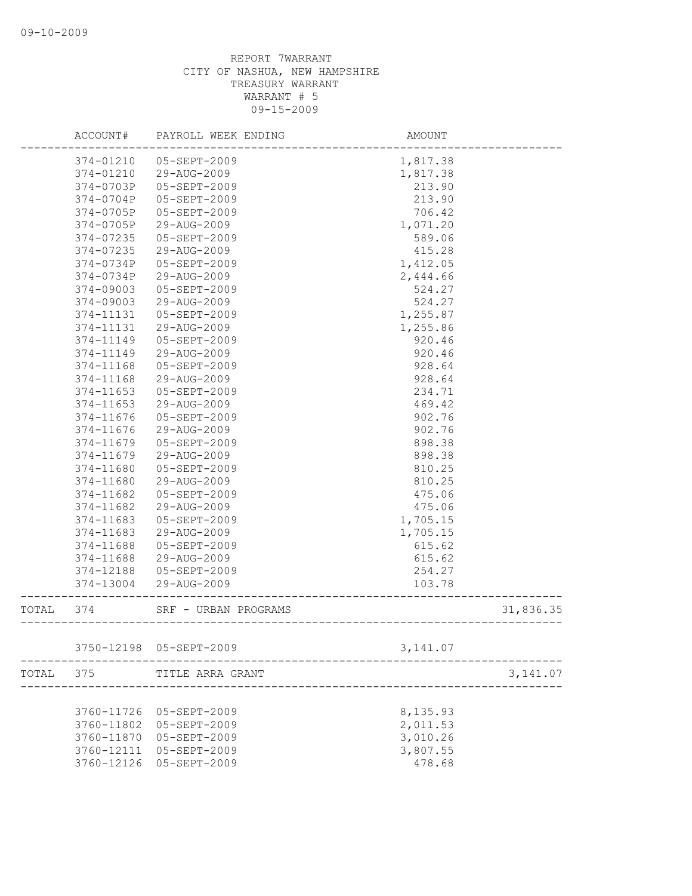REPORT 7WARRANT
CITY OF NASHUA, NEW HAMPSHIRE
TREASURY WARRANT
WARRANT # 5
09-15-2009

| | ACCOUNT# | PAYROLL WEEK ENDING | AMOUNT | |
|---|---|---|---|---|
| | 374-01210 | 05-SEPT-2009 | 1,817.38 | |
| | 374-01210 | 29-AUG-2009 | 1,817.38 | |
| | 374-0703P | 05-SEPT-2009 | 213.90 | |
| | 374-0704P | 05-SEPT-2009 | 213.90 | |
| | 374-0705P | 05-SEPT-2009 | 706.42 | |
| | 374-0705P | 29-AUG-2009 | 1,071.20 | |
| | 374-07235 | 05-SEPT-2009 | 589.06 | |
| | 374-07235 | 29-AUG-2009 | 415.28 | |
| | 374-0734P | 05-SEPT-2009 | 1,412.05 | |
| | 374-0734P | 29-AUG-2009 | 2,444.66 | |
| | 374-09003 | 05-SEPT-2009 | 524.27 | |
| | 374-09003 | 29-AUG-2009 | 524.27 | |
| | 374-11131 | 05-SEPT-2009 | 1,255.87 | |
| | 374-11131 | 29-AUG-2009 | 1,255.86 | |
| | 374-11149 | 05-SEPT-2009 | 920.46 | |
| | 374-11149 | 29-AUG-2009 | 920.46 | |
| | 374-11168 | 05-SEPT-2009 | 928.64 | |
| | 374-11168 | 29-AUG-2009 | 928.64 | |
| | 374-11653 | 05-SEPT-2009 | 234.71 | |
| | 374-11653 | 29-AUG-2009 | 469.42 | |
| | 374-11676 | 05-SEPT-2009 | 902.76 | |
| | 374-11676 | 29-AUG-2009 | 902.76 | |
| | 374-11679 | 05-SEPT-2009 | 898.38 | |
| | 374-11679 | 29-AUG-2009 | 898.38 | |
| | 374-11680 | 05-SEPT-2009 | 810.25 | |
| | 374-11680 | 29-AUG-2009 | 810.25 | |
| | 374-11682 | 05-SEPT-2009 | 475.06 | |
| | 374-11682 | 29-AUG-2009 | 475.06 | |
| | 374-11683 | 05-SEPT-2009 | 1,705.15 | |
| | 374-11683 | 29-AUG-2009 | 1,705.15 | |
| | 374-11688 | 05-SEPT-2009 | 615.62 | |
| | 374-11688 | 29-AUG-2009 | 615.62 | |
| | 374-12188 | 05-SEPT-2009 | 254.27 | |
| | 374-13004 | 29-AUG-2009 | 103.78 | |
| TOTAL | 374 | SRF - URBAN PROGRAMS | | 31,836.35 |
| | 3750-12198 | 05-SEPT-2009 | 3,141.07 | |
| TOTAL | 375 | TITLE ARRA GRANT | | 3,141.07 |
| | 3760-11726 | 05-SEPT-2009 | 8,135.93 | |
| | 3760-11802 | 05-SEPT-2009 | 2,011.53 | |
| | 3760-11870 | 05-SEPT-2009 | 3,010.26 | |
| | 3760-12111 | 05-SEPT-2009 | 3,807.55 | |
| | 3760-12126 | 05-SEPT-2009 | 478.68 | |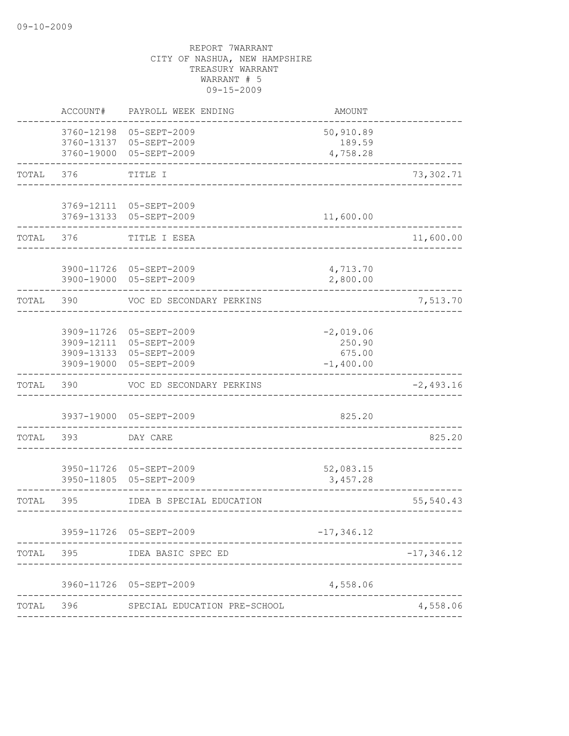09-10-2009

REPORT 7WARRANT
CITY OF NASHUA, NEW HAMPSHIRE
TREASURY WARRANT
WARRANT # 5
09-15-2009

| | ACCOUNT# | PAYROLL WEEK ENDING | AMOUNT | |
|---|---|---|---|---|
| | 3760-12198 | 05-SEPT-2009 | 50,910.89 | |
| | 3760-13137 | 05-SEPT-2009 | 189.59 | |
| | 3760-19000 | 05-SEPT-2009 | 4,758.28 | |
| TOTAL | 376 | TITLE I | | 73,302.71 |
| | 3769-12111 | 05-SEPT-2009 | | |
| | 3769-13133 | 05-SEPT-2009 | 11,600.00 | |
| TOTAL | 376 | TITLE I ESEA | | 11,600.00 |
| | 3900-11726 | 05-SEPT-2009 | 4,713.70 | |
| | 3900-19000 | 05-SEPT-2009 | 2,800.00 | |
| TOTAL | 390 | VOC ED SECONDARY PERKINS | | 7,513.70 |
| | 3909-11726 | 05-SEPT-2009 | -2,019.06 | |
| | 3909-12111 | 05-SEPT-2009 | 250.90 | |
| | 3909-13133 | 05-SEPT-2009 | 675.00 | |
| | 3909-19000 | 05-SEPT-2009 | -1,400.00 | |
| TOTAL | 390 | VOC ED SECONDARY PERKINS | | -2,493.16 |
| | 3937-19000 | 05-SEPT-2009 | 825.20 | |
| TOTAL | 393 | DAY CARE | | 825.20 |
| | 3950-11726 | 05-SEPT-2009 | 52,083.15 | |
| | 3950-11805 | 05-SEPT-2009 | 3,457.28 | |
| TOTAL | 395 | IDEA B SPECIAL EDUCATION | | 55,540.43 |
| | 3959-11726 | 05-SEPT-2009 | -17,346.12 | |
| TOTAL | 395 | IDEA BASIC SPEC ED | | -17,346.12 |
| | 3960-11726 | 05-SEPT-2009 | 4,558.06 | |
| TOTAL | 396 | SPECIAL EDUCATION PRE-SCHOOL | | 4,558.06 |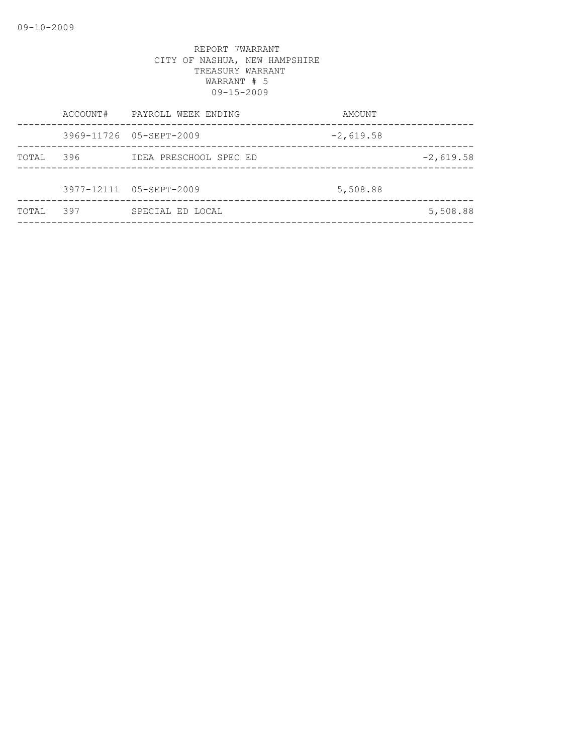REPORT 7WARRANT
CITY OF NASHUA, NEW HAMPSHIRE
TREASURY WARRANT
WARRANT # 5
09-15-2009

| | ACCOUNT# | PAYROLL WEEK ENDING | AMOUNT | |
|---|---|---|---|---|
| | 3969-11726 | 05-SEPT-2009 | -2,619.58 | |
| TOTAL | 396 | IDEA PRESCHOOL SPEC ED | | -2,619.58 |
| | 3977-12111 | 05-SEPT-2009 | 5,508.88 | |
| TOTAL | 397 | SPECIAL ED LOCAL | | 5,508.88 |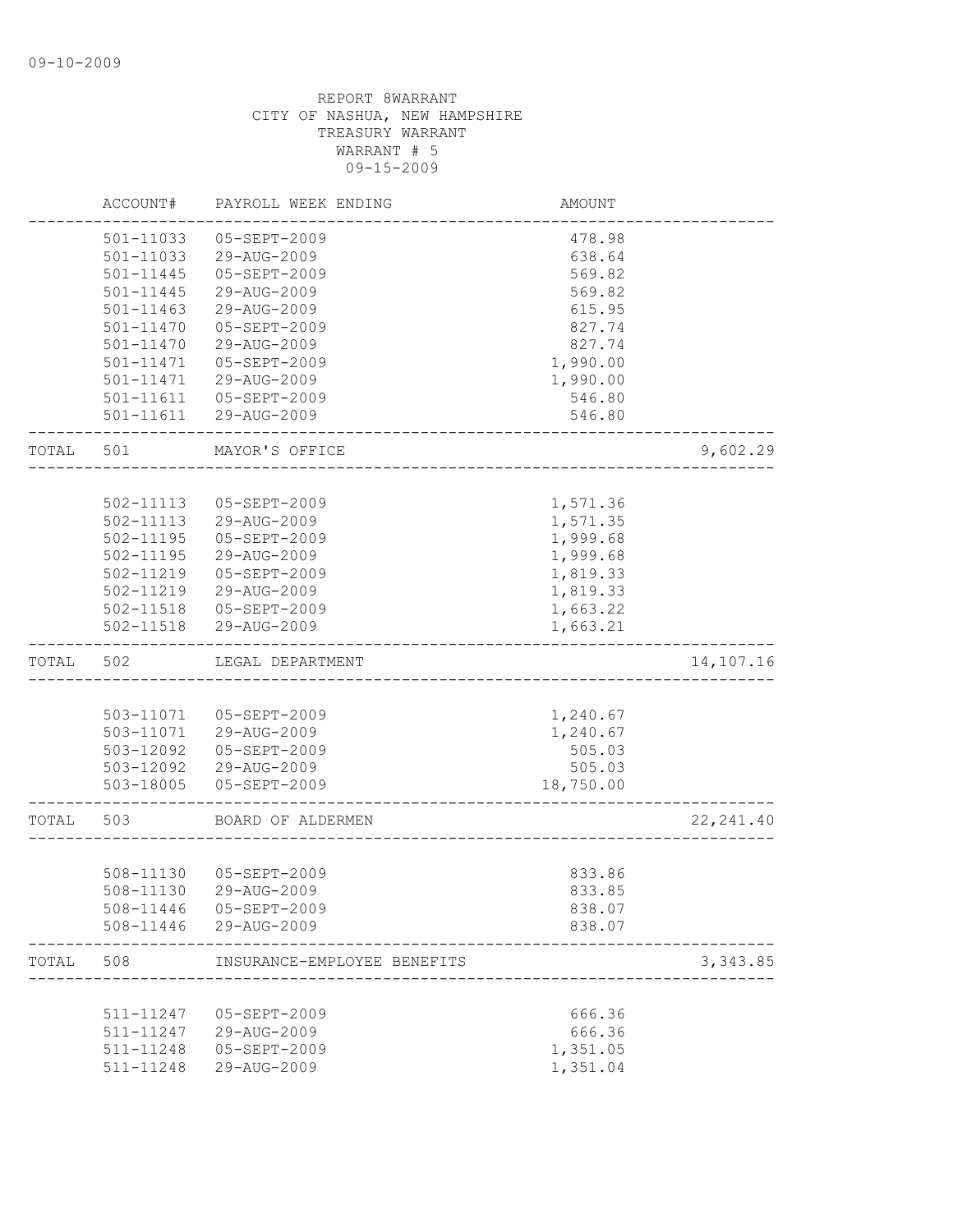09-10-2009

REPORT 8WARRANT
CITY OF NASHUA, NEW HAMPSHIRE
TREASURY WARRANT
WARRANT # 5
09-15-2009

| | ACCOUNT# | PAYROLL WEEK ENDING | AMOUNT | |
|---|---|---|---|---|
| | 501-11033 | 05-SEPT-2009 | 478.98 | |
| | 501-11033 | 29-AUG-2009 | 638.64 | |
| | 501-11445 | 05-SEPT-2009 | 569.82 | |
| | 501-11445 | 29-AUG-2009 | 569.82 | |
| | 501-11463 | 29-AUG-2009 | 615.95 | |
| | 501-11470 | 05-SEPT-2009 | 827.74 | |
| | 501-11470 | 29-AUG-2009 | 827.74 | |
| | 501-11471 | 05-SEPT-2009 | 1,990.00 | |
| | 501-11471 | 29-AUG-2009 | 1,990.00 | |
| | 501-11611 | 05-SEPT-2009 | 546.80 | |
| | 501-11611 | 29-AUG-2009 | 546.80 | |
| TOTAL | 501 | MAYOR'S OFFICE | | 9,602.29 |
| | 502-11113 | 05-SEPT-2009 | 1,571.36 | |
| | 502-11113 | 29-AUG-2009 | 1,571.35 | |
| | 502-11195 | 05-SEPT-2009 | 1,999.68 | |
| | 502-11195 | 29-AUG-2009 | 1,999.68 | |
| | 502-11219 | 05-SEPT-2009 | 1,819.33 | |
| | 502-11219 | 29-AUG-2009 | 1,819.33 | |
| | 502-11518 | 05-SEPT-2009 | 1,663.22 | |
| | 502-11518 | 29-AUG-2009 | 1,663.21 | |
| TOTAL | 502 | LEGAL DEPARTMENT | | 14,107.16 |
| | 503-11071 | 05-SEPT-2009 | 1,240.67 | |
| | 503-11071 | 29-AUG-2009 | 1,240.67 | |
| | 503-12092 | 05-SEPT-2009 | 505.03 | |
| | 503-12092 | 29-AUG-2009 | 505.03 | |
| | 503-18005 | 05-SEPT-2009 | 18,750.00 | |
| TOTAL | 503 | BOARD OF ALDERMEN | | 22,241.40 |
| | 508-11130 | 05-SEPT-2009 | 833.86 | |
| | 508-11130 | 29-AUG-2009 | 833.85 | |
| | 508-11446 | 05-SEPT-2009 | 838.07 | |
| | 508-11446 | 29-AUG-2009 | 838.07 | |
| TOTAL | 508 | INSURANCE-EMPLOYEE BENEFITS | | 3,343.85 |
| | 511-11247 | 05-SEPT-2009 | 666.36 | |
| | 511-11247 | 29-AUG-2009 | 666.36 | |
| | 511-11248 | 05-SEPT-2009 | 1,351.05 | |
| | 511-11248 | 29-AUG-2009 | 1,351.04 | |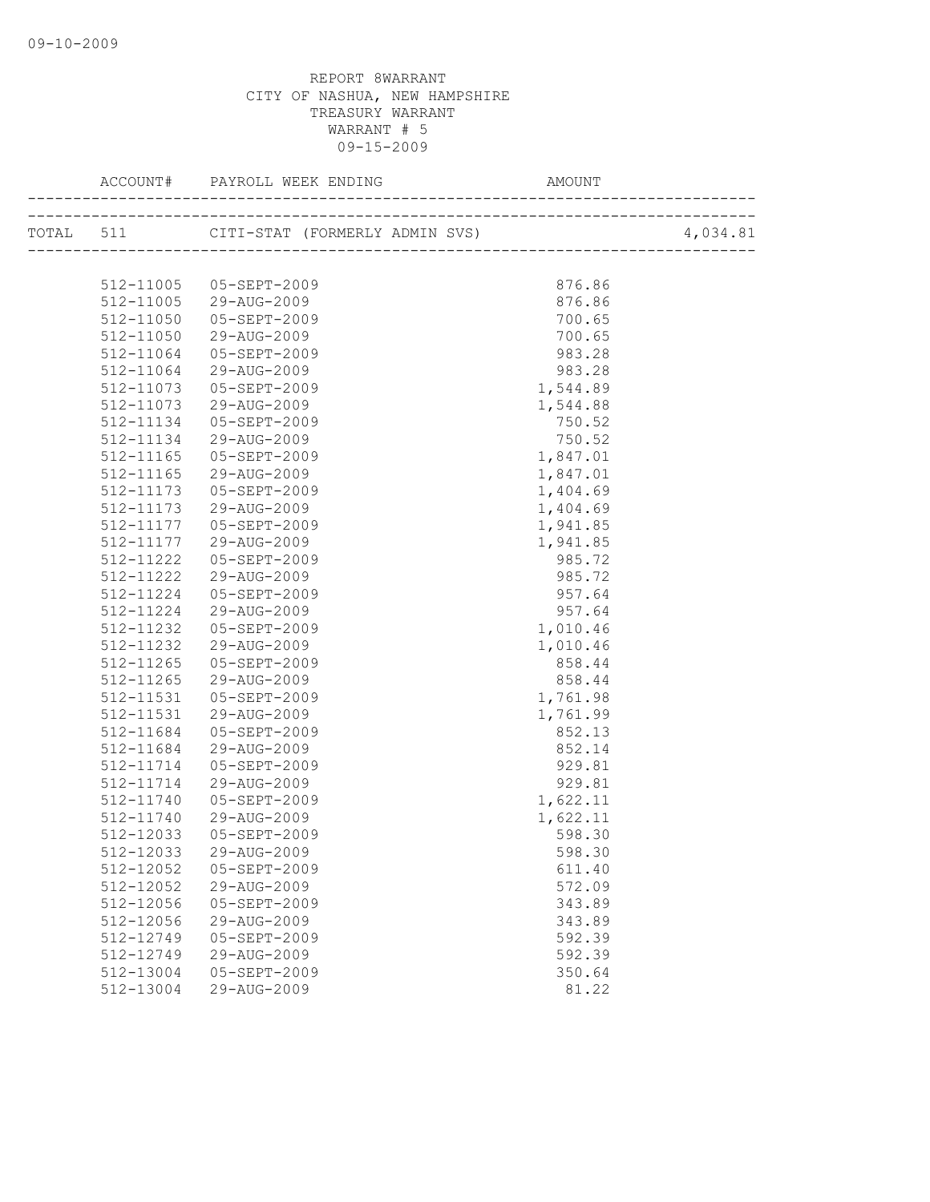REPORT 8WARRANT
CITY OF NASHUA, NEW HAMPSHIRE
TREASURY WARRANT
WARRANT # 5
09-15-2009

| ACCOUNT# | PAYROLL WEEK ENDING | AMOUNT | |
|---|---|---|---|
| TOTAL 511 | CITI-STAT (FORMERLY ADMIN SVS) | | 4,034.81 |
| 512-11005 | 05-SEPT-2009 | 876.86 | |
| 512-11005 | 29-AUG-2009 | 876.86 | |
| 512-11050 | 05-SEPT-2009 | 700.65 | |
| 512-11050 | 29-AUG-2009 | 700.65 | |
| 512-11064 | 05-SEPT-2009 | 983.28 | |
| 512-11064 | 29-AUG-2009 | 983.28 | |
| 512-11073 | 05-SEPT-2009 | 1,544.89 | |
| 512-11073 | 29-AUG-2009 | 1,544.88 | |
| 512-11134 | 05-SEPT-2009 | 750.52 | |
| 512-11134 | 29-AUG-2009 | 750.52 | |
| 512-11165 | 05-SEPT-2009 | 1,847.01 | |
| 512-11165 | 29-AUG-2009 | 1,847.01 | |
| 512-11173 | 05-SEPT-2009 | 1,404.69 | |
| 512-11173 | 29-AUG-2009 | 1,404.69 | |
| 512-11177 | 05-SEPT-2009 | 1,941.85 | |
| 512-11177 | 29-AUG-2009 | 1,941.85 | |
| 512-11222 | 05-SEPT-2009 | 985.72 | |
| 512-11222 | 29-AUG-2009 | 985.72 | |
| 512-11224 | 05-SEPT-2009 | 957.64 | |
| 512-11224 | 29-AUG-2009 | 957.64 | |
| 512-11232 | 05-SEPT-2009 | 1,010.46 | |
| 512-11232 | 29-AUG-2009 | 1,010.46 | |
| 512-11265 | 05-SEPT-2009 | 858.44 | |
| 512-11265 | 29-AUG-2009 | 858.44 | |
| 512-11531 | 05-SEPT-2009 | 1,761.98 | |
| 512-11531 | 29-AUG-2009 | 1,761.99 | |
| 512-11684 | 05-SEPT-2009 | 852.13 | |
| 512-11684 | 29-AUG-2009 | 852.14 | |
| 512-11714 | 05-SEPT-2009 | 929.81 | |
| 512-11714 | 29-AUG-2009 | 929.81 | |
| 512-11740 | 05-SEPT-2009 | 1,622.11 | |
| 512-11740 | 29-AUG-2009 | 1,622.11 | |
| 512-12033 | 05-SEPT-2009 | 598.30 | |
| 512-12033 | 29-AUG-2009 | 598.30 | |
| 512-12052 | 05-SEPT-2009 | 611.40 | |
| 512-12052 | 29-AUG-2009 | 572.09 | |
| 512-12056 | 05-SEPT-2009 | 343.89 | |
| 512-12056 | 29-AUG-2009 | 343.89 | |
| 512-12749 | 05-SEPT-2009 | 592.39 | |
| 512-12749 | 29-AUG-2009 | 592.39 | |
| 512-13004 | 05-SEPT-2009 | 350.64 | |
| 512-13004 | 29-AUG-2009 | 81.22 | |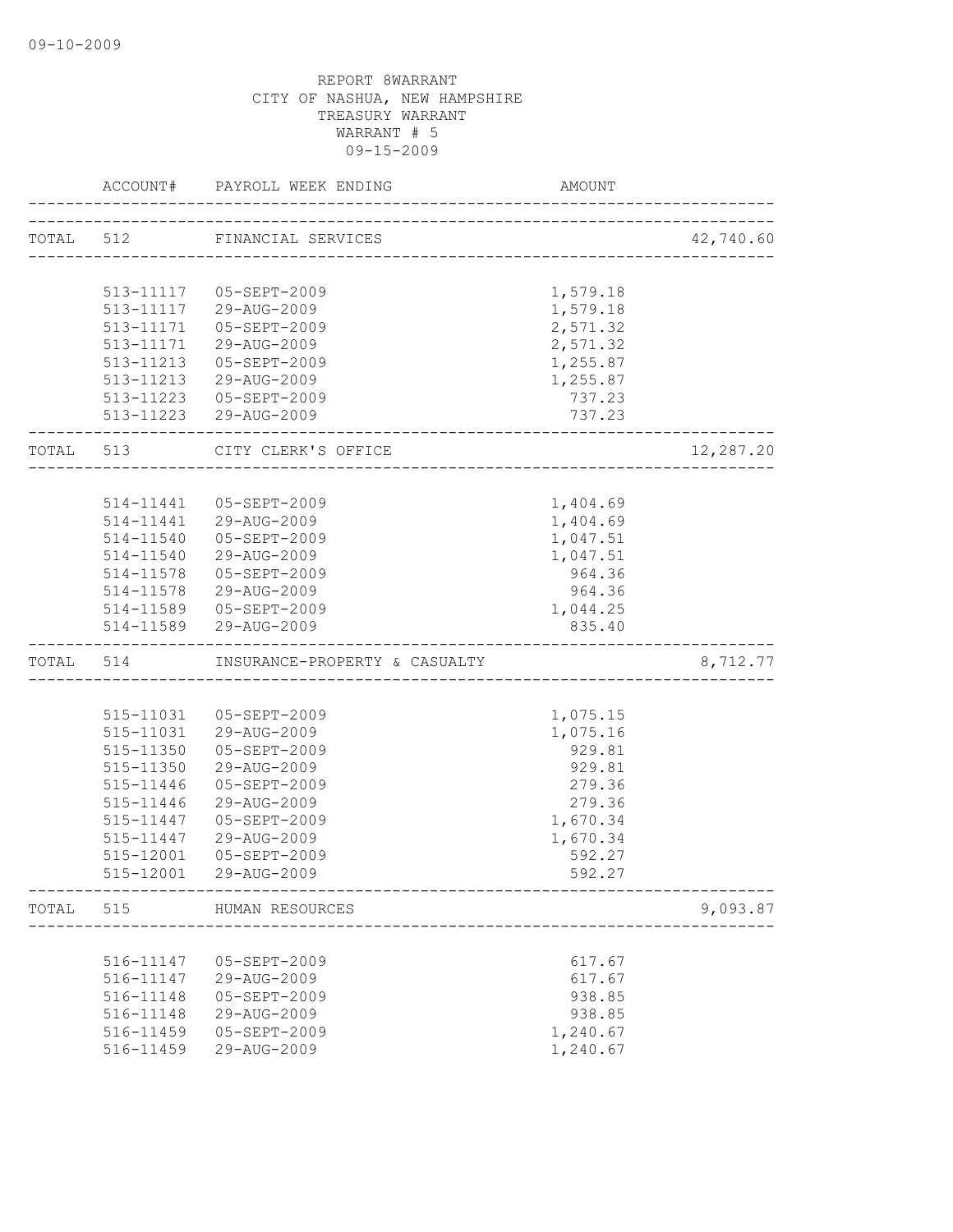09-10-2009

REPORT 8WARRANT
CITY OF NASHUA, NEW HAMPSHIRE
TREASURY WARRANT
WARRANT # 5
09-15-2009

| | ACCOUNT# | PAYROLL WEEK ENDING | AMOUNT | |
|---|---|---|---|---|
| TOTAL | 512 | FINANCIAL SERVICES | | 42,740.60 |
| | 513-11117 | 05-SEPT-2009 | 1,579.18 | |
| | 513-11117 | 29-AUG-2009 | 1,579.18 | |
| | 513-11171 | 05-SEPT-2009 | 2,571.32 | |
| | 513-11171 | 29-AUG-2009 | 2,571.32 | |
| | 513-11213 | 05-SEPT-2009 | 1,255.87 | |
| | 513-11213 | 29-AUG-2009 | 1,255.87 | |
| | 513-11223 | 05-SEPT-2009 | 737.23 | |
| | 513-11223 | 29-AUG-2009 | 737.23 | |
| TOTAL | 513 | CITY CLERK'S OFFICE | | 12,287.20 |
| | 514-11441 | 05-SEPT-2009 | 1,404.69 | |
| | 514-11441 | 29-AUG-2009 | 1,404.69 | |
| | 514-11540 | 05-SEPT-2009 | 1,047.51 | |
| | 514-11540 | 29-AUG-2009 | 1,047.51 | |
| | 514-11578 | 05-SEPT-2009 | 964.36 | |
| | 514-11578 | 29-AUG-2009 | 964.36 | |
| | 514-11589 | 05-SEPT-2009 | 1,044.25 | |
| | 514-11589 | 29-AUG-2009 | 835.40 | |
| TOTAL | 514 | INSURANCE-PROPERTY & CASUALTY | | 8,712.77 |
| | 515-11031 | 05-SEPT-2009 | 1,075.15 | |
| | 515-11031 | 29-AUG-2009 | 1,075.16 | |
| | 515-11350 | 05-SEPT-2009 | 929.81 | |
| | 515-11350 | 29-AUG-2009 | 929.81 | |
| | 515-11446 | 05-SEPT-2009 | 279.36 | |
| | 515-11446 | 29-AUG-2009 | 279.36 | |
| | 515-11447 | 05-SEPT-2009 | 1,670.34 | |
| | 515-11447 | 29-AUG-2009 | 1,670.34 | |
| | 515-12001 | 05-SEPT-2009 | 592.27 | |
| | 515-12001 | 29-AUG-2009 | 592.27 | |
| TOTAL | 515 | HUMAN RESOURCES | | 9,093.87 |
| | 516-11147 | 05-SEPT-2009 | 617.67 | |
| | 516-11147 | 29-AUG-2009 | 617.67 | |
| | 516-11148 | 05-SEPT-2009 | 938.85 | |
| | 516-11148 | 29-AUG-2009 | 938.85 | |
| | 516-11459 | 05-SEPT-2009 | 1,240.67 | |
| | 516-11459 | 29-AUG-2009 | 1,240.67 | |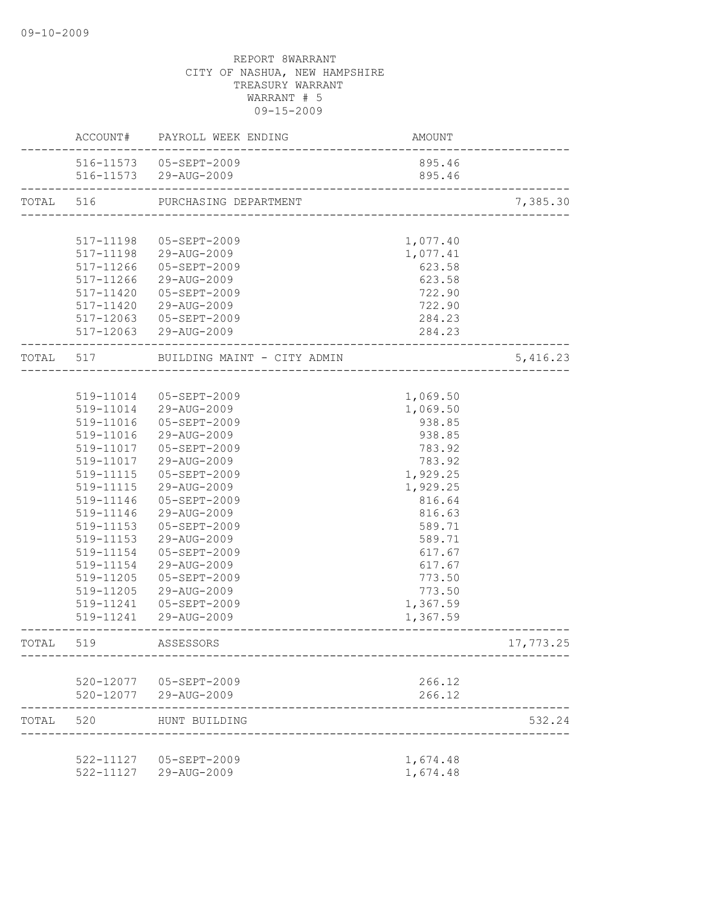09-10-2009

REPORT 8WARRANT
CITY OF NASHUA, NEW HAMPSHIRE
TREASURY WARRANT
WARRANT # 5
09-15-2009

| | ACCOUNT# | PAYROLL WEEK ENDING | AMOUNT | |
|---|---|---|---|---|
| | 516-11573 | 05-SEPT-2009 | 895.46 | |
| | 516-11573 | 29-AUG-2009 | 895.46 | |
| TOTAL | 516 | PURCHASING DEPARTMENT | | 7,385.30 |
| | 517-11198 | 05-SEPT-2009 | 1,077.40 | |
| | 517-11198 | 29-AUG-2009 | 1,077.41 | |
| | 517-11266 | 05-SEPT-2009 | 623.58 | |
| | 517-11266 | 29-AUG-2009 | 623.58 | |
| | 517-11420 | 05-SEPT-2009 | 722.90 | |
| | 517-11420 | 29-AUG-2009 | 722.90 | |
| | 517-12063 | 05-SEPT-2009 | 284.23 | |
| | 517-12063 | 29-AUG-2009 | 284.23 | |
| TOTAL | 517 | BUILDING MAINT - CITY ADMIN | | 5,416.23 |
| | 519-11014 | 05-SEPT-2009 | 1,069.50 | |
| | 519-11014 | 29-AUG-2009 | 1,069.50 | |
| | 519-11016 | 05-SEPT-2009 | 938.85 | |
| | 519-11016 | 29-AUG-2009 | 938.85 | |
| | 519-11017 | 05-SEPT-2009 | 783.92 | |
| | 519-11017 | 29-AUG-2009 | 783.92 | |
| | 519-11115 | 05-SEPT-2009 | 1,929.25 | |
| | 519-11115 | 29-AUG-2009 | 1,929.25 | |
| | 519-11146 | 05-SEPT-2009 | 816.64 | |
| | 519-11146 | 29-AUG-2009 | 816.63 | |
| | 519-11153 | 05-SEPT-2009 | 589.71 | |
| | 519-11153 | 29-AUG-2009 | 589.71 | |
| | 519-11154 | 05-SEPT-2009 | 617.67 | |
| | 519-11154 | 29-AUG-2009 | 617.67 | |
| | 519-11205 | 05-SEPT-2009 | 773.50 | |
| | 519-11205 | 29-AUG-2009 | 773.50 | |
| | 519-11241 | 05-SEPT-2009 | 1,367.59 | |
| | 519-11241 | 29-AUG-2009 | 1,367.59 | |
| TOTAL | 519 | ASSESSORS | | 17,773.25 |
| | 520-12077 | 05-SEPT-2009 | 266.12 | |
| | 520-12077 | 29-AUG-2009 | 266.12 | |
| TOTAL | 520 | HUNT BUILDING | | 532.24 |
| | 522-11127 | 05-SEPT-2009 | 1,674.48 | |
| | 522-11127 | 29-AUG-2009 | 1,674.48 | |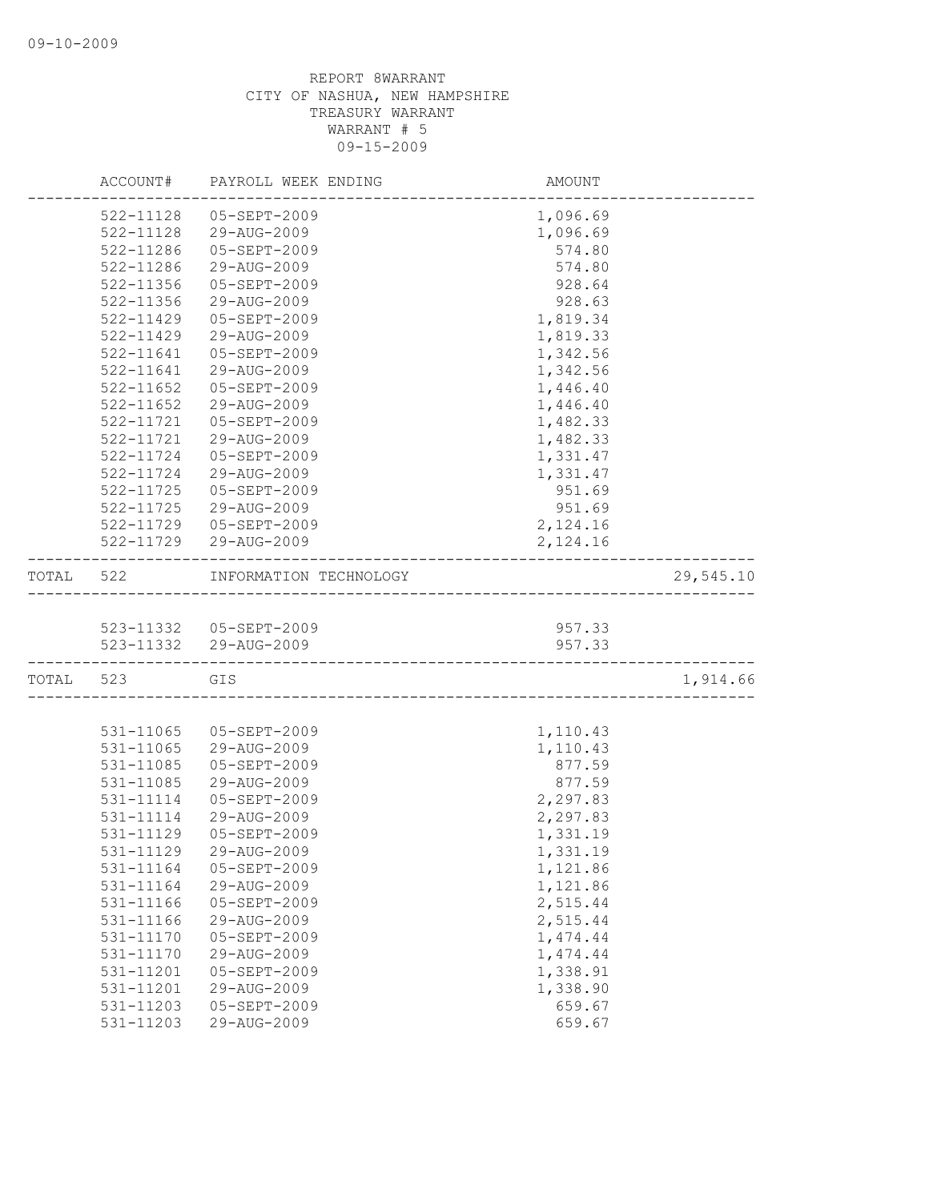REPORT 8WARRANT
CITY OF NASHUA, NEW HAMPSHIRE
TREASURY WARRANT
WARRANT # 5
09-15-2009

| | ACCOUNT# | PAYROLL WEEK ENDING | AMOUNT | |
|---|---|---|---|---|
| | 522-11128 | 05-SEPT-2009 | 1,096.69 | |
| | 522-11128 | 29-AUG-2009 | 1,096.69 | |
| | 522-11286 | 05-SEPT-2009 | 574.80 | |
| | 522-11286 | 29-AUG-2009 | 574.80 | |
| | 522-11356 | 05-SEPT-2009 | 928.64 | |
| | 522-11356 | 29-AUG-2009 | 928.63 | |
| | 522-11429 | 05-SEPT-2009 | 1,819.34 | |
| | 522-11429 | 29-AUG-2009 | 1,819.33 | |
| | 522-11641 | 05-SEPT-2009 | 1,342.56 | |
| | 522-11641 | 29-AUG-2009 | 1,342.56 | |
| | 522-11652 | 05-SEPT-2009 | 1,446.40 | |
| | 522-11652 | 29-AUG-2009 | 1,446.40 | |
| | 522-11721 | 05-SEPT-2009 | 1,482.33 | |
| | 522-11721 | 29-AUG-2009 | 1,482.33 | |
| | 522-11724 | 05-SEPT-2009 | 1,331.47 | |
| | 522-11724 | 29-AUG-2009 | 1,331.47 | |
| | 522-11725 | 05-SEPT-2009 | 951.69 | |
| | 522-11725 | 29-AUG-2009 | 951.69 | |
| | 522-11729 | 05-SEPT-2009 | 2,124.16 | |
| | 522-11729 | 29-AUG-2009 | 2,124.16 | |
| TOTAL | 522 | INFORMATION TECHNOLOGY | | 29,545.10 |
| | 523-11332 | 05-SEPT-2009 | 957.33 | |
| | 523-11332 | 29-AUG-2009 | 957.33 | |
| TOTAL | 523 | GIS | | 1,914.66 |
| | 531-11065 | 05-SEPT-2009 | 1,110.43 | |
| | 531-11065 | 29-AUG-2009 | 1,110.43 | |
| | 531-11085 | 05-SEPT-2009 | 877.59 | |
| | 531-11085 | 29-AUG-2009 | 877.59 | |
| | 531-11114 | 05-SEPT-2009 | 2,297.83 | |
| | 531-11114 | 29-AUG-2009 | 2,297.83 | |
| | 531-11129 | 05-SEPT-2009 | 1,331.19 | |
| | 531-11129 | 29-AUG-2009 | 1,331.19 | |
| | 531-11164 | 05-SEPT-2009 | 1,121.86 | |
| | 531-11164 | 29-AUG-2009 | 1,121.86 | |
| | 531-11166 | 05-SEPT-2009 | 2,515.44 | |
| | 531-11166 | 29-AUG-2009 | 2,515.44 | |
| | 531-11170 | 05-SEPT-2009 | 1,474.44 | |
| | 531-11170 | 29-AUG-2009 | 1,474.44 | |
| | 531-11201 | 05-SEPT-2009 | 1,338.91 | |
| | 531-11201 | 29-AUG-2009 | 1,338.90 | |
| | 531-11203 | 05-SEPT-2009 | 659.67 | |
| | 531-11203 | 29-AUG-2009 | 659.67 | |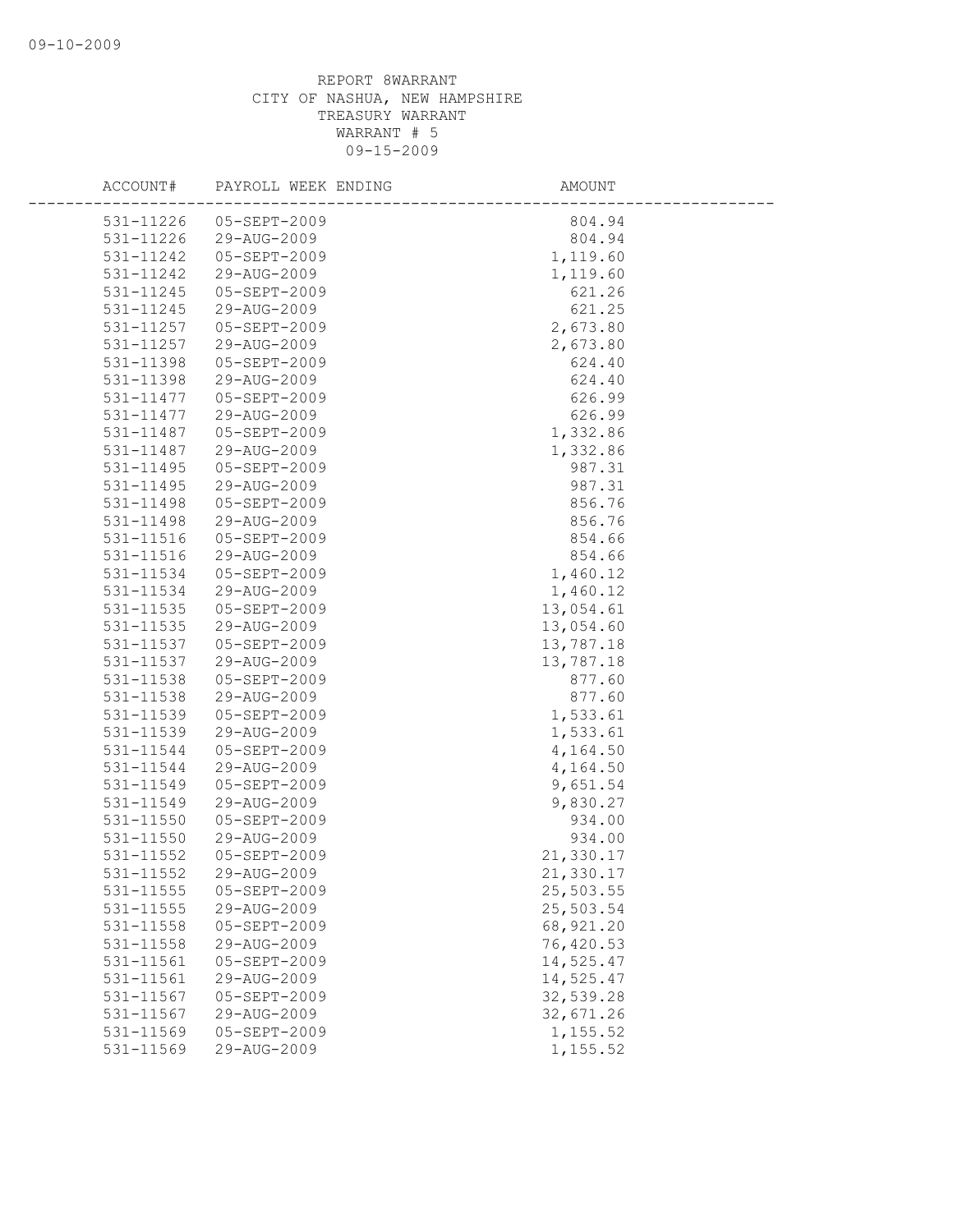REPORT 8WARRANT
CITY OF NASHUA, NEW HAMPSHIRE
TREASURY WARRANT
WARRANT # 5
09-15-2009

| ACCOUNT# | PAYROLL WEEK ENDING | AMOUNT |
|---|---|---|
| 531-11226 | 05-SEPT-2009 | 804.94 |
| 531-11226 | 29-AUG-2009 | 804.94 |
| 531-11242 | 05-SEPT-2009 | 1,119.60 |
| 531-11242 | 29-AUG-2009 | 1,119.60 |
| 531-11245 | 05-SEPT-2009 | 621.26 |
| 531-11245 | 29-AUG-2009 | 621.25 |
| 531-11257 | 05-SEPT-2009 | 2,673.80 |
| 531-11257 | 29-AUG-2009 | 2,673.80 |
| 531-11398 | 05-SEPT-2009 | 624.40 |
| 531-11398 | 29-AUG-2009 | 624.40 |
| 531-11477 | 05-SEPT-2009 | 626.99 |
| 531-11477 | 29-AUG-2009 | 626.99 |
| 531-11487 | 05-SEPT-2009 | 1,332.86 |
| 531-11487 | 29-AUG-2009 | 1,332.86 |
| 531-11495 | 05-SEPT-2009 | 987.31 |
| 531-11495 | 29-AUG-2009 | 987.31 |
| 531-11498 | 05-SEPT-2009 | 856.76 |
| 531-11498 | 29-AUG-2009 | 856.76 |
| 531-11516 | 05-SEPT-2009 | 854.66 |
| 531-11516 | 29-AUG-2009 | 854.66 |
| 531-11534 | 05-SEPT-2009 | 1,460.12 |
| 531-11534 | 29-AUG-2009 | 1,460.12 |
| 531-11535 | 05-SEPT-2009 | 13,054.61 |
| 531-11535 | 29-AUG-2009 | 13,054.60 |
| 531-11537 | 05-SEPT-2009 | 13,787.18 |
| 531-11537 | 29-AUG-2009 | 13,787.18 |
| 531-11538 | 05-SEPT-2009 | 877.60 |
| 531-11538 | 29-AUG-2009 | 877.60 |
| 531-11539 | 05-SEPT-2009 | 1,533.61 |
| 531-11539 | 29-AUG-2009 | 1,533.61 |
| 531-11544 | 05-SEPT-2009 | 4,164.50 |
| 531-11544 | 29-AUG-2009 | 4,164.50 |
| 531-11549 | 05-SEPT-2009 | 9,651.54 |
| 531-11549 | 29-AUG-2009 | 9,830.27 |
| 531-11550 | 05-SEPT-2009 | 934.00 |
| 531-11550 | 29-AUG-2009 | 934.00 |
| 531-11552 | 05-SEPT-2009 | 21,330.17 |
| 531-11552 | 29-AUG-2009 | 21,330.17 |
| 531-11555 | 05-SEPT-2009 | 25,503.55 |
| 531-11555 | 29-AUG-2009 | 25,503.54 |
| 531-11558 | 05-SEPT-2009 | 68,921.20 |
| 531-11558 | 29-AUG-2009 | 76,420.53 |
| 531-11561 | 05-SEPT-2009 | 14,525.47 |
| 531-11561 | 29-AUG-2009 | 14,525.47 |
| 531-11567 | 05-SEPT-2009 | 32,539.28 |
| 531-11567 | 29-AUG-2009 | 32,671.26 |
| 531-11569 | 05-SEPT-2009 | 1,155.52 |
| 531-11569 | 29-AUG-2009 | 1,155.52 |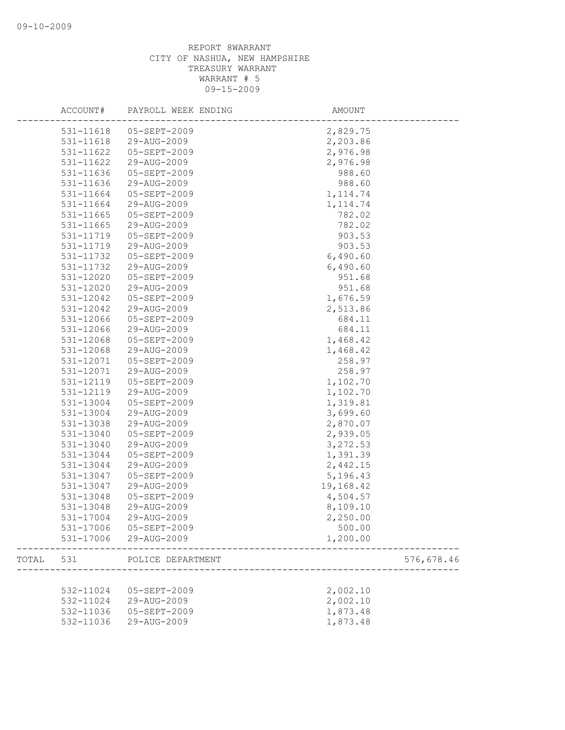REPORT 8WARRANT
CITY OF NASHUA, NEW HAMPSHIRE
TREASURY WARRANT
WARRANT # 5
09-15-2009

| | ACCOUNT# | PAYROLL WEEK ENDING | AMOUNT | |
|---|---|---|---|---|
| | 531-11618 | 05-SEPT-2009 | 2,829.75 | |
| | 531-11618 | 29-AUG-2009 | 2,203.86 | |
| | 531-11622 | 05-SEPT-2009 | 2,976.98 | |
| | 531-11622 | 29-AUG-2009 | 2,976.98 | |
| | 531-11636 | 05-SEPT-2009 | 988.60 | |
| | 531-11636 | 29-AUG-2009 | 988.60 | |
| | 531-11664 | 05-SEPT-2009 | 1,114.74 | |
| | 531-11664 | 29-AUG-2009 | 1,114.74 | |
| | 531-11665 | 05-SEPT-2009 | 782.02 | |
| | 531-11665 | 29-AUG-2009 | 782.02 | |
| | 531-11719 | 05-SEPT-2009 | 903.53 | |
| | 531-11719 | 29-AUG-2009 | 903.53 | |
| | 531-11732 | 05-SEPT-2009 | 6,490.60 | |
| | 531-11732 | 29-AUG-2009 | 6,490.60 | |
| | 531-12020 | 05-SEPT-2009 | 951.68 | |
| | 531-12020 | 29-AUG-2009 | 951.68 | |
| | 531-12042 | 05-SEPT-2009 | 1,676.59 | |
| | 531-12042 | 29-AUG-2009 | 2,513.86 | |
| | 531-12066 | 05-SEPT-2009 | 684.11 | |
| | 531-12066 | 29-AUG-2009 | 684.11 | |
| | 531-12068 | 05-SEPT-2009 | 1,468.42 | |
| | 531-12068 | 29-AUG-2009 | 1,468.42 | |
| | 531-12071 | 05-SEPT-2009 | 258.97 | |
| | 531-12071 | 29-AUG-2009 | 258.97 | |
| | 531-12119 | 05-SEPT-2009 | 1,102.70 | |
| | 531-12119 | 29-AUG-2009 | 1,102.70 | |
| | 531-13004 | 05-SEPT-2009 | 1,319.81 | |
| | 531-13004 | 29-AUG-2009 | 3,699.60 | |
| | 531-13038 | 29-AUG-2009 | 2,870.07 | |
| | 531-13040 | 05-SEPT-2009 | 2,939.05 | |
| | 531-13040 | 29-AUG-2009 | 3,272.53 | |
| | 531-13044 | 05-SEPT-2009 | 1,391.39 | |
| | 531-13044 | 29-AUG-2009 | 2,442.15 | |
| | 531-13047 | 05-SEPT-2009 | 5,196.43 | |
| | 531-13047 | 29-AUG-2009 | 19,168.42 | |
| | 531-13048 | 05-SEPT-2009 | 4,504.57 | |
| | 531-13048 | 29-AUG-2009 | 8,109.10 | |
| | 531-17004 | 29-AUG-2009 | 2,250.00 | |
| | 531-17006 | 05-SEPT-2009 | 500.00 | |
| | 531-17006 | 29-AUG-2009 | 1,200.00 | |
| TOTAL | 531 | POLICE DEPARTMENT | | 576,678.46 |
| | 532-11024 | 05-SEPT-2009 | 2,002.10 | |
| | 532-11024 | 29-AUG-2009 | 2,002.10 | |
| | 532-11036 | 05-SEPT-2009 | 1,873.48 | |
| | 532-11036 | 29-AUG-2009 | 1,873.48 | |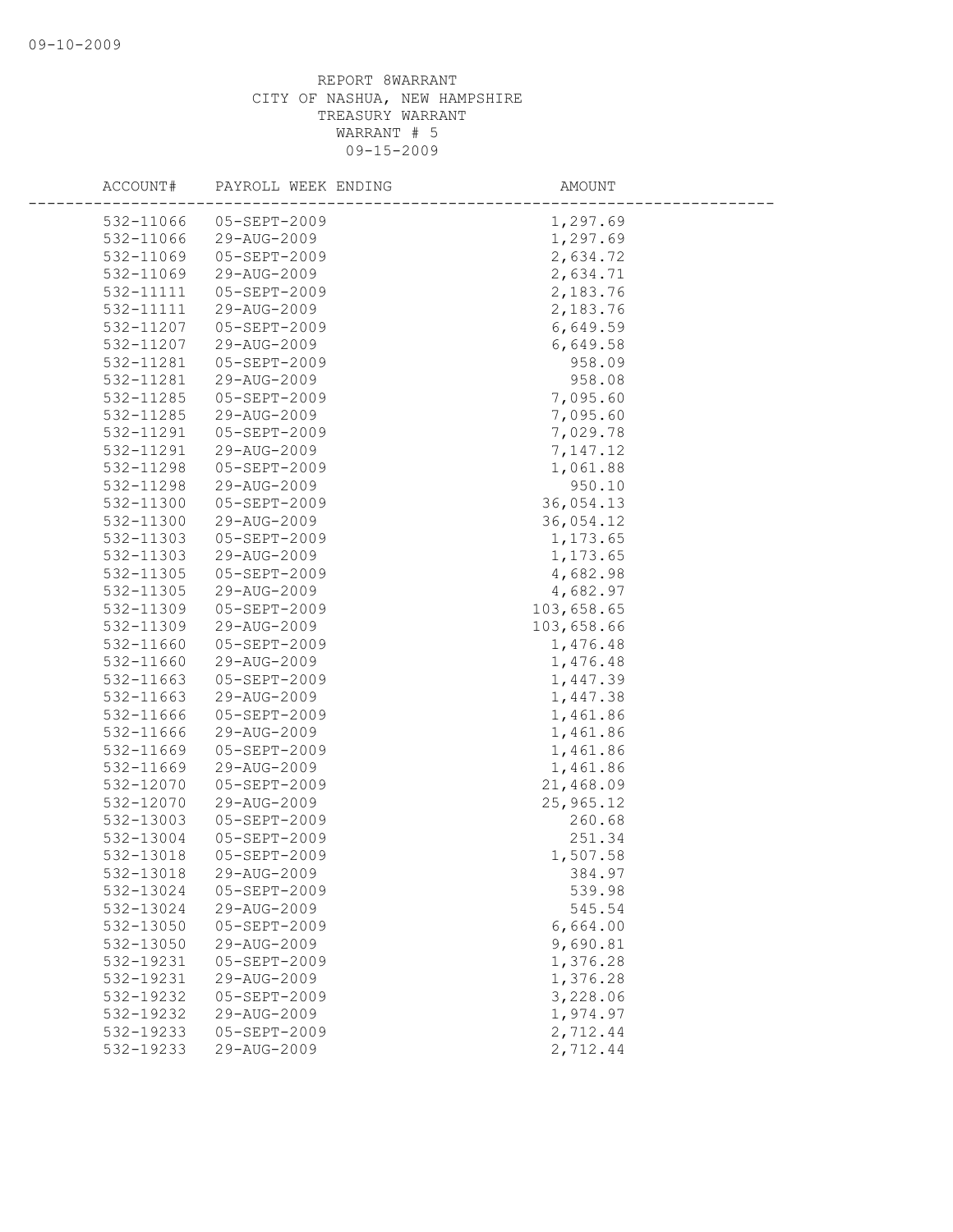REPORT 8WARRANT
CITY OF NASHUA, NEW HAMPSHIRE
TREASURY WARRANT
WARRANT # 5
09-15-2009

| ACCOUNT# | PAYROLL WEEK ENDING | AMOUNT |
|---|---|---|
| 532-11066 | 05-SEPT-2009 | 1,297.69 |
| 532-11066 | 29-AUG-2009 | 1,297.69 |
| 532-11069 | 05-SEPT-2009 | 2,634.72 |
| 532-11069 | 29-AUG-2009 | 2,634.71 |
| 532-11111 | 05-SEPT-2009 | 2,183.76 |
| 532-11111 | 29-AUG-2009 | 2,183.76 |
| 532-11207 | 05-SEPT-2009 | 6,649.59 |
| 532-11207 | 29-AUG-2009 | 6,649.58 |
| 532-11281 | 05-SEPT-2009 | 958.09 |
| 532-11281 | 29-AUG-2009 | 958.08 |
| 532-11285 | 05-SEPT-2009 | 7,095.60 |
| 532-11285 | 29-AUG-2009 | 7,095.60 |
| 532-11291 | 05-SEPT-2009 | 7,029.78 |
| 532-11291 | 29-AUG-2009 | 7,147.12 |
| 532-11298 | 05-SEPT-2009 | 1,061.88 |
| 532-11298 | 29-AUG-2009 | 950.10 |
| 532-11300 | 05-SEPT-2009 | 36,054.13 |
| 532-11300 | 29-AUG-2009 | 36,054.12 |
| 532-11303 | 05-SEPT-2009 | 1,173.65 |
| 532-11303 | 29-AUG-2009 | 1,173.65 |
| 532-11305 | 05-SEPT-2009 | 4,682.98 |
| 532-11305 | 29-AUG-2009 | 4,682.97 |
| 532-11309 | 05-SEPT-2009 | 103,658.65 |
| 532-11309 | 29-AUG-2009 | 103,658.66 |
| 532-11660 | 05-SEPT-2009 | 1,476.48 |
| 532-11660 | 29-AUG-2009 | 1,476.48 |
| 532-11663 | 05-SEPT-2009 | 1,447.39 |
| 532-11663 | 29-AUG-2009 | 1,447.38 |
| 532-11666 | 05-SEPT-2009 | 1,461.86 |
| 532-11666 | 29-AUG-2009 | 1,461.86 |
| 532-11669 | 05-SEPT-2009 | 1,461.86 |
| 532-11669 | 29-AUG-2009 | 1,461.86 |
| 532-12070 | 05-SEPT-2009 | 21,468.09 |
| 532-12070 | 29-AUG-2009 | 25,965.12 |
| 532-13003 | 05-SEPT-2009 | 260.68 |
| 532-13004 | 05-SEPT-2009 | 251.34 |
| 532-13018 | 05-SEPT-2009 | 1,507.58 |
| 532-13018 | 29-AUG-2009 | 384.97 |
| 532-13024 | 05-SEPT-2009 | 539.98 |
| 532-13024 | 29-AUG-2009 | 545.54 |
| 532-13050 | 05-SEPT-2009 | 6,664.00 |
| 532-13050 | 29-AUG-2009 | 9,690.81 |
| 532-19231 | 05-SEPT-2009 | 1,376.28 |
| 532-19231 | 29-AUG-2009 | 1,376.28 |
| 532-19232 | 05-SEPT-2009 | 3,228.06 |
| 532-19232 | 29-AUG-2009 | 1,974.97 |
| 532-19233 | 05-SEPT-2009 | 2,712.44 |
| 532-19233 | 29-AUG-2009 | 2,712.44 |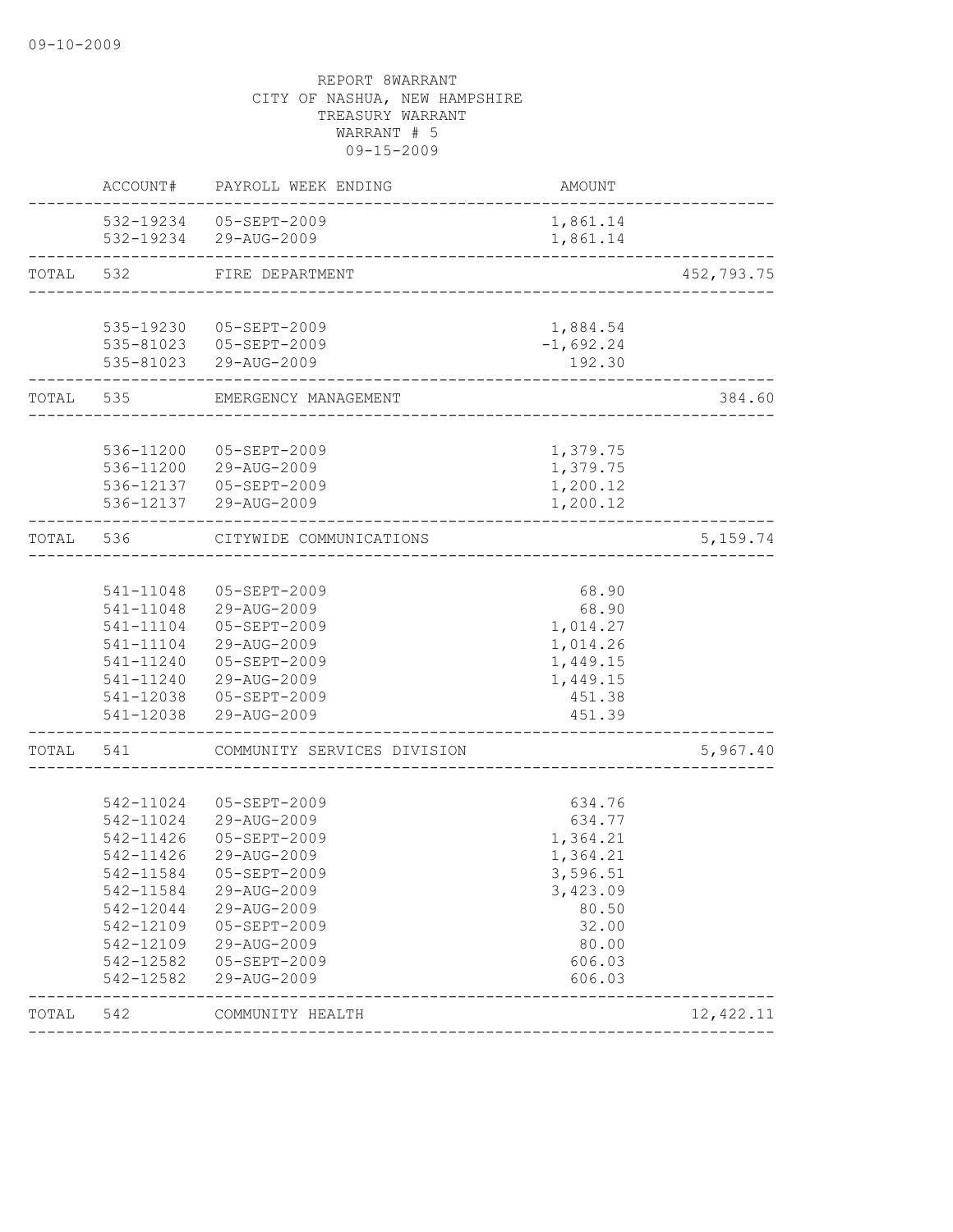REPORT 8WARRANT
CITY OF NASHUA, NEW HAMPSHIRE
TREASURY WARRANT
WARRANT # 5
09-15-2009

| | ACCOUNT# | PAYROLL WEEK ENDING | AMOUNT | |
|---|---|---|---|---|
| | 532-19234 | 05-SEPT-2009 | 1,861.14 | |
| | 532-19234 | 29-AUG-2009 | 1,861.14 | |
| TOTAL | 532 | FIRE DEPARTMENT | | 452,793.75 |
| | 535-19230 | 05-SEPT-2009 | 1,884.54 | |
| | 535-81023 | 05-SEPT-2009 | -1,692.24 | |
| | 535-81023 | 29-AUG-2009 | 192.30 | |
| TOTAL | 535 | EMERGENCY MANAGEMENT | | 384.60 |
| | 536-11200 | 05-SEPT-2009 | 1,379.75 | |
| | 536-11200 | 29-AUG-2009 | 1,379.75 | |
| | 536-12137 | 05-SEPT-2009 | 1,200.12 | |
| | 536-12137 | 29-AUG-2009 | 1,200.12 | |
| TOTAL | 536 | CITYWIDE COMMUNICATIONS | | 5,159.74 |
| | 541-11048 | 05-SEPT-2009 | 68.90 | |
| | 541-11048 | 29-AUG-2009 | 68.90 | |
| | 541-11104 | 05-SEPT-2009 | 1,014.27 | |
| | 541-11104 | 29-AUG-2009 | 1,014.26 | |
| | 541-11240 | 05-SEPT-2009 | 1,449.15 | |
| | 541-11240 | 29-AUG-2009 | 1,449.15 | |
| | 541-12038 | 05-SEPT-2009 | 451.38 | |
| | 541-12038 | 29-AUG-2009 | 451.39 | |
| TOTAL | 541 | COMMUNITY SERVICES DIVISION | | 5,967.40 |
| | 542-11024 | 05-SEPT-2009 | 634.76 | |
| | 542-11024 | 29-AUG-2009 | 634.77 | |
| | 542-11426 | 05-SEPT-2009 | 1,364.21 | |
| | 542-11426 | 29-AUG-2009 | 1,364.21 | |
| | 542-11584 | 05-SEPT-2009 | 3,596.51 | |
| | 542-11584 | 29-AUG-2009 | 3,423.09 | |
| | 542-12044 | 29-AUG-2009 | 80.50 | |
| | 542-12109 | 05-SEPT-2009 | 32.00 | |
| | 542-12109 | 29-AUG-2009 | 80.00 | |
| | 542-12582 | 05-SEPT-2009 | 606.03 | |
| | 542-12582 | 29-AUG-2009 | 606.03 | |
| TOTAL | 542 | COMMUNITY HEALTH | | 12,422.11 |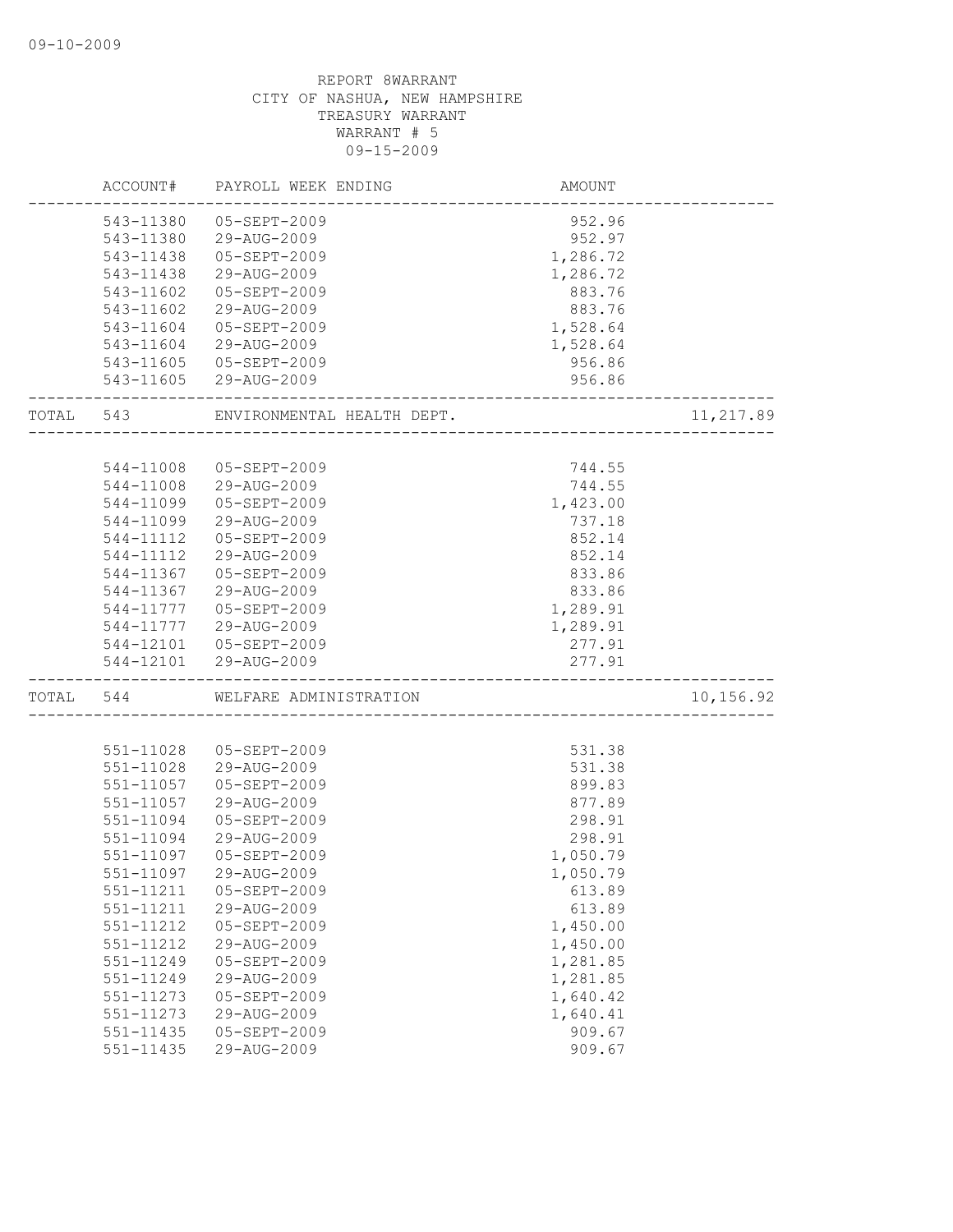REPORT 8WARRANT
CITY OF NASHUA, NEW HAMPSHIRE
TREASURY WARRANT
WARRANT # 5
09-15-2009

| | ACCOUNT# | PAYROLL WEEK ENDING | AMOUNT | |
|---|---|---|---|---|
| | 543-11380 | 05-SEPT-2009 | 952.96 | |
| | 543-11380 | 29-AUG-2009 | 952.97 | |
| | 543-11438 | 05-SEPT-2009 | 1,286.72 | |
| | 543-11438 | 29-AUG-2009 | 1,286.72 | |
| | 543-11602 | 05-SEPT-2009 | 883.76 | |
| | 543-11602 | 29-AUG-2009 | 883.76 | |
| | 543-11604 | 05-SEPT-2009 | 1,528.64 | |
| | 543-11604 | 29-AUG-2009 | 1,528.64 | |
| | 543-11605 | 05-SEPT-2009 | 956.86 | |
| | 543-11605 | 29-AUG-2009 | 956.86 | |
| TOTAL | 543 | ENVIRONMENTAL HEALTH DEPT. | | 11,217.89 |
| | 544-11008 | 05-SEPT-2009 | 744.55 | |
| | 544-11008 | 29-AUG-2009 | 744.55 | |
| | 544-11099 | 05-SEPT-2009 | 1,423.00 | |
| | 544-11099 | 29-AUG-2009 | 737.18 | |
| | 544-11112 | 05-SEPT-2009 | 852.14 | |
| | 544-11112 | 29-AUG-2009 | 852.14 | |
| | 544-11367 | 05-SEPT-2009 | 833.86 | |
| | 544-11367 | 29-AUG-2009 | 833.86 | |
| | 544-11777 | 05-SEPT-2009 | 1,289.91 | |
| | 544-11777 | 29-AUG-2009 | 1,289.91 | |
| | 544-12101 | 05-SEPT-2009 | 277.91 | |
| | 544-12101 | 29-AUG-2009 | 277.91 | |
| TOTAL | 544 | WELFARE ADMINISTRATION | | 10,156.92 |
| | 551-11028 | 05-SEPT-2009 | 531.38 | |
| | 551-11028 | 29-AUG-2009 | 531.38 | |
| | 551-11057 | 05-SEPT-2009 | 899.83 | |
| | 551-11057 | 29-AUG-2009 | 877.89 | |
| | 551-11094 | 05-SEPT-2009 | 298.91 | |
| | 551-11094 | 29-AUG-2009 | 298.91 | |
| | 551-11097 | 05-SEPT-2009 | 1,050.79 | |
| | 551-11097 | 29-AUG-2009 | 1,050.79 | |
| | 551-11211 | 05-SEPT-2009 | 613.89 | |
| | 551-11211 | 29-AUG-2009 | 613.89 | |
| | 551-11212 | 05-SEPT-2009 | 1,450.00 | |
| | 551-11212 | 29-AUG-2009 | 1,450.00 | |
| | 551-11249 | 05-SEPT-2009 | 1,281.85 | |
| | 551-11249 | 29-AUG-2009 | 1,281.85 | |
| | 551-11273 | 05-SEPT-2009 | 1,640.42 | |
| | 551-11273 | 29-AUG-2009 | 1,640.41 | |
| | 551-11435 | 05-SEPT-2009 | 909.67 | |
| | 551-11435 | 29-AUG-2009 | 909.67 | |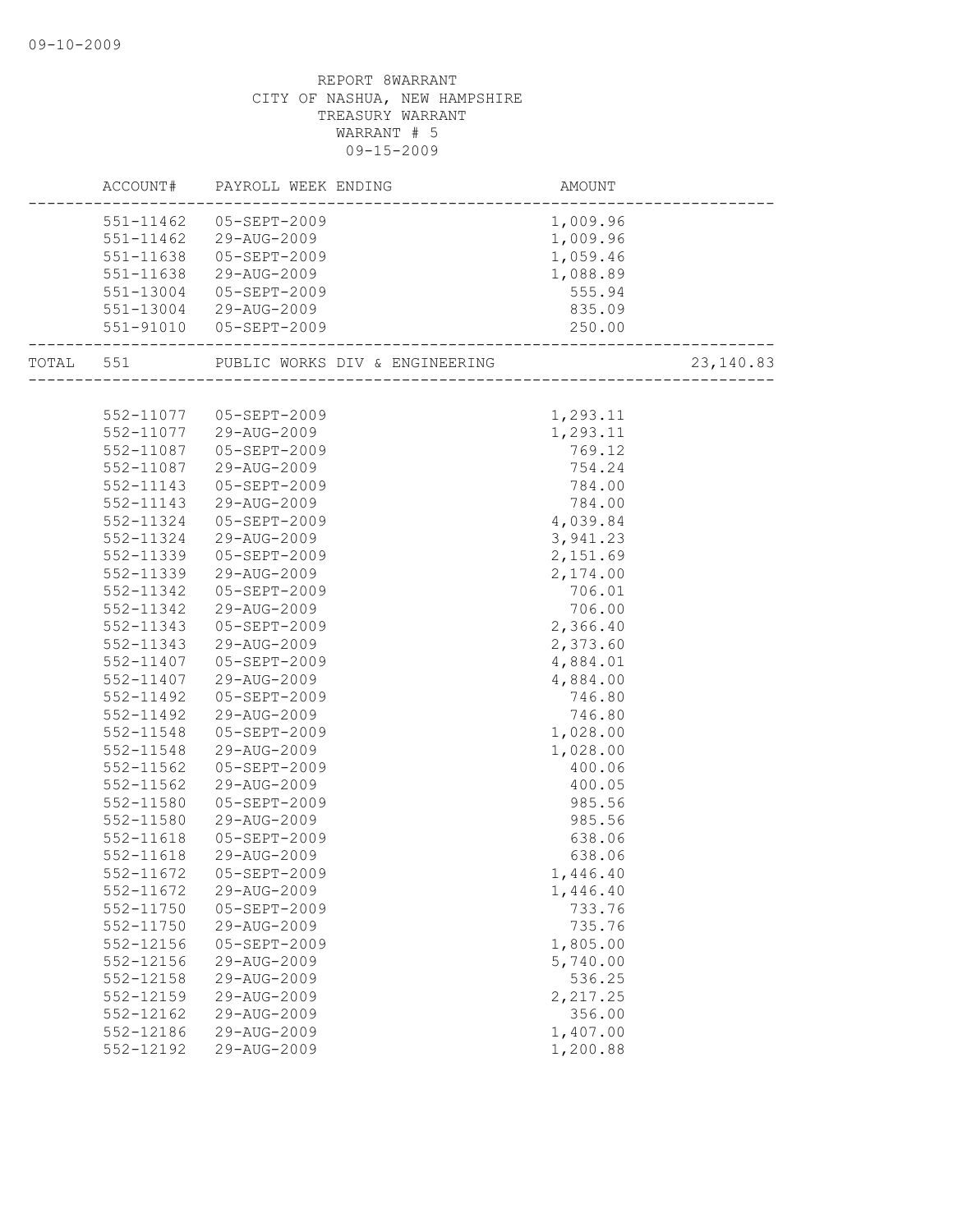09-10-2009

REPORT 8WARRANT
CITY OF NASHUA, NEW HAMPSHIRE
TREASURY WARRANT
WARRANT # 5
09-15-2009

| | ACCOUNT# | PAYROLL WEEK ENDING | AMOUNT | |
|---|---|---|---|---|
| | 551-11462 | 05-SEPT-2009 | 1,009.96 | |
| | 551-11462 | 29-AUG-2009 | 1,009.96 | |
| | 551-11638 | 05-SEPT-2009 | 1,059.46 | |
| | 551-11638 | 29-AUG-2009 | 1,088.89 | |
| | 551-13004 | 05-SEPT-2009 | 555.94 | |
| | 551-13004 | 29-AUG-2009 | 835.09 | |
| | 551-91010 | 05-SEPT-2009 | 250.00 | |
| TOTAL | 551 | PUBLIC WORKS DIV & ENGINEERING | | 23,140.83 |
| | 552-11077 | 05-SEPT-2009 | 1,293.11 | |
| | 552-11077 | 29-AUG-2009 | 1,293.11 | |
| | 552-11087 | 05-SEPT-2009 | 769.12 | |
| | 552-11087 | 29-AUG-2009 | 754.24 | |
| | 552-11143 | 05-SEPT-2009 | 784.00 | |
| | 552-11143 | 29-AUG-2009 | 784.00 | |
| | 552-11324 | 05-SEPT-2009 | 4,039.84 | |
| | 552-11324 | 29-AUG-2009 | 3,941.23 | |
| | 552-11339 | 05-SEPT-2009 | 2,151.69 | |
| | 552-11339 | 29-AUG-2009 | 2,174.00 | |
| | 552-11342 | 05-SEPT-2009 | 706.01 | |
| | 552-11342 | 29-AUG-2009 | 706.00 | |
| | 552-11343 | 05-SEPT-2009 | 2,366.40 | |
| | 552-11343 | 29-AUG-2009 | 2,373.60 | |
| | 552-11407 | 05-SEPT-2009 | 4,884.01 | |
| | 552-11407 | 29-AUG-2009 | 4,884.00 | |
| | 552-11492 | 05-SEPT-2009 | 746.80 | |
| | 552-11492 | 29-AUG-2009 | 746.80 | |
| | 552-11548 | 05-SEPT-2009 | 1,028.00 | |
| | 552-11548 | 29-AUG-2009 | 1,028.00 | |
| | 552-11562 | 05-SEPT-2009 | 400.06 | |
| | 552-11562 | 29-AUG-2009 | 400.05 | |
| | 552-11580 | 05-SEPT-2009 | 985.56 | |
| | 552-11580 | 29-AUG-2009 | 985.56 | |
| | 552-11618 | 05-SEPT-2009 | 638.06 | |
| | 552-11618 | 29-AUG-2009 | 638.06 | |
| | 552-11672 | 05-SEPT-2009 | 1,446.40 | |
| | 552-11672 | 29-AUG-2009 | 1,446.40 | |
| | 552-11750 | 05-SEPT-2009 | 733.76 | |
| | 552-11750 | 29-AUG-2009 | 735.76 | |
| | 552-12156 | 05-SEPT-2009 | 1,805.00 | |
| | 552-12156 | 29-AUG-2009 | 5,740.00 | |
| | 552-12158 | 29-AUG-2009 | 536.25 | |
| | 552-12159 | 29-AUG-2009 | 2,217.25 | |
| | 552-12162 | 29-AUG-2009 | 356.00 | |
| | 552-12186 | 29-AUG-2009 | 1,407.00 | |
| | 552-12192 | 29-AUG-2009 | 1,200.88 | |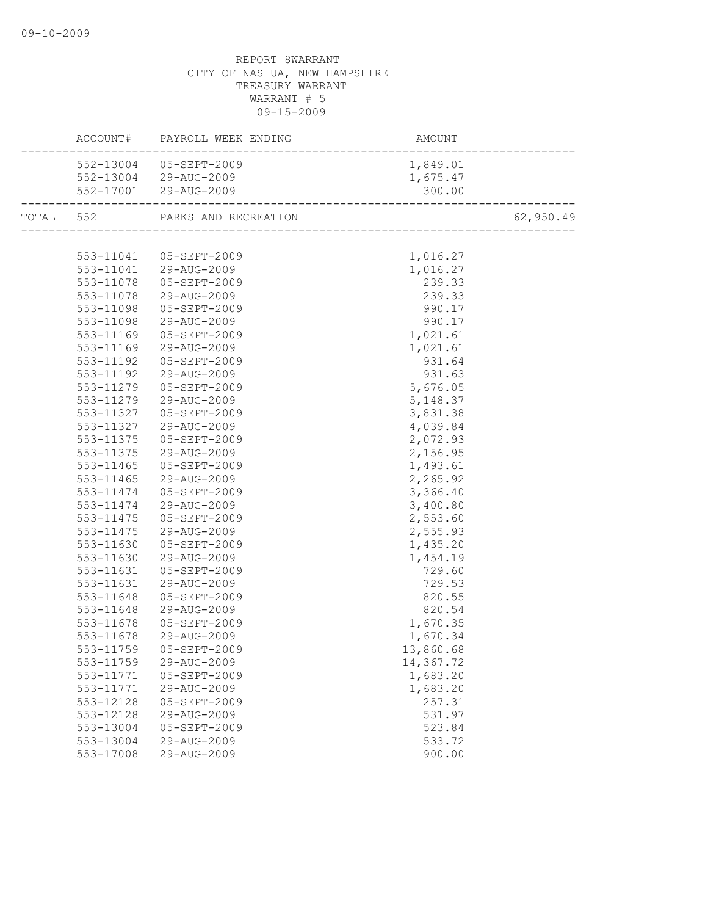REPORT 8WARRANT
CITY OF NASHUA, NEW HAMPSHIRE
TREASURY WARRANT
WARRANT # 5
09-15-2009

| | ACCOUNT# | PAYROLL WEEK ENDING | AMOUNT | |
|---|---|---|---|---|
| | 552-13004 | 05-SEPT-2009 | 1,849.01 | |
| | 552-13004 | 29-AUG-2009 | 1,675.47 | |
| | 552-17001 | 29-AUG-2009 | 300.00 | |
| TOTAL | 552 | PARKS AND RECREATION | | 62,950.49 |
| | 553-11041 | 05-SEPT-2009 | 1,016.27 | |
| | 553-11041 | 29-AUG-2009 | 1,016.27 | |
| | 553-11078 | 05-SEPT-2009 | 239.33 | |
| | 553-11078 | 29-AUG-2009 | 239.33 | |
| | 553-11098 | 05-SEPT-2009 | 990.17 | |
| | 553-11098 | 29-AUG-2009 | 990.17 | |
| | 553-11169 | 05-SEPT-2009 | 1,021.61 | |
| | 553-11169 | 29-AUG-2009 | 1,021.61 | |
| | 553-11192 | 05-SEPT-2009 | 931.64 | |
| | 553-11192 | 29-AUG-2009 | 931.63 | |
| | 553-11279 | 05-SEPT-2009 | 5,676.05 | |
| | 553-11279 | 29-AUG-2009 | 5,148.37 | |
| | 553-11327 | 05-SEPT-2009 | 3,831.38 | |
| | 553-11327 | 29-AUG-2009 | 4,039.84 | |
| | 553-11375 | 05-SEPT-2009 | 2,072.93 | |
| | 553-11375 | 29-AUG-2009 | 2,156.95 | |
| | 553-11465 | 05-SEPT-2009 | 1,493.61 | |
| | 553-11465 | 29-AUG-2009 | 2,265.92 | |
| | 553-11474 | 05-SEPT-2009 | 3,366.40 | |
| | 553-11474 | 29-AUG-2009 | 3,400.80 | |
| | 553-11475 | 05-SEPT-2009 | 2,553.60 | |
| | 553-11475 | 29-AUG-2009 | 2,555.93 | |
| | 553-11630 | 05-SEPT-2009 | 1,435.20 | |
| | 553-11630 | 29-AUG-2009 | 1,454.19 | |
| | 553-11631 | 05-SEPT-2009 | 729.60 | |
| | 553-11631 | 29-AUG-2009 | 729.53 | |
| | 553-11648 | 05-SEPT-2009 | 820.55 | |
| | 553-11648 | 29-AUG-2009 | 820.54 | |
| | 553-11678 | 05-SEPT-2009 | 1,670.35 | |
| | 553-11678 | 29-AUG-2009 | 1,670.34 | |
| | 553-11759 | 05-SEPT-2009 | 13,860.68 | |
| | 553-11759 | 29-AUG-2009 | 14,367.72 | |
| | 553-11771 | 05-SEPT-2009 | 1,683.20 | |
| | 553-11771 | 29-AUG-2009 | 1,683.20 | |
| | 553-12128 | 05-SEPT-2009 | 257.31 | |
| | 553-12128 | 29-AUG-2009 | 531.97 | |
| | 553-13004 | 05-SEPT-2009 | 523.84 | |
| | 553-13004 | 29-AUG-2009 | 533.72 | |
| | 553-17008 | 29-AUG-2009 | 900.00 | |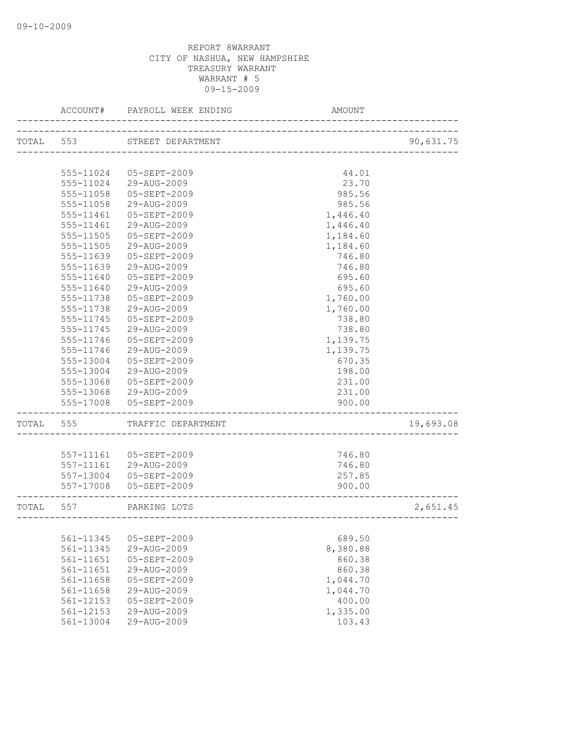09-10-2009

REPORT 8WARRANT
CITY OF NASHUA, NEW HAMPSHIRE
TREASURY WARRANT
WARRANT # 5
09-15-2009

| | ACCOUNT# | PAYROLL WEEK ENDING | AMOUNT | |
|---|---|---|---|---|
| TOTAL | 553 | STREET DEPARTMENT | | 90,631.75 |
| | 555-11024 | 05-SEPT-2009 | 44.01 | |
| | 555-11024 | 29-AUG-2009 | 23.70 | |
| | 555-11058 | 05-SEPT-2009 | 985.56 | |
| | 555-11058 | 29-AUG-2009 | 985.56 | |
| | 555-11461 | 05-SEPT-2009 | 1,446.40 | |
| | 555-11461 | 29-AUG-2009 | 1,446.40 | |
| | 555-11505 | 05-SEPT-2009 | 1,184.60 | |
| | 555-11505 | 29-AUG-2009 | 1,184.60 | |
| | 555-11639 | 05-SEPT-2009 | 746.80 | |
| | 555-11639 | 29-AUG-2009 | 746.80 | |
| | 555-11640 | 05-SEPT-2009 | 695.60 | |
| | 555-11640 | 29-AUG-2009 | 695.60 | |
| | 555-11738 | 05-SEPT-2009 | 1,760.00 | |
| | 555-11738 | 29-AUG-2009 | 1,760.00 | |
| | 555-11745 | 05-SEPT-2009 | 738.80 | |
| | 555-11745 | 29-AUG-2009 | 738.80 | |
| | 555-11746 | 05-SEPT-2009 | 1,139.75 | |
| | 555-11746 | 29-AUG-2009 | 1,139.75 | |
| | 555-13004 | 05-SEPT-2009 | 670.35 | |
| | 555-13004 | 29-AUG-2009 | 198.00 | |
| | 555-13068 | 05-SEPT-2009 | 231.00 | |
| | 555-13068 | 29-AUG-2009 | 231.00 | |
| | 555-17008 | 05-SEPT-2009 | 900.00 | |
| TOTAL | 555 | TRAFFIC DEPARTMENT | | 19,693.08 |
| | 557-11161 | 05-SEPT-2009 | 746.80 | |
| | 557-11161 | 29-AUG-2009 | 746.80 | |
| | 557-13004 | 05-SEPT-2009 | 257.85 | |
| | 557-17008 | 05-SEPT-2009 | 900.00 | |
| TOTAL | 557 | PARKING LOTS | | 2,651.45 |
| | 561-11345 | 05-SEPT-2009 | 689.50 | |
| | 561-11345 | 29-AUG-2009 | 8,380.88 | |
| | 561-11651 | 05-SEPT-2009 | 860.38 | |
| | 561-11651 | 29-AUG-2009 | 860.38 | |
| | 561-11658 | 05-SEPT-2009 | 1,044.70 | |
| | 561-11658 | 29-AUG-2009 | 1,044.70 | |
| | 561-12153 | 05-SEPT-2009 | 400.00 | |
| | 561-12153 | 29-AUG-2009 | 1,335.00 | |
| | 561-13004 | 29-AUG-2009 | 103.43 | |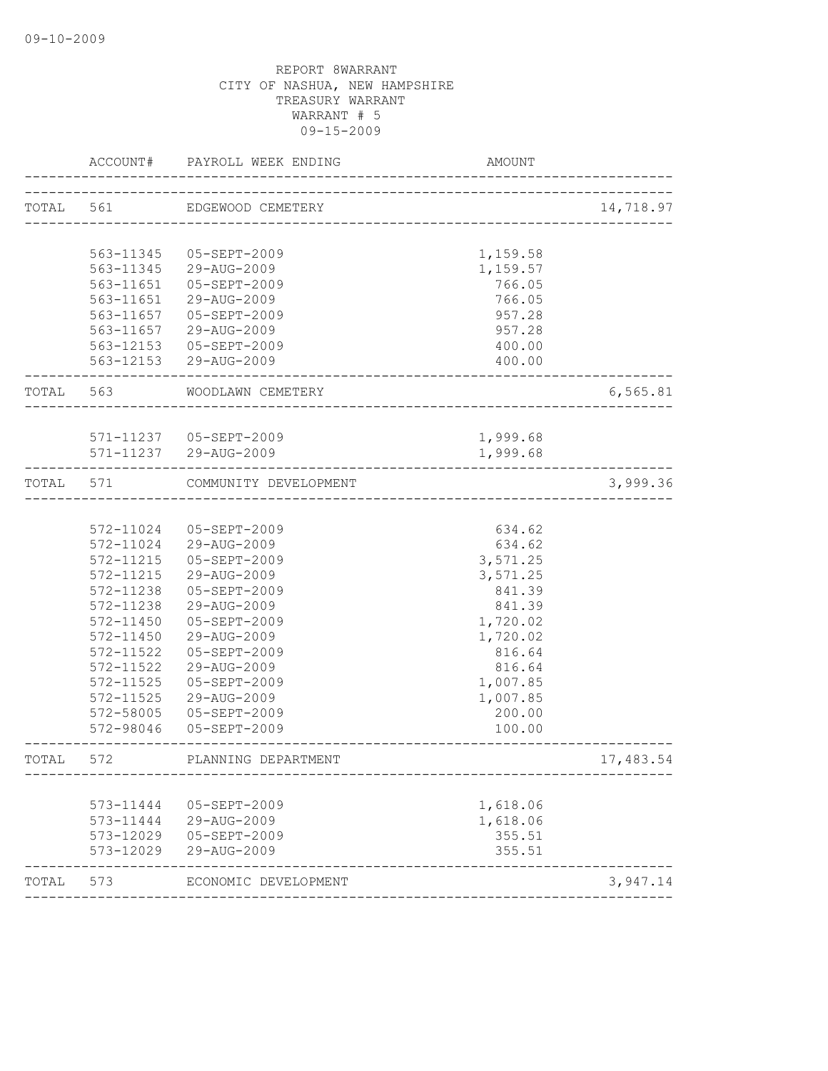09-10-2009

REPORT 8WARRANT
CITY OF NASHUA, NEW HAMPSHIRE
TREASURY WARRANT
WARRANT # 5
09-15-2009

| | ACCOUNT# | PAYROLL WEEK ENDING | AMOUNT | |
|---|---|---|---|---|
| TOTAL | 561 | EDGEWOOD CEMETERY | | 14,718.97 |
| | 563-11345 | 05-SEPT-2009 | 1,159.58 | |
| | 563-11345 | 29-AUG-2009 | 1,159.57 | |
| | 563-11651 | 05-SEPT-2009 | 766.05 | |
| | 563-11651 | 29-AUG-2009 | 766.05 | |
| | 563-11657 | 05-SEPT-2009 | 957.28 | |
| | 563-11657 | 29-AUG-2009 | 957.28 | |
| | 563-12153 | 05-SEPT-2009 | 400.00 | |
| | 563-12153 | 29-AUG-2009 | 400.00 | |
| TOTAL | 563 | WOODLAWN CEMETERY | | 6,565.81 |
| | 571-11237 | 05-SEPT-2009 | 1,999.68 | |
| | 571-11237 | 29-AUG-2009 | 1,999.68 | |
| TOTAL | 571 | COMMUNITY DEVELOPMENT | | 3,999.36 |
| | 572-11024 | 05-SEPT-2009 | 634.62 | |
| | 572-11024 | 29-AUG-2009 | 634.62 | |
| | 572-11215 | 05-SEPT-2009 | 3,571.25 | |
| | 572-11215 | 29-AUG-2009 | 3,571.25 | |
| | 572-11238 | 05-SEPT-2009 | 841.39 | |
| | 572-11238 | 29-AUG-2009 | 841.39 | |
| | 572-11450 | 05-SEPT-2009 | 1,720.02 | |
| | 572-11450 | 29-AUG-2009 | 1,720.02 | |
| | 572-11522 | 05-SEPT-2009 | 816.64 | |
| | 572-11522 | 29-AUG-2009 | 816.64 | |
| | 572-11525 | 05-SEPT-2009 | 1,007.85 | |
| | 572-11525 | 29-AUG-2009 | 1,007.85 | |
| | 572-58005 | 05-SEPT-2009 | 200.00 | |
| | 572-98046 | 05-SEPT-2009 | 100.00 | |
| TOTAL | 572 | PLANNING DEPARTMENT | | 17,483.54 |
| | 573-11444 | 05-SEPT-2009 | 1,618.06 | |
| | 573-11444 | 29-AUG-2009 | 1,618.06 | |
| | 573-12029 | 05-SEPT-2009 | 355.51 | |
| | 573-12029 | 29-AUG-2009 | 355.51 | |
| TOTAL | 573 | ECONOMIC DEVELOPMENT | | 3,947.14 |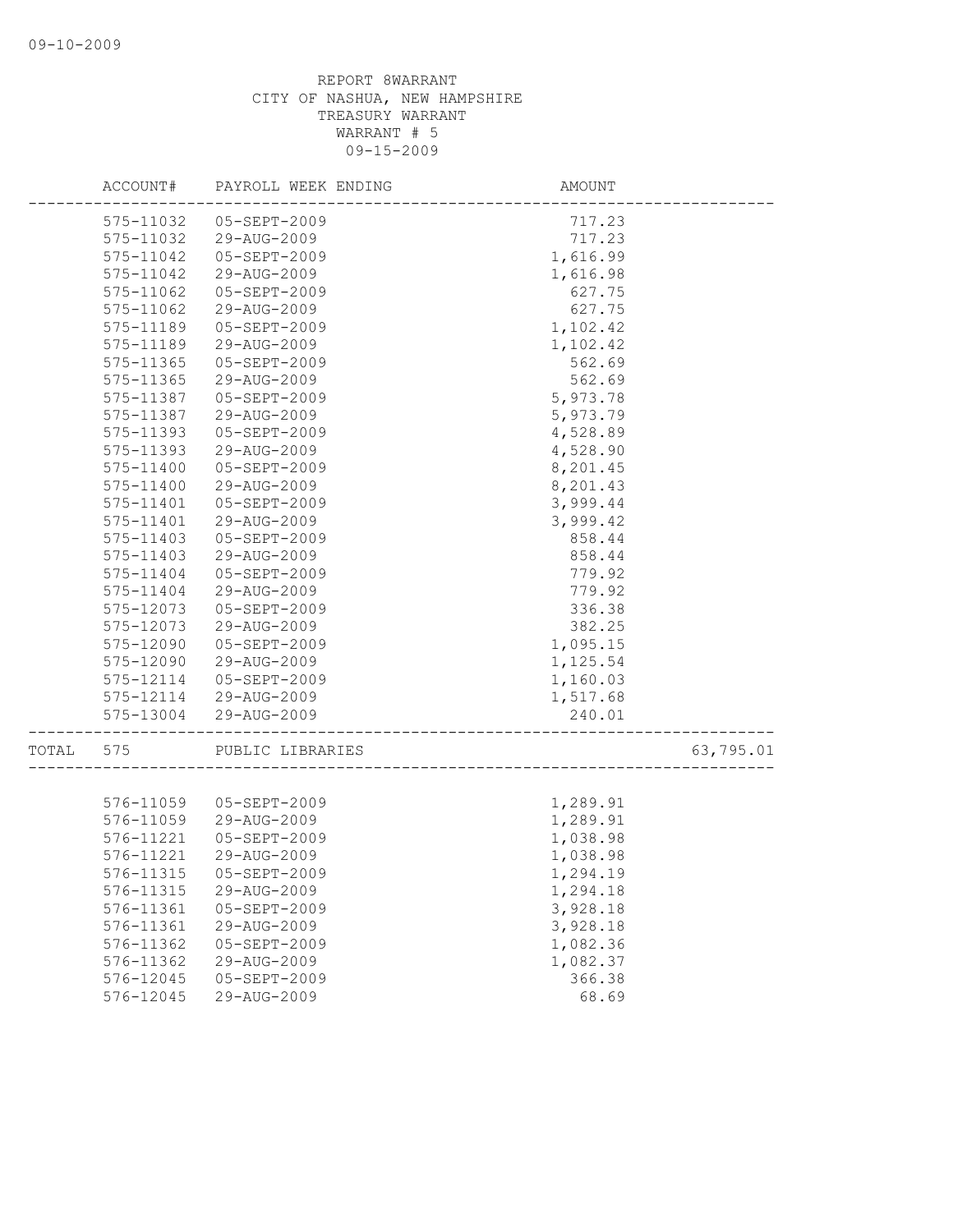REPORT 8WARRANT
CITY OF NASHUA, NEW HAMPSHIRE
TREASURY WARRANT
WARRANT # 5
09-15-2009

| ACCOUNT# | PAYROLL WEEK ENDING | AMOUNT | |
|---|---|---|---|
| 575-11032 | 05-SEPT-2009 | 717.23 | |
| 575-11032 | 29-AUG-2009 | 717.23 | |
| 575-11042 | 05-SEPT-2009 | 1,616.99 | |
| 575-11042 | 29-AUG-2009 | 1,616.98 | |
| 575-11062 | 05-SEPT-2009 | 627.75 | |
| 575-11062 | 29-AUG-2009 | 627.75 | |
| 575-11189 | 05-SEPT-2009 | 1,102.42 | |
| 575-11189 | 29-AUG-2009 | 1,102.42 | |
| 575-11365 | 05-SEPT-2009 | 562.69 | |
| 575-11365 | 29-AUG-2009 | 562.69 | |
| 575-11387 | 05-SEPT-2009 | 5,973.78 | |
| 575-11387 | 29-AUG-2009 | 5,973.79 | |
| 575-11393 | 05-SEPT-2009 | 4,528.89 | |
| 575-11393 | 29-AUG-2009 | 4,528.90 | |
| 575-11400 | 05-SEPT-2009 | 8,201.45 | |
| 575-11400 | 29-AUG-2009 | 8,201.43 | |
| 575-11401 | 05-SEPT-2009 | 3,999.44 | |
| 575-11401 | 29-AUG-2009 | 3,999.42 | |
| 575-11403 | 05-SEPT-2009 | 858.44 | |
| 575-11403 | 29-AUG-2009 | 858.44 | |
| 575-11404 | 05-SEPT-2009 | 779.92 | |
| 575-11404 | 29-AUG-2009 | 779.92 | |
| 575-12073 | 05-SEPT-2009 | 336.38 | |
| 575-12073 | 29-AUG-2009 | 382.25 | |
| 575-12090 | 05-SEPT-2009 | 1,095.15 | |
| 575-12090 | 29-AUG-2009 | 1,125.54 | |
| 575-12114 | 05-SEPT-2009 | 1,160.03 | |
| 575-12114 | 29-AUG-2009 | 1,517.68 | |
| 575-13004 | 29-AUG-2009 | 240.01 | |
| TOTAL 575 | PUBLIC LIBRARIES | | 63,795.01 |
| 576-11059 | 05-SEPT-2009 | 1,289.91 | |
| 576-11059 | 29-AUG-2009 | 1,289.91 | |
| 576-11221 | 05-SEPT-2009 | 1,038.98 | |
| 576-11221 | 29-AUG-2009 | 1,038.98 | |
| 576-11315 | 05-SEPT-2009 | 1,294.19 | |
| 576-11315 | 29-AUG-2009 | 1,294.18 | |
| 576-11361 | 05-SEPT-2009 | 3,928.18 | |
| 576-11361 | 29-AUG-2009 | 3,928.18 | |
| 576-11362 | 05-SEPT-2009 | 1,082.36 | |
| 576-11362 | 29-AUG-2009 | 1,082.37 | |
| 576-12045 | 05-SEPT-2009 | 366.38 | |
| 576-12045 | 29-AUG-2009 | 68.69 | |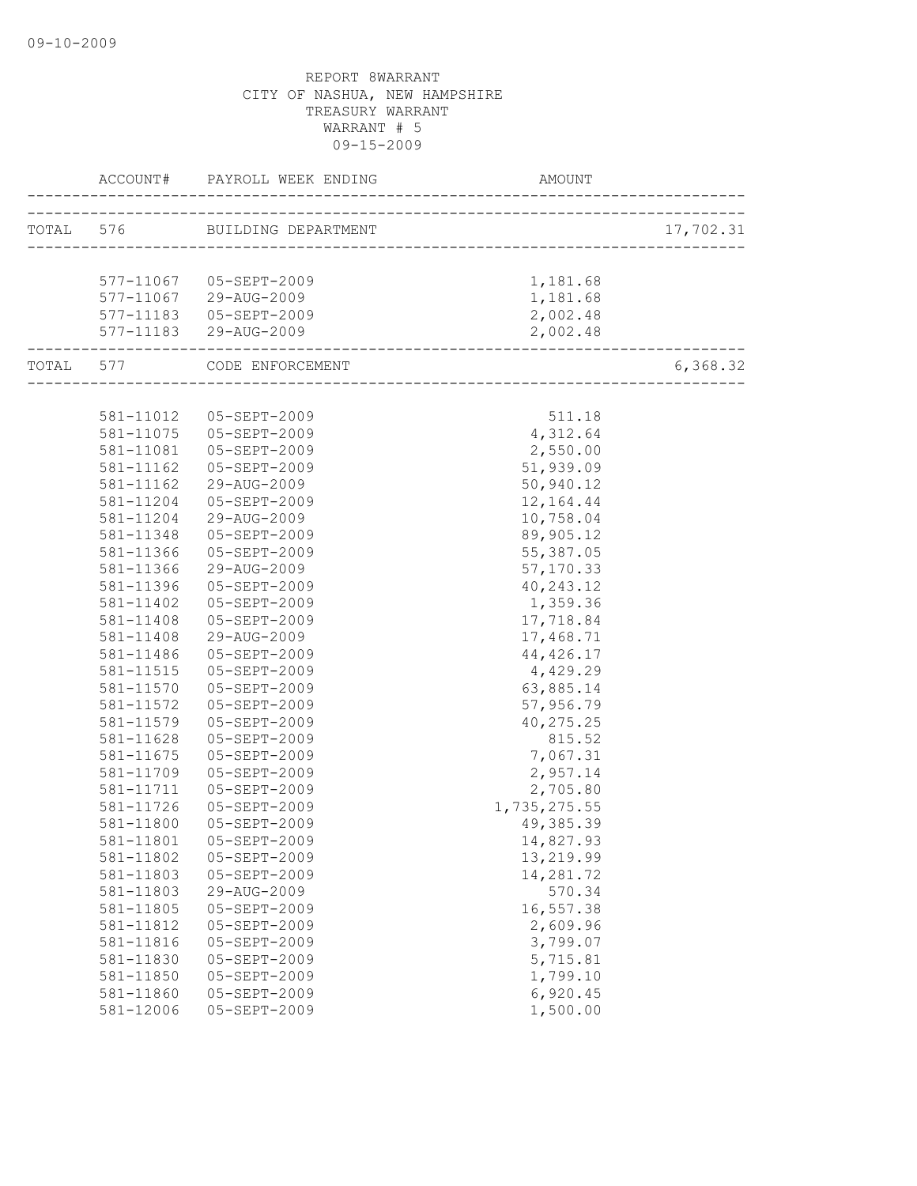09-10-2009

REPORT 8WARRANT
CITY OF NASHUA, NEW HAMPSHIRE
TREASURY WARRANT
WARRANT # 5
09-15-2009

| | ACCOUNT# | PAYROLL WEEK ENDING | AMOUNT | |
|---|---|---|---|---|
| TOTAL | 576 | BUILDING DEPARTMENT | | 17,702.31 |
| | 577-11067 | 05-SEPT-2009 | 1,181.68 | |
| | 577-11067 | 29-AUG-2009 | 1,181.68 | |
| | 577-11183 | 05-SEPT-2009 | 2,002.48 | |
| | 577-11183 | 29-AUG-2009 | 2,002.48 | |
| TOTAL | 577 | CODE ENFORCEMENT | | 6,368.32 |
| | 581-11012 | 05-SEPT-2009 | 511.18 | |
| | 581-11075 | 05-SEPT-2009 | 4,312.64 | |
| | 581-11081 | 05-SEPT-2009 | 2,550.00 | |
| | 581-11162 | 05-SEPT-2009 | 51,939.09 | |
| | 581-11162 | 29-AUG-2009 | 50,940.12 | |
| | 581-11204 | 05-SEPT-2009 | 12,164.44 | |
| | 581-11204 | 29-AUG-2009 | 10,758.04 | |
| | 581-11348 | 05-SEPT-2009 | 89,905.12 | |
| | 581-11366 | 05-SEPT-2009 | 55,387.05 | |
| | 581-11366 | 29-AUG-2009 | 57,170.33 | |
| | 581-11396 | 05-SEPT-2009 | 40,243.12 | |
| | 581-11402 | 05-SEPT-2009 | 1,359.36 | |
| | 581-11408 | 05-SEPT-2009 | 17,718.84 | |
| | 581-11408 | 29-AUG-2009 | 17,468.71 | |
| | 581-11486 | 05-SEPT-2009 | 44,426.17 | |
| | 581-11515 | 05-SEPT-2009 | 4,429.29 | |
| | 581-11570 | 05-SEPT-2009 | 63,885.14 | |
| | 581-11572 | 05-SEPT-2009 | 57,956.79 | |
| | 581-11579 | 05-SEPT-2009 | 40,275.25 | |
| | 581-11628 | 05-SEPT-2009 | 815.52 | |
| | 581-11675 | 05-SEPT-2009 | 7,067.31 | |
| | 581-11709 | 05-SEPT-2009 | 2,957.14 | |
| | 581-11711 | 05-SEPT-2009 | 2,705.80 | |
| | 581-11726 | 05-SEPT-2009 | 1,735,275.55 | |
| | 581-11800 | 05-SEPT-2009 | 49,385.39 | |
| | 581-11801 | 05-SEPT-2009 | 14,827.93 | |
| | 581-11802 | 05-SEPT-2009 | 13,219.99 | |
| | 581-11803 | 05-SEPT-2009 | 14,281.72 | |
| | 581-11803 | 29-AUG-2009 | 570.34 | |
| | 581-11805 | 05-SEPT-2009 | 16,557.38 | |
| | 581-11812 | 05-SEPT-2009 | 2,609.96 | |
| | 581-11816 | 05-SEPT-2009 | 3,799.07 | |
| | 581-11830 | 05-SEPT-2009 | 5,715.81 | |
| | 581-11850 | 05-SEPT-2009 | 1,799.10 | |
| | 581-11860 | 05-SEPT-2009 | 6,920.45 | |
| | 581-12006 | 05-SEPT-2009 | 1,500.00 | |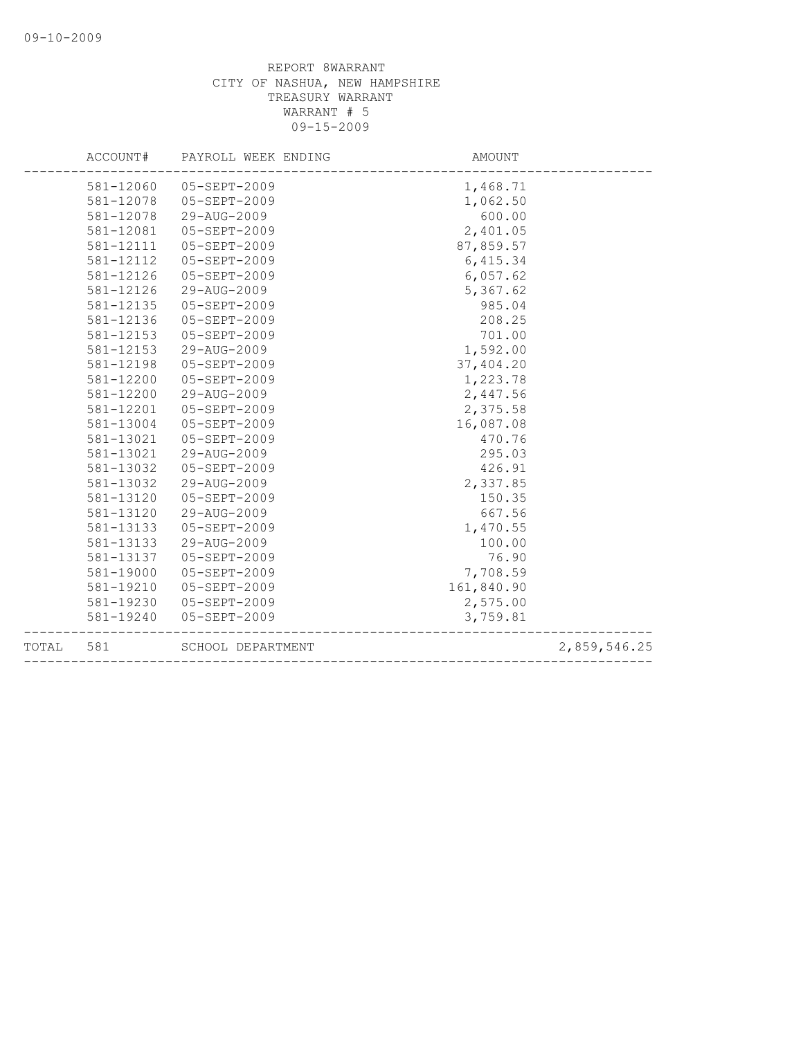REPORT 8WARRANT
CITY OF NASHUA, NEW HAMPSHIRE
TREASURY WARRANT
WARRANT # 5
09-15-2009

| ACCOUNT# | PAYROLL WEEK ENDING | AMOUNT | |
|---|---|---|---|
| 581-12060 | 05-SEPT-2009 | 1,468.71 | |
| 581-12078 | 05-SEPT-2009 | 1,062.50 | |
| 581-12078 | 29-AUG-2009 | 600.00 | |
| 581-12081 | 05-SEPT-2009 | 2,401.05 | |
| 581-12111 | 05-SEPT-2009 | 87,859.57 | |
| 581-12112 | 05-SEPT-2009 | 6,415.34 | |
| 581-12126 | 05-SEPT-2009 | 6,057.62 | |
| 581-12126 | 29-AUG-2009 | 5,367.62 | |
| 581-12135 | 05-SEPT-2009 | 985.04 | |
| 581-12136 | 05-SEPT-2009 | 208.25 | |
| 581-12153 | 05-SEPT-2009 | 701.00 | |
| 581-12153 | 29-AUG-2009 | 1,592.00 | |
| 581-12198 | 05-SEPT-2009 | 37,404.20 | |
| 581-12200 | 05-SEPT-2009 | 1,223.78 | |
| 581-12200 | 29-AUG-2009 | 2,447.56 | |
| 581-12201 | 05-SEPT-2009 | 2,375.58 | |
| 581-13004 | 05-SEPT-2009 | 16,087.08 | |
| 581-13021 | 05-SEPT-2009 | 470.76 | |
| 581-13021 | 29-AUG-2009 | 295.03 | |
| 581-13032 | 05-SEPT-2009 | 426.91 | |
| 581-13032 | 29-AUG-2009 | 2,337.85 | |
| 581-13120 | 05-SEPT-2009 | 150.35 | |
| 581-13120 | 29-AUG-2009 | 667.56 | |
| 581-13133 | 05-SEPT-2009 | 1,470.55 | |
| 581-13133 | 29-AUG-2009 | 100.00 | |
| 581-13137 | 05-SEPT-2009 | 76.90 | |
| 581-19000 | 05-SEPT-2009 | 7,708.59 | |
| 581-19210 | 05-SEPT-2009 | 161,840.90 | |
| 581-19230 | 05-SEPT-2009 | 2,575.00 | |
| 581-19240 | 05-SEPT-2009 | 3,759.81 | |
| TOTAL 581 | SCHOOL DEPARTMENT | | 2,859,546.25 |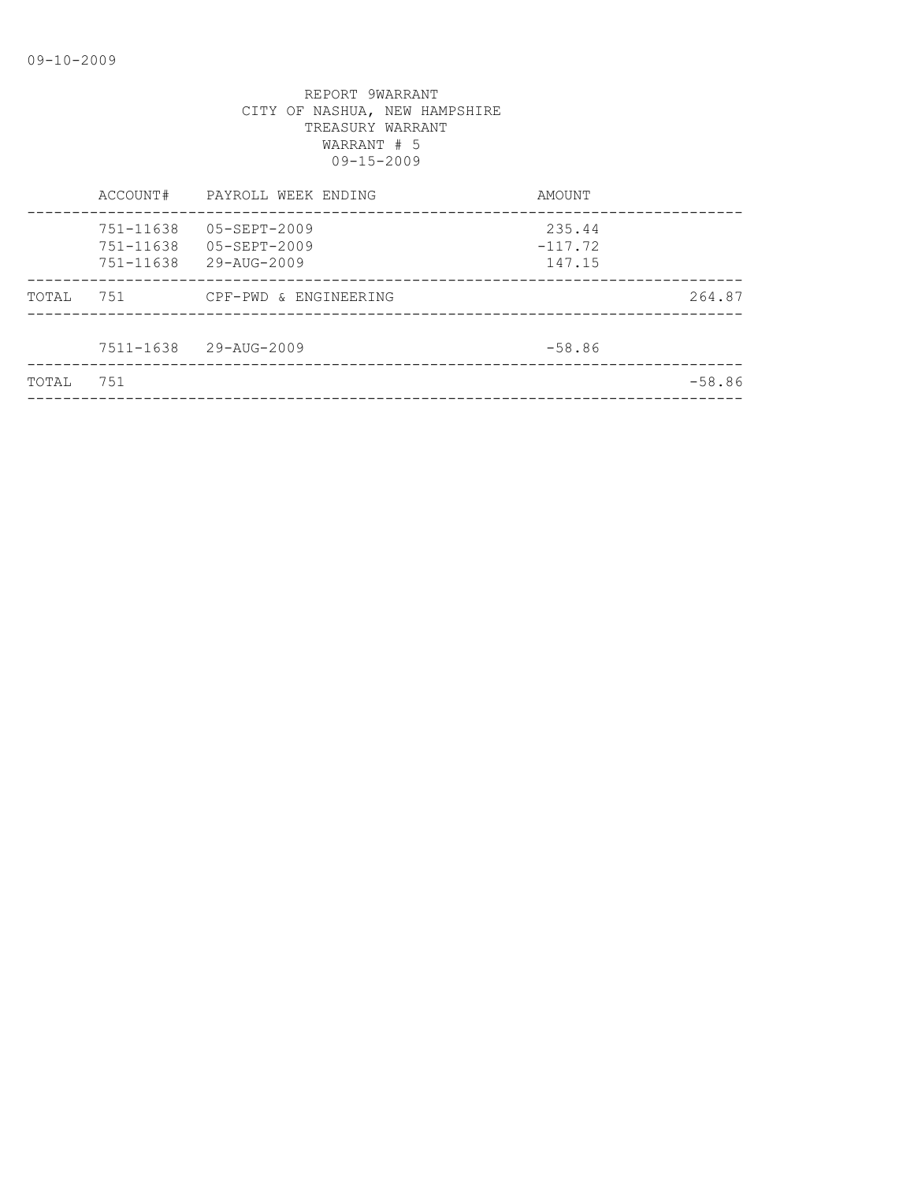09-10-2009

REPORT 9WARRANT
CITY OF NASHUA, NEW HAMPSHIRE
TREASURY WARRANT
WARRANT # 5
09-15-2009

| | ACCOUNT# | PAYROLL WEEK ENDING | AMOUNT | |
|---|---|---|---|---|
| | 751-11638 | 05-SEPT-2009 | 235.44 | |
| | 751-11638 | 05-SEPT-2009 | -117.72 | |
| | 751-11638 | 29-AUG-2009 | 147.15 | |
| TOTAL | 751 | CPF-PWD & ENGINEERING | | 264.87 |
| | 7511-1638 | 29-AUG-2009 | -58.86 | |
| TOTAL | 751 | | | -58.86 |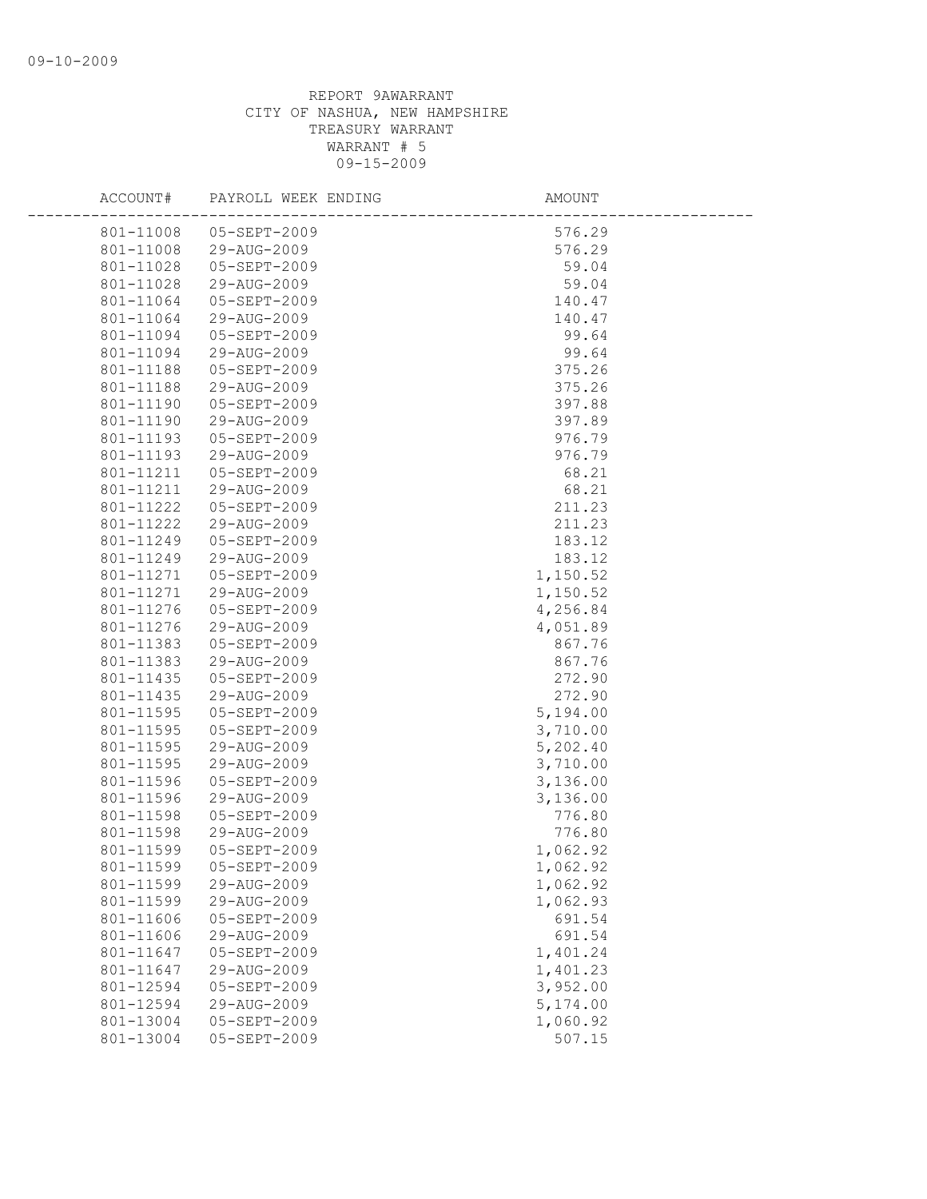09-10-2009

REPORT 9AWARRANT
CITY OF NASHUA, NEW HAMPSHIRE
TREASURY WARRANT
WARRANT # 5
09-15-2009

| ACCOUNT# | PAYROLL WEEK ENDING | AMOUNT |
|---|---|---|
| 801-11008 | 05-SEPT-2009 | 576.29 |
| 801-11008 | 29-AUG-2009 | 576.29 |
| 801-11028 | 05-SEPT-2009 | 59.04 |
| 801-11028 | 29-AUG-2009 | 59.04 |
| 801-11064 | 05-SEPT-2009 | 140.47 |
| 801-11064 | 29-AUG-2009 | 140.47 |
| 801-11094 | 05-SEPT-2009 | 99.64 |
| 801-11094 | 29-AUG-2009 | 99.64 |
| 801-11188 | 05-SEPT-2009 | 375.26 |
| 801-11188 | 29-AUG-2009 | 375.26 |
| 801-11190 | 05-SEPT-2009 | 397.88 |
| 801-11190 | 29-AUG-2009 | 397.89 |
| 801-11193 | 05-SEPT-2009 | 976.79 |
| 801-11193 | 29-AUG-2009 | 976.79 |
| 801-11211 | 05-SEPT-2009 | 68.21 |
| 801-11211 | 29-AUG-2009 | 68.21 |
| 801-11222 | 05-SEPT-2009 | 211.23 |
| 801-11222 | 29-AUG-2009 | 211.23 |
| 801-11249 | 05-SEPT-2009 | 183.12 |
| 801-11249 | 29-AUG-2009 | 183.12 |
| 801-11271 | 05-SEPT-2009 | 1,150.52 |
| 801-11271 | 29-AUG-2009 | 1,150.52 |
| 801-11276 | 05-SEPT-2009 | 4,256.84 |
| 801-11276 | 29-AUG-2009 | 4,051.89 |
| 801-11383 | 05-SEPT-2009 | 867.76 |
| 801-11383 | 29-AUG-2009 | 867.76 |
| 801-11435 | 05-SEPT-2009 | 272.90 |
| 801-11435 | 29-AUG-2009 | 272.90 |
| 801-11595 | 05-SEPT-2009 | 5,194.00 |
| 801-11595 | 05-SEPT-2009 | 3,710.00 |
| 801-11595 | 29-AUG-2009 | 5,202.40 |
| 801-11595 | 29-AUG-2009 | 3,710.00 |
| 801-11596 | 05-SEPT-2009 | 3,136.00 |
| 801-11596 | 29-AUG-2009 | 3,136.00 |
| 801-11598 | 05-SEPT-2009 | 776.80 |
| 801-11598 | 29-AUG-2009 | 776.80 |
| 801-11599 | 05-SEPT-2009 | 1,062.92 |
| 801-11599 | 05-SEPT-2009 | 1,062.92 |
| 801-11599 | 29-AUG-2009 | 1,062.92 |
| 801-11599 | 29-AUG-2009 | 1,062.93 |
| 801-11606 | 05-SEPT-2009 | 691.54 |
| 801-11606 | 29-AUG-2009 | 691.54 |
| 801-11647 | 05-SEPT-2009 | 1,401.24 |
| 801-11647 | 29-AUG-2009 | 1,401.23 |
| 801-12594 | 05-SEPT-2009 | 3,952.00 |
| 801-12594 | 29-AUG-2009 | 5,174.00 |
| 801-13004 | 05-SEPT-2009 | 1,060.92 |
| 801-13004 | 05-SEPT-2009 | 507.15 |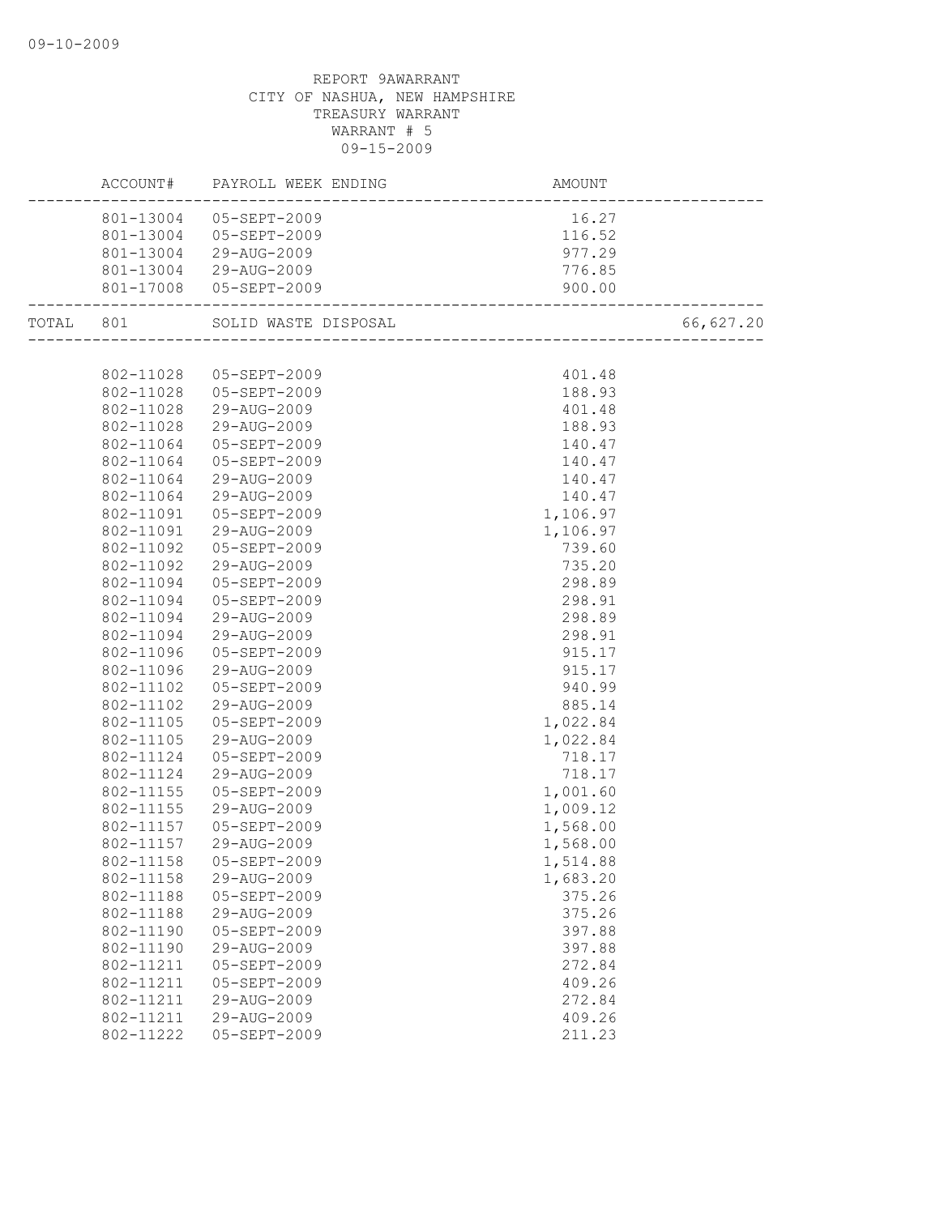REPORT 9AWARRANT
CITY OF NASHUA, NEW HAMPSHIRE
TREASURY WARRANT
WARRANT # 5
09-15-2009

| | ACCOUNT# | PAYROLL WEEK ENDING | AMOUNT | |
|---|---|---|---|---|
| | 801-13004 | 05-SEPT-2009 | 16.27 | |
| | 801-13004 | 05-SEPT-2009 | 116.52 | |
| | 801-13004 | 29-AUG-2009 | 977.29 | |
| | 801-13004 | 29-AUG-2009 | 776.85 | |
| | 801-17008 | 05-SEPT-2009 | 900.00 | |
| TOTAL | 801 | SOLID WASTE DISPOSAL | | 66,627.20 |
| | 802-11028 | 05-SEPT-2009 | 401.48 | |
| | 802-11028 | 05-SEPT-2009 | 188.93 | |
| | 802-11028 | 29-AUG-2009 | 401.48 | |
| | 802-11028 | 29-AUG-2009 | 188.93 | |
| | 802-11064 | 05-SEPT-2009 | 140.47 | |
| | 802-11064 | 05-SEPT-2009 | 140.47 | |
| | 802-11064 | 29-AUG-2009 | 140.47 | |
| | 802-11064 | 29-AUG-2009 | 140.47 | |
| | 802-11091 | 05-SEPT-2009 | 1,106.97 | |
| | 802-11091 | 29-AUG-2009 | 1,106.97 | |
| | 802-11092 | 05-SEPT-2009 | 739.60 | |
| | 802-11092 | 29-AUG-2009 | 735.20 | |
| | 802-11094 | 05-SEPT-2009 | 298.89 | |
| | 802-11094 | 05-SEPT-2009 | 298.91 | |
| | 802-11094 | 29-AUG-2009 | 298.89 | |
| | 802-11094 | 29-AUG-2009 | 298.91 | |
| | 802-11096 | 05-SEPT-2009 | 915.17 | |
| | 802-11096 | 29-AUG-2009 | 915.17 | |
| | 802-11102 | 05-SEPT-2009 | 940.99 | |
| | 802-11102 | 29-AUG-2009 | 885.14 | |
| | 802-11105 | 05-SEPT-2009 | 1,022.84 | |
| | 802-11105 | 29-AUG-2009 | 1,022.84 | |
| | 802-11124 | 05-SEPT-2009 | 718.17 | |
| | 802-11124 | 29-AUG-2009 | 718.17 | |
| | 802-11155 | 05-SEPT-2009 | 1,001.60 | |
| | 802-11155 | 29-AUG-2009 | 1,009.12 | |
| | 802-11157 | 05-SEPT-2009 | 1,568.00 | |
| | 802-11157 | 29-AUG-2009 | 1,568.00 | |
| | 802-11158 | 05-SEPT-2009 | 1,514.88 | |
| | 802-11158 | 29-AUG-2009 | 1,683.20 | |
| | 802-11188 | 05-SEPT-2009 | 375.26 | |
| | 802-11188 | 29-AUG-2009 | 375.26 | |
| | 802-11190 | 05-SEPT-2009 | 397.88 | |
| | 802-11190 | 29-AUG-2009 | 397.88 | |
| | 802-11211 | 05-SEPT-2009 | 272.84 | |
| | 802-11211 | 05-SEPT-2009 | 409.26 | |
| | 802-11211 | 29-AUG-2009 | 272.84 | |
| | 802-11211 | 29-AUG-2009 | 409.26 | |
| | 802-11222 | 05-SEPT-2009 | 211.23 | |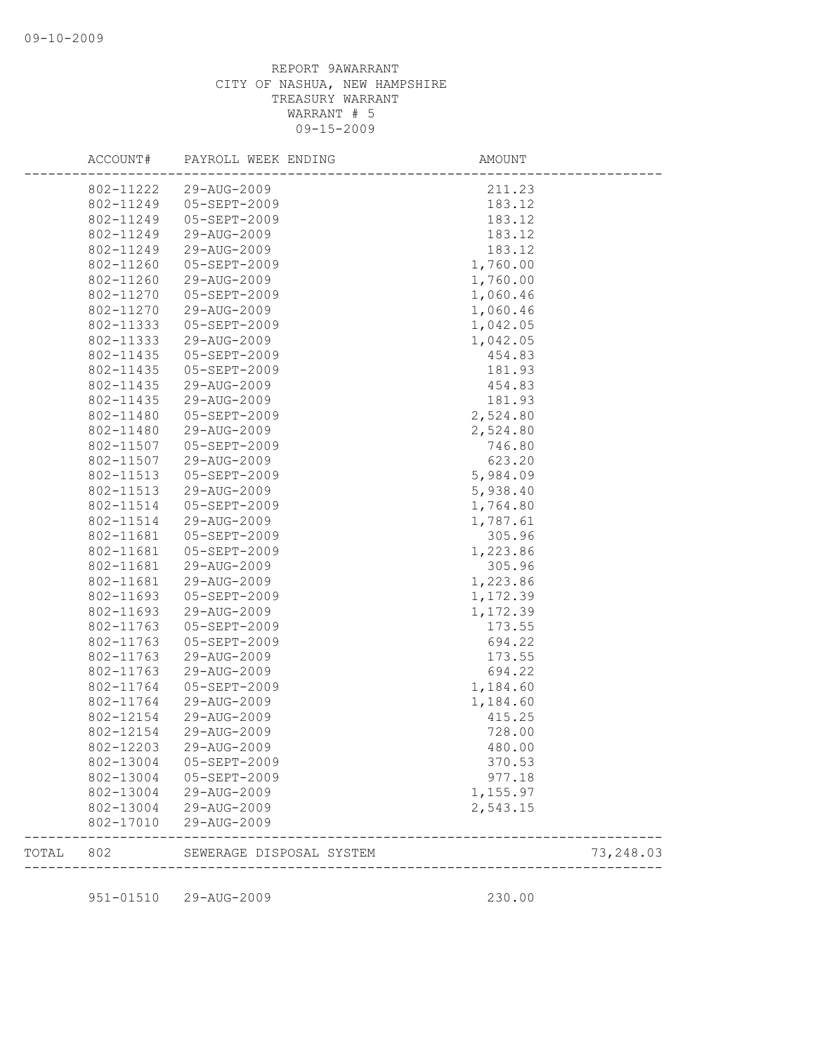REPORT 9AWARRANT
CITY OF NASHUA, NEW HAMPSHIRE
TREASURY WARRANT
WARRANT # 5
09-15-2009

| | ACCOUNT# | PAYROLL WEEK ENDING | AMOUNT | |
|---|---|---|---|---|
| | 802-11222 | 29-AUG-2009 | 211.23 | |
| | 802-11249 | 05-SEPT-2009 | 183.12 | |
| | 802-11249 | 05-SEPT-2009 | 183.12 | |
| | 802-11249 | 29-AUG-2009 | 183.12 | |
| | 802-11249 | 29-AUG-2009 | 183.12 | |
| | 802-11260 | 05-SEPT-2009 | 1,760.00 | |
| | 802-11260 | 29-AUG-2009 | 1,760.00 | |
| | 802-11270 | 05-SEPT-2009 | 1,060.46 | |
| | 802-11270 | 29-AUG-2009 | 1,060.46 | |
| | 802-11333 | 05-SEPT-2009 | 1,042.05 | |
| | 802-11333 | 29-AUG-2009 | 1,042.05 | |
| | 802-11435 | 05-SEPT-2009 | 454.83 | |
| | 802-11435 | 05-SEPT-2009 | 181.93 | |
| | 802-11435 | 29-AUG-2009 | 454.83 | |
| | 802-11435 | 29-AUG-2009 | 181.93 | |
| | 802-11480 | 05-SEPT-2009 | 2,524.80 | |
| | 802-11480 | 29-AUG-2009 | 2,524.80 | |
| | 802-11507 | 05-SEPT-2009 | 746.80 | |
| | 802-11507 | 29-AUG-2009 | 623.20 | |
| | 802-11513 | 05-SEPT-2009 | 5,984.09 | |
| | 802-11513 | 29-AUG-2009 | 5,938.40 | |
| | 802-11514 | 05-SEPT-2009 | 1,764.80 | |
| | 802-11514 | 29-AUG-2009 | 1,787.61 | |
| | 802-11681 | 05-SEPT-2009 | 305.96 | |
| | 802-11681 | 05-SEPT-2009 | 1,223.86 | |
| | 802-11681 | 29-AUG-2009 | 305.96 | |
| | 802-11681 | 29-AUG-2009 | 1,223.86 | |
| | 802-11693 | 05-SEPT-2009 | 1,172.39 | |
| | 802-11693 | 29-AUG-2009 | 1,172.39 | |
| | 802-11763 | 05-SEPT-2009 | 173.55 | |
| | 802-11763 | 05-SEPT-2009 | 694.22 | |
| | 802-11763 | 29-AUG-2009 | 173.55 | |
| | 802-11763 | 29-AUG-2009 | 694.22 | |
| | 802-11764 | 05-SEPT-2009 | 1,184.60 | |
| | 802-11764 | 29-AUG-2009 | 1,184.60 | |
| | 802-12154 | 29-AUG-2009 | 415.25 | |
| | 802-12154 | 29-AUG-2009 | 728.00 | |
| | 802-12203 | 29-AUG-2009 | 480.00 | |
| | 802-13004 | 05-SEPT-2009 | 370.53 | |
| | 802-13004 | 05-SEPT-2009 | 977.18 | |
| | 802-13004 | 29-AUG-2009 | 1,155.97 | |
| | 802-13004 | 29-AUG-2009 | 2,543.15 | |
| | 802-17010 | 29-AUG-2009 | | |
| TOTAL | 802 | SEWERAGE DISPOSAL SYSTEM | | 73,248.03 |
| | 951-01510 | 29-AUG-2009 | 230.00 | |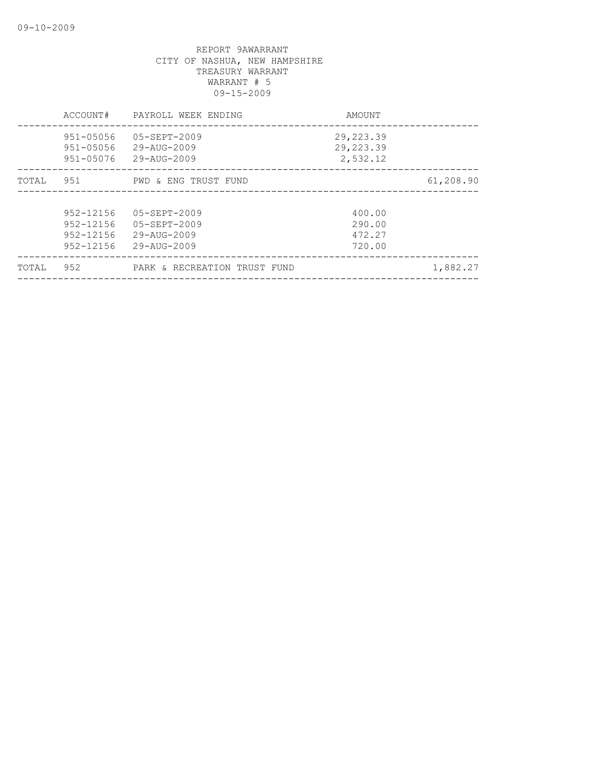REPORT 9AWARRANT
CITY OF NASHUA, NEW HAMPSHIRE
TREASURY WARRANT
WARRANT # 5
09-15-2009

| | ACCOUNT# | PAYROLL WEEK ENDING | AMOUNT | |
|---|---|---|---|---|
| | 951-05056 | 05-SEPT-2009 | 29,223.39 | |
| | 951-05056 | 29-AUG-2009 | 29,223.39 | |
| | 951-05076 | 29-AUG-2009 | 2,532.12 | |
| TOTAL | 951 | PWD & ENG TRUST FUND | | 61,208.90 |
| | 952-12156 | 05-SEPT-2009 | 400.00 | |
| | 952-12156 | 05-SEPT-2009 | 290.00 | |
| | 952-12156 | 29-AUG-2009 | 472.27 | |
| | 952-12156 | 29-AUG-2009 | 720.00 | |
| TOTAL | 952 | PARK & RECREATION TRUST FUND | | 1,882.27 |